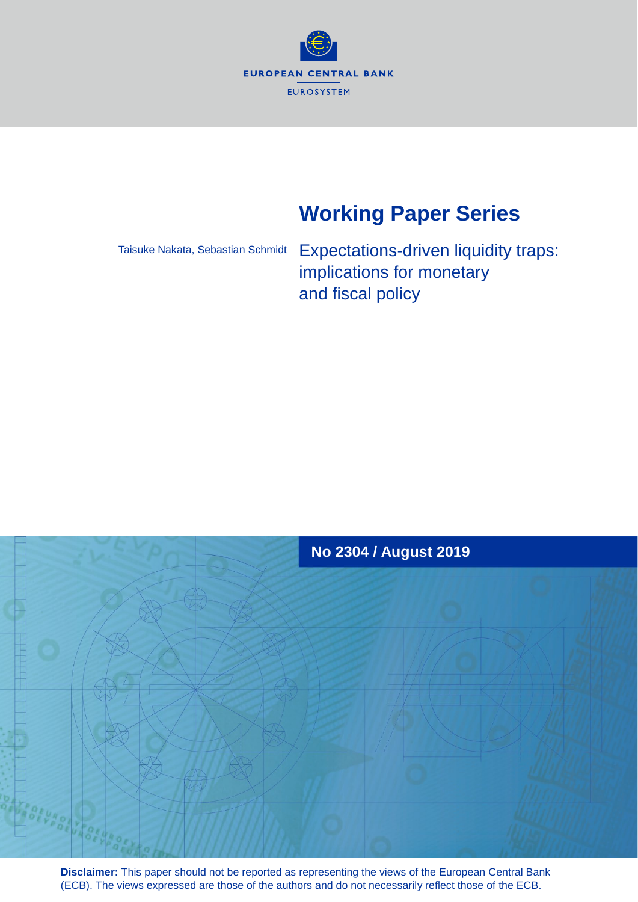EUROPEAN CENTRAL BANK

EUROSYSTEM

# Working Paper Series

Taisuke Nakata, Sebastian Schmidt

## Expectations-driven liquidity traps: implications for monetary and fiscal policy

**No 2304 / August 2019**

**Disclaimer:** This paper should not be reported as representing the views of the European Central Bank (ECB). The views expressed are those of the authors and do not necessarily reflect those of the ECB.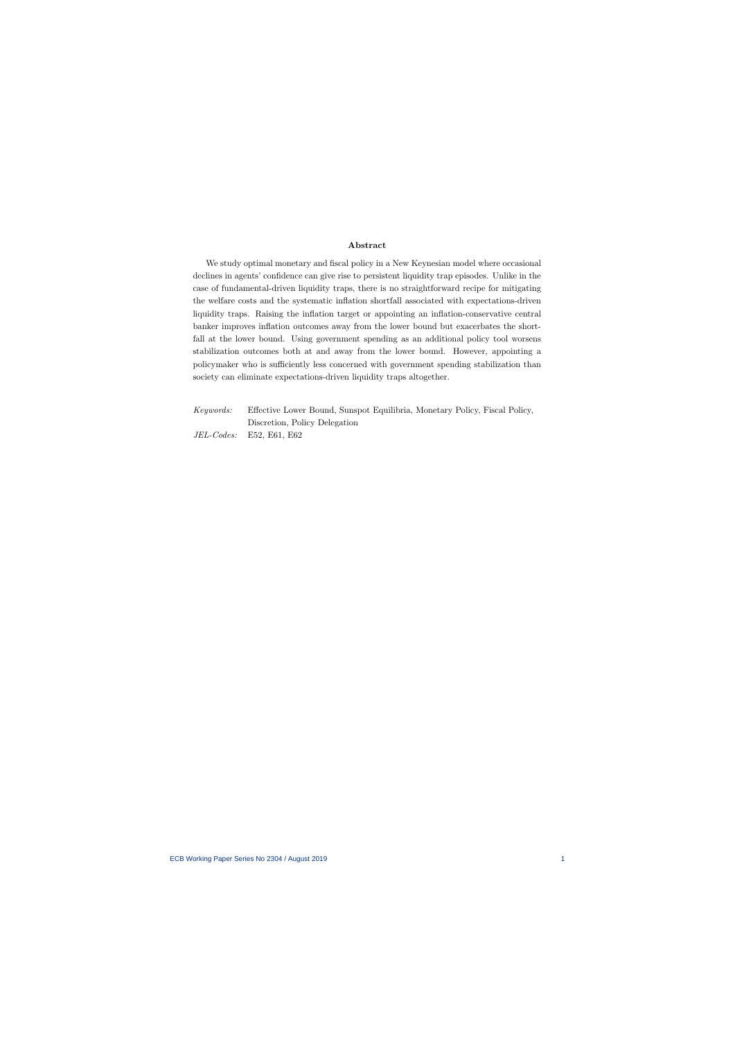## Abstract

We study optimal monetary and fiscal policy in a New Keynesian model where occasional declines in agents' confidence can give rise to persistent liquidity trap episodes. Unlike in the case of fundamental-driven liquidity traps, there is no straightforward recipe for mitigating the welfare costs and the systematic inflation shortfall associated with expectations-driven liquidity traps. Raising the inflation target or appointing an inflation-conservative central banker improves inflation outcomes away from the lower bound but exacerbates the shortfall at the lower bound. Using government spending as an additional policy tool worsens stabilization outcomes both at and away from the lower bound. However, appointing a policymaker who is sufficiently less concerned with government spending stabilization than society can eliminate expectations-driven liquidity traps altogether.

*Keywords:* Effective Lower Bound, Sunspot Equilibria, Monetary Policy, Fiscal Policy, Discretion, Policy Delegation

*JEL-Codes:* E52, E61, E62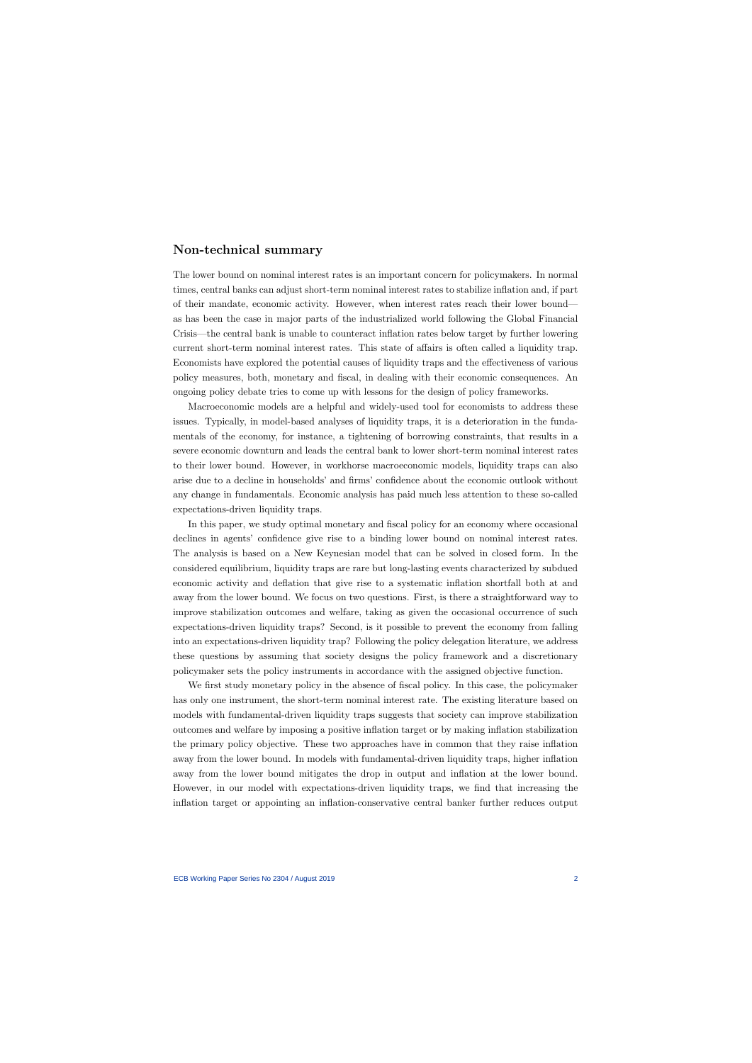## Non-technical summary

The lower bound on nominal interest rates is an important concern for policymakers. In normal times, central banks can adjust short-term nominal interest rates to stabilize inflation and, if part of their mandate, economic activity. However, when interest rates reach their lower bound—as has been the case in major parts of the industrialized world following the Global Financial Crisis—the central bank is unable to counteract inflation rates below target by further lowering current short-term nominal interest rates. This state of affairs is often called a liquidity trap. Economists have explored the potential causes of liquidity traps and the effectiveness of various policy measures, both, monetary and fiscal, in dealing with their economic consequences. An ongoing policy debate tries to come up with lessons for the design of policy frameworks.

Macroeconomic models are a helpful and widely-used tool for economists to address these issues. Typically, in model-based analyses of liquidity traps, it is a deterioration in the fundamentals of the economy, for instance, a tightening of borrowing constraints, that results in a severe economic downturn and leads the central bank to lower short-term nominal interest rates to their lower bound. However, in workhorse macroeconomic models, liquidity traps can also arise due to a decline in households' and firms' confidence about the economic outlook without any change in fundamentals. Economic analysis has paid much less attention to these so-called expectations-driven liquidity traps.

In this paper, we study optimal monetary and fiscal policy for an economy where occasional declines in agents' confidence give rise to a binding lower bound on nominal interest rates. The analysis is based on a New Keynesian model that can be solved in closed form. In the considered equilibrium, liquidity traps are rare but long-lasting events characterized by subdued economic activity and deflation that give rise to a systematic inflation shortfall both at and away from the lower bound. We focus on two questions. First, is there a straightforward way to improve stabilization outcomes and welfare, taking as given the occasional occurrence of such expectations-driven liquidity traps? Second, is it possible to prevent the economy from falling into an expectations-driven liquidity trap? Following the policy delegation literature, we address these questions by assuming that society designs the policy framework and a discretionary policymaker sets the policy instruments in accordance with the assigned objective function.

We first study monetary policy in the absence of fiscal policy. In this case, the policymaker has only one instrument, the short-term nominal interest rate. The existing literature based on models with fundamental-driven liquidity traps suggests that society can improve stabilization outcomes and welfare by imposing a positive inflation target or by making inflation stabilization the primary policy objective. These two approaches have in common that they raise inflation away from the lower bound. In models with fundamental-driven liquidity traps, higher inflation away from the lower bound mitigates the drop in output and inflation at the lower bound. However, in our model with expectations-driven liquidity traps, we find that increasing the inflation target or appointing an inflation-conservative central banker further reduces output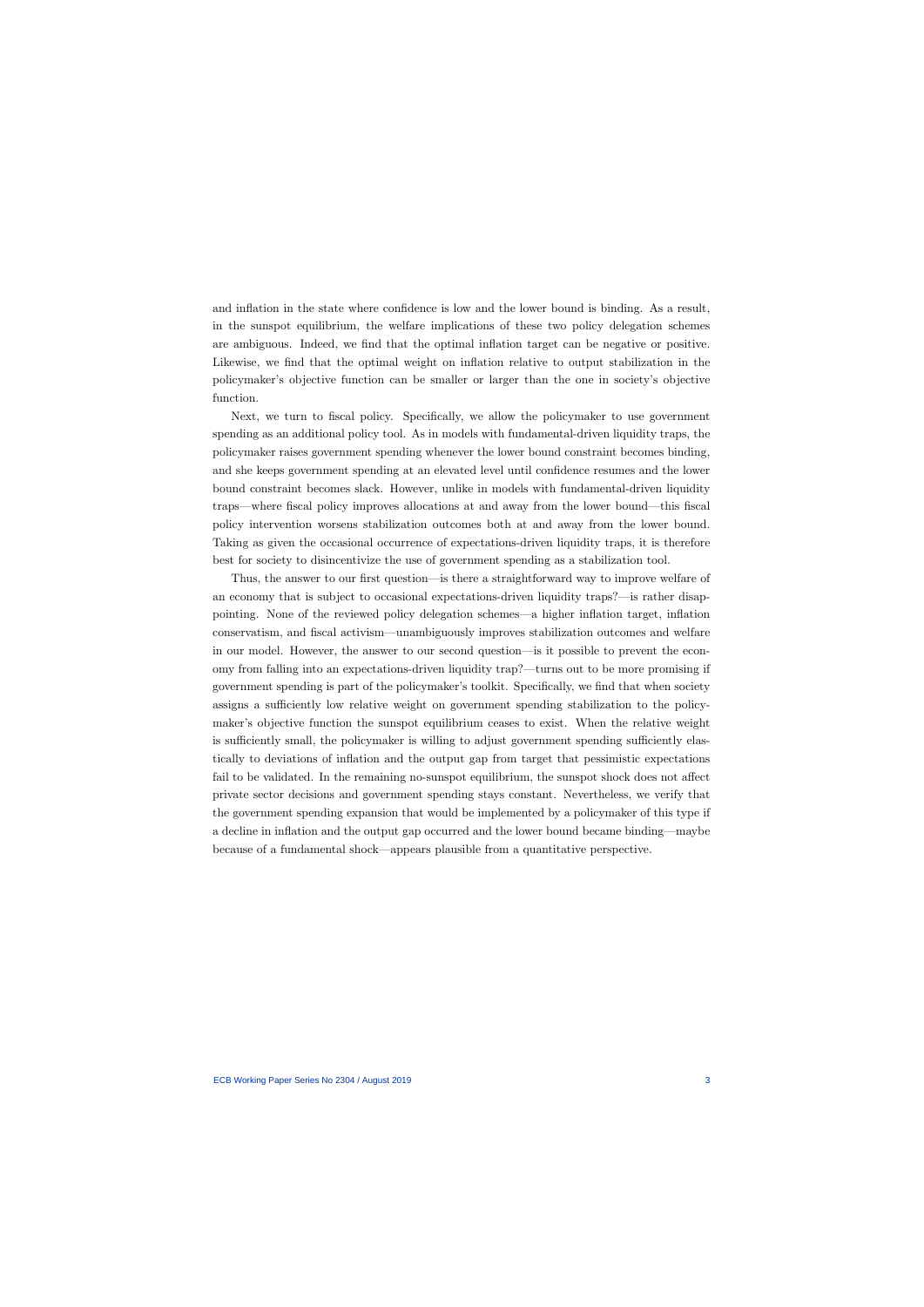and inflation in the state where confidence is low and the lower bound is binding. As a result, in the sunspot equilibrium, the welfare implications of these two policy delegation schemes are ambiguous. Indeed, we find that the optimal inflation target can be negative or positive. Likewise, we find that the optimal weight on inflation relative to output stabilization in the policymaker's objective function can be smaller or larger than the one in society's objective function.

Next, we turn to fiscal policy. Specifically, we allow the policymaker to use government spending as an additional policy tool. As in models with fundamental-driven liquidity traps, the policymaker raises government spending whenever the lower bound constraint becomes binding, and she keeps government spending at an elevated level until confidence resumes and the lower bound constraint becomes slack. However, unlike in models with fundamental-driven liquidity traps—where fiscal policy improves allocations at and away from the lower bound—this fiscal policy intervention worsens stabilization outcomes both at and away from the lower bound. Taking as given the occasional occurrence of expectations-driven liquidity traps, it is therefore best for society to disincentivize the use of government spending as a stabilization tool.

Thus, the answer to our first question—is there a straightforward way to improve welfare of an economy that is subject to occasional expectations-driven liquidity traps?—is rather disappointing. None of the reviewed policy delegation schemes—a higher inflation target, inflation conservatism, and fiscal activism—unambiguously improves stabilization outcomes and welfare in our model. However, the answer to our second question—is it possible to prevent the economy from falling into an expectations-driven liquidity trap?—turns out to be more promising if government spending is part of the policymaker's toolkit. Specifically, we find that when society assigns a sufficiently low relative weight on government spending stabilization to the policymaker's objective function the sunspot equilibrium ceases to exist. When the relative weight is sufficiently small, the policymaker is willing to adjust government spending sufficiently elastically to deviations of inflation and the output gap from target that pessimistic expectations fail to be validated. In the remaining no-sunspot equilibrium, the sunspot shock does not affect private sector decisions and government spending stays constant. Nevertheless, we verify that the government spending expansion that would be implemented by a policymaker of this type if a decline in inflation and the output gap occurred and the lower bound became binding—maybe because of a fundamental shock—appears plausible from a quantitative perspective.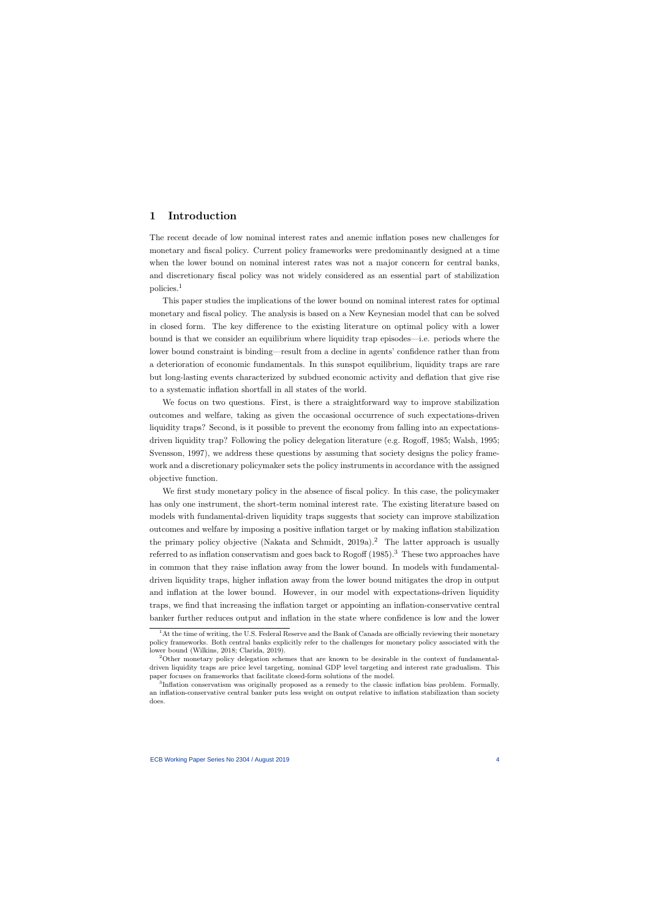## 1 Introduction

The recent decade of low nominal interest rates and anemic inflation poses new challenges for monetary and fiscal policy. Current policy frameworks were predominantly designed at a time when the lower bound on nominal interest rates was not a major concern for central banks, and discretionary fiscal policy was not widely considered as an essential part of stabilization policies.[1]

This paper studies the implications of the lower bound on nominal interest rates for optimal monetary and fiscal policy. The analysis is based on a New Keynesian model that can be solved in closed form. The key difference to the existing literature on optimal policy with a lower bound is that we consider an equilibrium where liquidity trap episodes—i.e. periods where the lower bound constraint is binding—result from a decline in agents' confidence rather than from a deterioration of economic fundamentals. In this sunspot equilibrium, liquidity traps are rare but long-lasting events characterized by subdued economic activity and deflation that give rise to a systematic inflation shortfall in all states of the world.

We focus on two questions. First, is there a straightforward way to improve stabilization outcomes and welfare, taking as given the occasional occurrence of such expectations-driven liquidity traps? Second, is it possible to prevent the economy from falling into an expectations-driven liquidity trap? Following the policy delegation literature (e.g. Rogoff, 1985; Walsh, 1995; Svensson, 1997), we address these questions by assuming that society designs the policy framework and a discretionary policymaker sets the policy instruments in accordance with the assigned objective function.

We first study monetary policy in the absence of fiscal policy. In this case, the policymaker has only one instrument, the short-term nominal interest rate. The existing literature based on models with fundamental-driven liquidity traps suggests that society can improve stabilization outcomes and welfare by imposing a positive inflation target or by making inflation stabilization the primary policy objective (Nakata and Schmidt, 2019a).[2] The latter approach is usually referred to as inflation conservatism and goes back to Rogoff (1985).[3] These two approaches have in common that they raise inflation away from the lower bound. In models with fundamental-driven liquidity traps, higher inflation away from the lower bound mitigates the drop in output and inflation at the lower bound. However, in our model with expectations-driven liquidity traps, we find that increasing the inflation target or appointing an inflation-conservative central banker further reduces output and inflation in the state where confidence is low and the lower

[1] At the time of writing, the U.S. Federal Reserve and the Bank of Canada are officially reviewing their monetary policy frameworks. Both central banks explicitly refer to the challenges for monetary policy associated with the lower bound (Wilkins, 2018; Clarida, 2019).

[2] Other monetary policy delegation schemes that are known to be desirable in the context of fundamental-driven liquidity traps are price level targeting, nominal GDP level targeting and interest rate gradualism. This paper focuses on frameworks that facilitate closed-form solutions of the model.

[3] Inflation conservatism was originally proposed as a remedy to the classic inflation bias problem. Formally, an inflation-conservative central banker puts less weight on output relative to inflation stabilization than society does.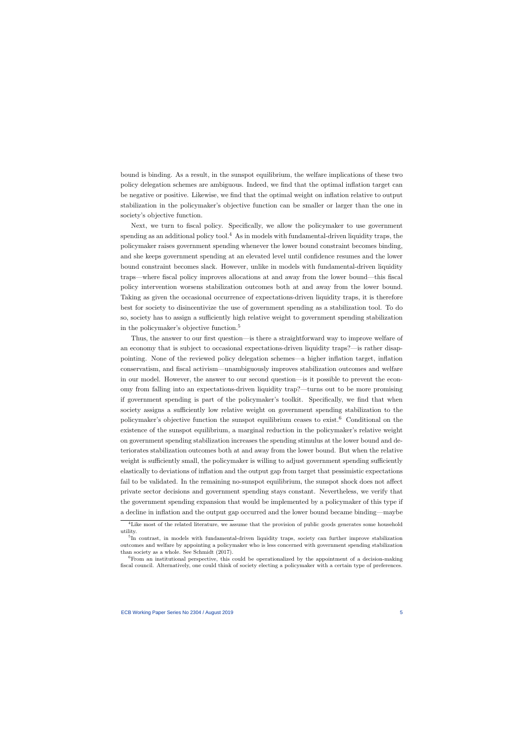bound is binding. As a result, in the sunspot equilibrium, the welfare implications of these two policy delegation schemes are ambiguous. Indeed, we find that the optimal inflation target can be negative or positive. Likewise, we find that the optimal weight on inflation relative to output stabilization in the policymaker's objective function can be smaller or larger than the one in society's objective function.

Next, we turn to fiscal policy. Specifically, we allow the policymaker to use government spending as an additional policy tool.[4] As in models with fundamental-driven liquidity traps, the policymaker raises government spending whenever the lower bound constraint becomes binding, and she keeps government spending at an elevated level until confidence resumes and the lower bound constraint becomes slack. However, unlike in models with fundamental-driven liquidity traps—where fiscal policy improves allocations at and away from the lower bound—this fiscal policy intervention worsens stabilization outcomes both at and away from the lower bound. Taking as given the occasional occurrence of expectations-driven liquidity traps, it is therefore best for society to disincentivize the use of government spending as a stabilization tool. To do so, society has to assign a sufficiently high relative weight to government spending stabilization in the policymaker's objective function.[5]

Thus, the answer to our first question—is there a straightforward way to improve welfare of an economy that is subject to occasional expectations-driven liquidity traps?—is rather disappointing. None of the reviewed policy delegation schemes—a higher inflation target, inflation conservatism, and fiscal activism—unambiguously improves stabilization outcomes and welfare in our model. However, the answer to our second question—is it possible to prevent the economy from falling into an expectations-driven liquidity trap?—turns out to be more promising if government spending is part of the policymaker's toolkit. Specifically, we find that when society assigns a sufficiently low relative weight on government spending stabilization to the policymaker's objective function the sunspot equilibrium ceases to exist.[6] Conditional on the existence of the sunspot equilibrium, a marginal reduction in the policymaker's relative weight on government spending stabilization increases the spending stimulus at the lower bound and deteriorates stabilization outcomes both at and away from the lower bound. But when the relative weight is sufficiently small, the policymaker is willing to adjust government spending sufficiently elastically to deviations of inflation and the output gap from target that pessimistic expectations fail to be validated. In the remaining no-sunspot equilibrium, the sunspot shock does not affect private sector decisions and government spending stays constant. Nevertheless, we verify that the government spending expansion that would be implemented by a policymaker of this type if a decline in inflation and the output gap occurred and the lower bound became binding—maybe

[4]Like most of the related literature, we assume that the provision of public goods generates some household utility.

[5]In contrast, in models with fundamental-driven liquidity traps, society can further improve stabilization outcomes and welfare by appointing a policymaker who is less concerned with government spending stabilization than society as a whole. See Schmidt (2017).

[6]From an institutional perspective, this could be operationalized by the appointment of a decision-making fiscal council. Alternatively, one could think of society electing a policymaker with a certain type of preferences.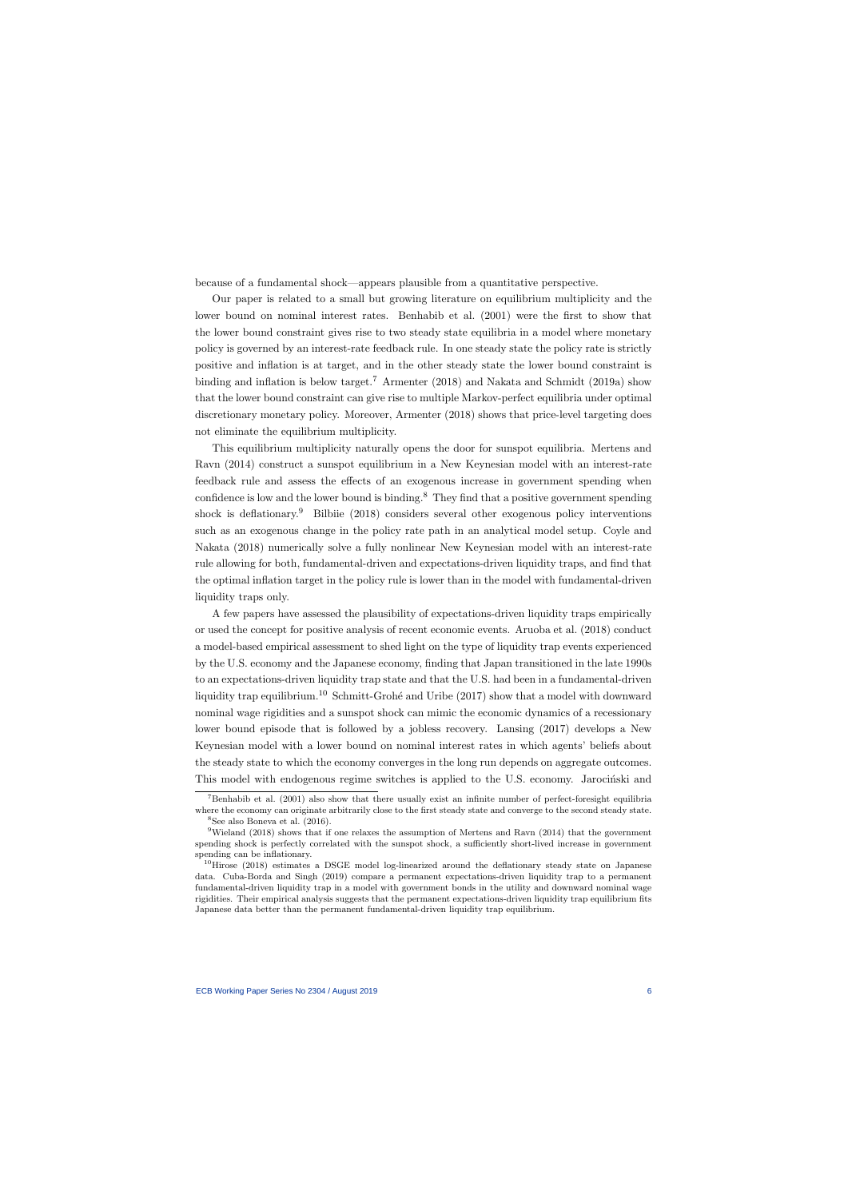because of a fundamental shock—appears plausible from a quantitative perspective.

Our paper is related to a small but growing literature on equilibrium multiplicity and the lower bound on nominal interest rates. Benhabib et al. (2001) were the first to show that the lower bound constraint gives rise to two steady state equilibria in a model where monetary policy is governed by an interest-rate feedback rule. In one steady state the policy rate is strictly positive and inflation is at target, and in the other steady state the lower bound constraint is binding and inflation is below target.[7] Armenter (2018) and Nakata and Schmidt (2019a) show that the lower bound constraint can give rise to multiple Markov-perfect equilibria under optimal discretionary monetary policy. Moreover, Armenter (2018) shows that price-level targeting does not eliminate the equilibrium multiplicity.

This equilibrium multiplicity naturally opens the door for sunspot equilibria. Mertens and Ravn (2014) construct a sunspot equilibrium in a New Keynesian model with an interest-rate feedback rule and assess the effects of an exogenous increase in government spending when confidence is low and the lower bound is binding.[8] They find that a positive government spending shock is deflationary.[9] Bilbiie (2018) considers several other exogenous policy interventions such as an exogenous change in the policy rate path in an analytical model setup. Coyle and Nakata (2018) numerically solve a fully nonlinear New Keynesian model with an interest-rate rule allowing for both, fundamental-driven and expectations-driven liquidity traps, and find that the optimal inflation target in the policy rule is lower than in the model with fundamental-driven liquidity traps only.

A few papers have assessed the plausibility of expectations-driven liquidity traps empirically or used the concept for positive analysis of recent economic events. Aruoba et al. (2018) conduct a model-based empirical assessment to shed light on the type of liquidity trap events experienced by the U.S. economy and the Japanese economy, finding that Japan transitioned in the late 1990s to an expectations-driven liquidity trap state and that the U.S. had been in a fundamental-driven liquidity trap equilibrium.[10] Schmitt-Grohé and Uribe (2017) show that a model with downward nominal wage rigidities and a sunspot shock can mimic the economic dynamics of a recessionary lower bound episode that is followed by a jobless recovery. Lansing (2017) develops a New Keynesian model with a lower bound on nominal interest rates in which agents' beliefs about the steady state to which the economy converges in the long run depends on aggregate outcomes. This model with endogenous regime switches is applied to the U.S. economy. Jarociński and

---

[7] Benhabib et al. (2001) also show that there usually exist an infinite number of perfect-foresight equilibria where the economy can originate arbitrarily close to the first steady state and converge to the second steady state.

[8] See also Boneva et al. (2016).

[9] Wieland (2018) shows that if one relaxes the assumption of Mertens and Ravn (2014) that the government spending shock is perfectly correlated with the sunspot shock, a sufficiently short-lived increase in government spending can be inflationary.

[10] Hirose (2018) estimates a DSGE model log-linearized around the deflationary steady state on Japanese data. Cuba-Borda and Singh (2019) compare a permanent expectations-driven liquidity trap to a permanent fundamental-driven liquidity trap in a model with government bonds in the utility and downward nominal wage rigidities. Their empirical analysis suggests that the permanent expectations-driven liquidity trap equilibrium fits Japanese data better than the permanent fundamental-driven liquidity trap equilibrium.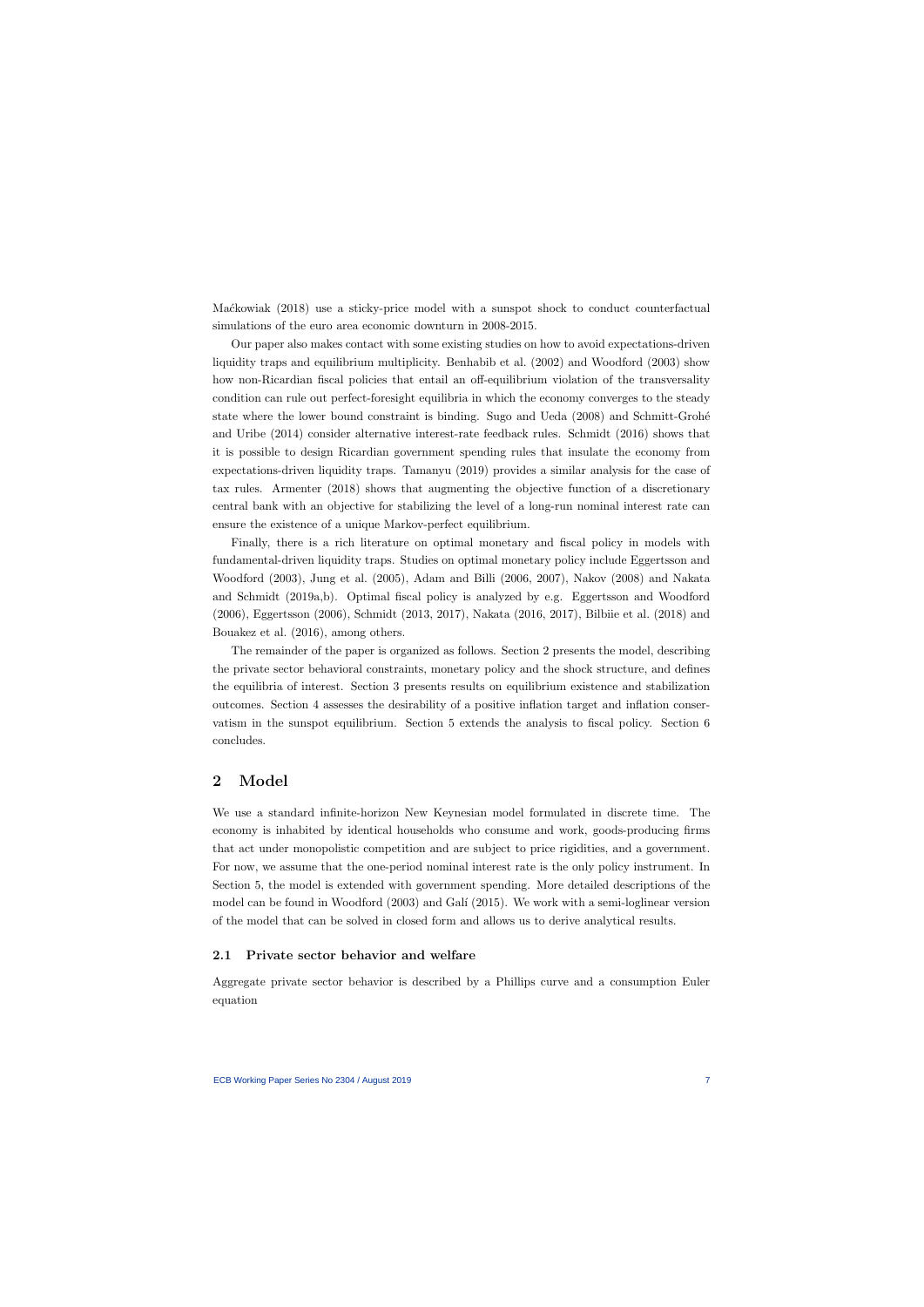Maćkowiak (2018) use a sticky-price model with a sunspot shock to conduct counterfactual simulations of the euro area economic downturn in 2008-2015.

Our paper also makes contact with some existing studies on how to avoid expectations-driven liquidity traps and equilibrium multiplicity. Benhabib et al. (2002) and Woodford (2003) show how non-Ricardian fiscal policies that entail an off-equilibrium violation of the transversality condition can rule out perfect-foresight equilibria in which the economy converges to the steady state where the lower bound constraint is binding. Sugo and Ueda (2008) and Schmitt-Grohé and Uribe (2014) consider alternative interest-rate feedback rules. Schmidt (2016) shows that it is possible to design Ricardian government spending rules that insulate the economy from expectations-driven liquidity traps. Tamanyu (2019) provides a similar analysis for the case of tax rules. Armenter (2018) shows that augmenting the objective function of a discretionary central bank with an objective for stabilizing the level of a long-run nominal interest rate can ensure the existence of a unique Markov-perfect equilibrium.

Finally, there is a rich literature on optimal monetary and fiscal policy in models with fundamental-driven liquidity traps. Studies on optimal monetary policy include Eggertsson and Woodford (2003), Jung et al. (2005), Adam and Billi (2006, 2007), Nakov (2008) and Nakata and Schmidt (2019a,b). Optimal fiscal policy is analyzed by e.g. Eggertsson and Woodford (2006), Eggertsson (2006), Schmidt (2013, 2017), Nakata (2016, 2017), Bilbiie et al. (2018) and Bouakez et al. (2016), among others.

The remainder of the paper is organized as follows. Section 2 presents the model, describing the private sector behavioral constraints, monetary policy and the shock structure, and defines the equilibria of interest. Section 3 presents results on equilibrium existence and stabilization outcomes. Section 4 assesses the desirability of a positive inflation target and inflation conservatism in the sunspot equilibrium. Section 5 extends the analysis to fiscal policy. Section 6 concludes.

# 2 Model

We use a standard infinite-horizon New Keynesian model formulated in discrete time. The economy is inhabited by identical households who consume and work, goods-producing firms that act under monopolistic competition and are subject to price rigidities, and a government. For now, we assume that the one-period nominal interest rate is the only policy instrument. In Section 5, the model is extended with government spending. More detailed descriptions of the model can be found in Woodford (2003) and Galí (2015). We work with a semi-loglinear version of the model that can be solved in closed form and allows us to derive analytical results.

## 2.1 Private sector behavior and welfare

Aggregate private sector behavior is described by a Phillips curve and a consumption Euler equation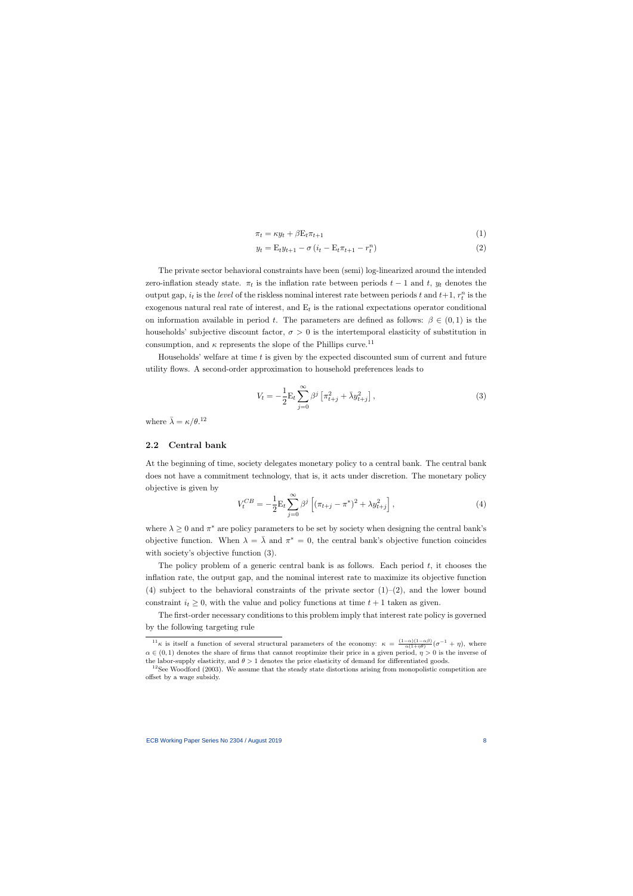$$\pi_t = \kappa y_t + \beta \mathrm{E}_t \pi_{t+1} \tag{1}$$

$$y_t = \mathrm{E}_t y_{t+1} - \sigma \left( i_t - \mathrm{E}_t \pi_{t+1} - r_t^n \right) \tag{2}$$

The private sector behavioral constraints have been (semi) log-linearized around the intended zero-inflation steady state. $\pi_t$ is the inflation rate between periods $t-1$ and $t$, $y_t$ denotes the output gap, $i_t$ is the *level* of the riskless nominal interest rate between periods $t$ and $t+1$, $r_t^n$ is the exogenous natural real rate of interest, and $\mathrm{E}_t$ is the rational expectations operator conditional on information available in period $t$. The parameters are defined as follows: $\beta \in (0,1)$ is the households' subjective discount factor, $\sigma > 0$ is the intertemporal elasticity of substitution in consumption, and $\kappa$ represents the slope of the Phillips curve.[11]

Households' welfare at time $t$ is given by the expected discounted sum of current and future utility flows. A second-order approximation to household preferences leads to

$$V_t = -\frac{1}{2} \mathrm{E}_t \sum_{j=0}^{\infty} \beta^j \left[ \pi_{t+j}^2 + \bar{\lambda} y_{t+j}^2 \right], \tag{3}$$

where $\bar{\lambda} = \kappa / \theta$.[12]

## 2.2 Central bank

At the beginning of time, society delegates monetary policy to a central bank. The central bank does not have a commitment technology, that is, it acts under discretion. The monetary policy objective is given by

$$V_t^{CB} = -\frac{1}{2} \mathrm{E}_t \sum_{j=0}^{\infty} \beta^j \left[ \left( \pi_{t+j} - \pi^* \right)^2 + \lambda y_{t+j}^2 \right], \tag{4}$$

where $\lambda \geq 0$ and $\pi^*$ are policy parameters to be set by society when designing the central bank's objective function. When $\lambda = \bar{\lambda}$ and $\pi^* = 0$, the central bank's objective function coincides with society's objective function (3).

The policy problem of a generic central bank is as follows. Each period $t$, it chooses the inflation rate, the output gap, and the nominal interest rate to maximize its objective function (4) subject to the behavioral constraints of the private sector (1)–(2), and the lower bound constraint $i_t \geq 0$, with the value and policy functions at time $t+1$ taken as given.

The first-order necessary conditions to this problem imply that interest rate policy is governed by the following targeting rule

---

[11] $\kappa$ is itself a function of several structural parameters of the economy: $\kappa = \frac{(1-\alpha)(1-\alpha\beta)}{\alpha(1+\eta\theta)}(\sigma^{-1} + \eta)$, where $\alpha \in (0,1)$ denotes the share of firms that cannot reoptimize their price in a given period, $\eta > 0$ is the inverse of the labor-supply elasticity, and $\theta > 1$ denotes the price elasticity of demand for differentiated goods.

[12] See Woodford (2003). We assume that the steady state distortions arising from monopolistic competition are offset by a wage subsidy.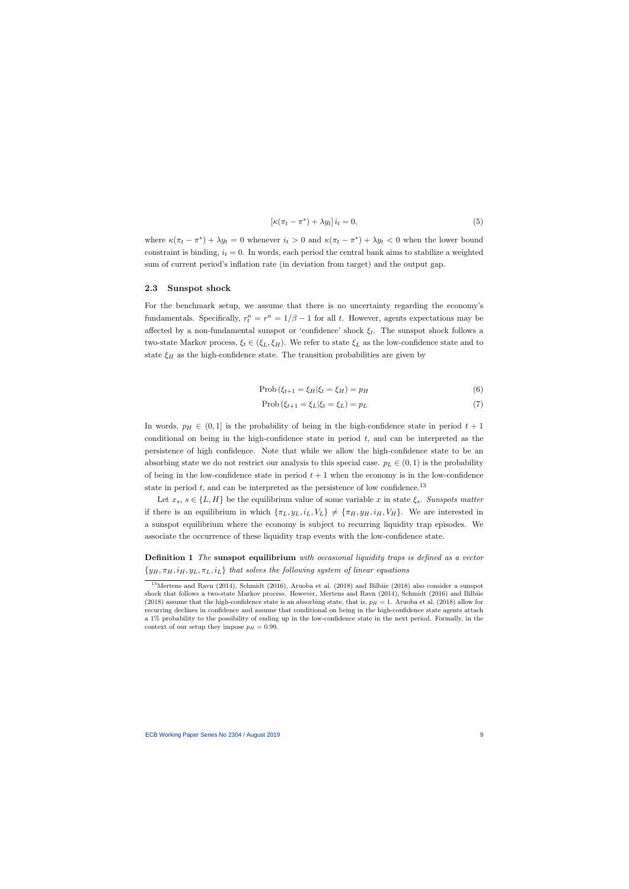$$[\kappa(\pi_t - \pi^*) + \lambda y_t] \, i_t = 0, \tag{5}$$

where $\kappa(\pi_t - \pi^*) + \lambda y_t = 0$ whenever $i_t > 0$ and $\kappa(\pi_t - \pi^*) + \lambda y_t < 0$ when the lower bound constraint is binding, $i_t = 0$. In words, each period the central bank aims to stabilize a weighted sum of current period's inflation rate (in deviation from target) and the output gap.

### 2.3 Sunspot shock

For the benchmark setup, we assume that there is no uncertainty regarding the economy's fundamentals. Specifically, $r_t^n = r^n = 1/\beta - 1$ for all $t$. However, agents expectations may be affected by a non-fundamental sunspot or 'confidence' shock $\xi_t$. The sunspot shock follows a two-state Markov process, $\xi_t \in (\xi_L, \xi_H)$. We refer to state $\xi_L$ as the low-confidence state and to state $\xi_H$ as the high-confidence state. The transition probabilities are given by

$$\text{Prob}\left(\xi_{t+1} = \xi_H | \xi_t = \xi_H\right) = p_H \tag{6}$$

$$\text{Prob}\left(\xi_{t+1} = \xi_L | \xi_t = \xi_L\right) = p_L \tag{7}$$

In words, $p_H \in (0, 1]$ is the probability of being in the high-confidence state in period $t + 1$ conditional on being in the high-confidence state in period $t$, and can be interpreted as the persistence of high confidence. Note that while we allow the high-confidence state to be an absorbing state we do not restrict our analysis to this special case. $p_L \in (0, 1)$ is the probability of being in the low-confidence state in period $t + 1$ when the economy is in the low-confidence state in period $t$, and can be interpreted as the persistence of low confidence.[13]

Let $x_s$, $s \in \{L, H\}$ be the equilibrium value of some variable $x$ in state $\xi_s$. *Sunspots matter* if there is an equilibrium in which $\{\pi_L, y_L, i_L, V_L\} \neq \{\pi_H, y_H, i_H, V_H\}$. We are interested in a sunspot equilibrium where the economy is subject to recurring liquidity trap episodes. We associate the occurrence of these liquidity trap events with the low-confidence state.

**Definition 1** *The* **sunspot equilibrium** *with occasional liquidity traps is defined as a vector* $\{y_H, \pi_H, i_H, y_L, \pi_L, i_L\}$ *that solves the following system of linear equations*

[13] Mertens and Ravn (2014), Schmidt (2016), Aruoba et al. (2018) and Bilbiie (2018) also consider a sunspot shock that follows a two-state Markov process. However, Mertens and Ravn (2014), Schmidt (2016) and Bilbiie (2018) assume that the high-confidence state is an absorbing state, that is, $p_H = 1$. Aruoba et al. (2018) allow for recurring declines in confidence and assume that conditional on being in the high-confidence state agents attach a 1% probability to the possibility of ending up in the low-confidence state in the next period. Formally, in the context of our setup they impose $p_H = 0.99$.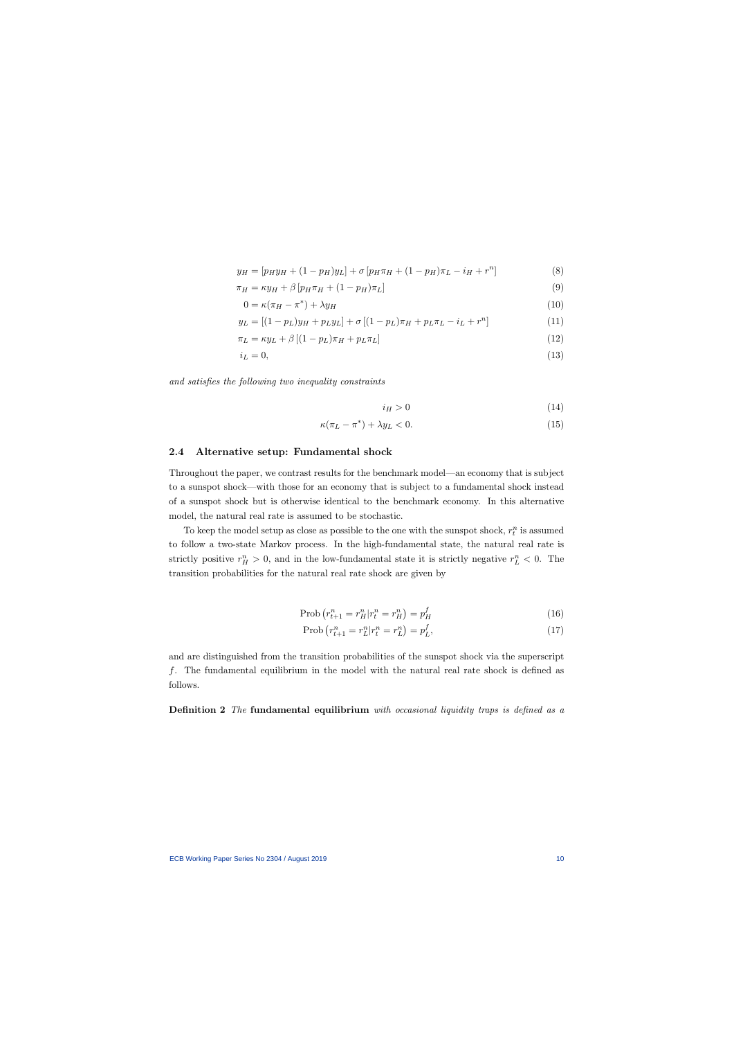$$y_H = [p_H y_H + (1 - p_H) y_L] + \sigma [p_H \pi_H + (1 - p_H)\pi_L - i_H + r^n] \tag{8}$$

$$\pi_H = \kappa y_H + \beta [p_H \pi_H + (1 - p_H)\pi_L] \tag{9}$$

$$0 = \kappa(\pi_H - \pi^*) + \lambda y_H \tag{10}$$

$$y_L = [(1 - p_L) y_H + p_L y_L] + \sigma [(1 - p_L)\pi_H + p_L \pi_L - i_L + r^n] \tag{11}$$

$$\pi_L = \kappa y_L + \beta [(1 - p_L)\pi_H + p_L \pi_L] \tag{12}$$

$$i_L = 0, \tag{13}$$

*and satisfies the following two inequality constraints*

$$i_H > 0 \tag{14}$$

$$\kappa(\pi_L - \pi^*) + \lambda y_L < 0. \tag{15}$$

### 2.4 Alternative setup: Fundamental shock

Throughout the paper, we contrast results for the benchmark model—an economy that is subject to a sunspot shock—with those for an economy that is subject to a fundamental shock instead of a sunspot shock but is otherwise identical to the benchmark economy. In this alternative model, the natural real rate is assumed to be stochastic.

To keep the model setup as close as possible to the one with the sunspot shock, $r_t^n$ is assumed to follow a two-state Markov process. In the high-fundamental state, the natural real rate is strictly positive $r_H^n > 0$, and in the low-fundamental state it is strictly negative $r_L^n < 0$. The transition probabilities for the natural real rate shock are given by

$$\text{Prob}\left(r_{t+1}^n = r_H^n | r_t^n = r_H^n\right) = p_H^f \tag{16}$$

$$\text{Prob}\left(r_{t+1}^n = r_L^n | r_t^n = r_L^n\right) = p_L^f, \tag{17}$$

and are distinguished from the transition probabilities of the sunspot shock via the superscript $f$. The fundamental equilibrium in the model with the natural real rate shock is defined as follows.

**Definition 2** *The* **fundamental equilibrium** *with occasional liquidity traps is defined as a*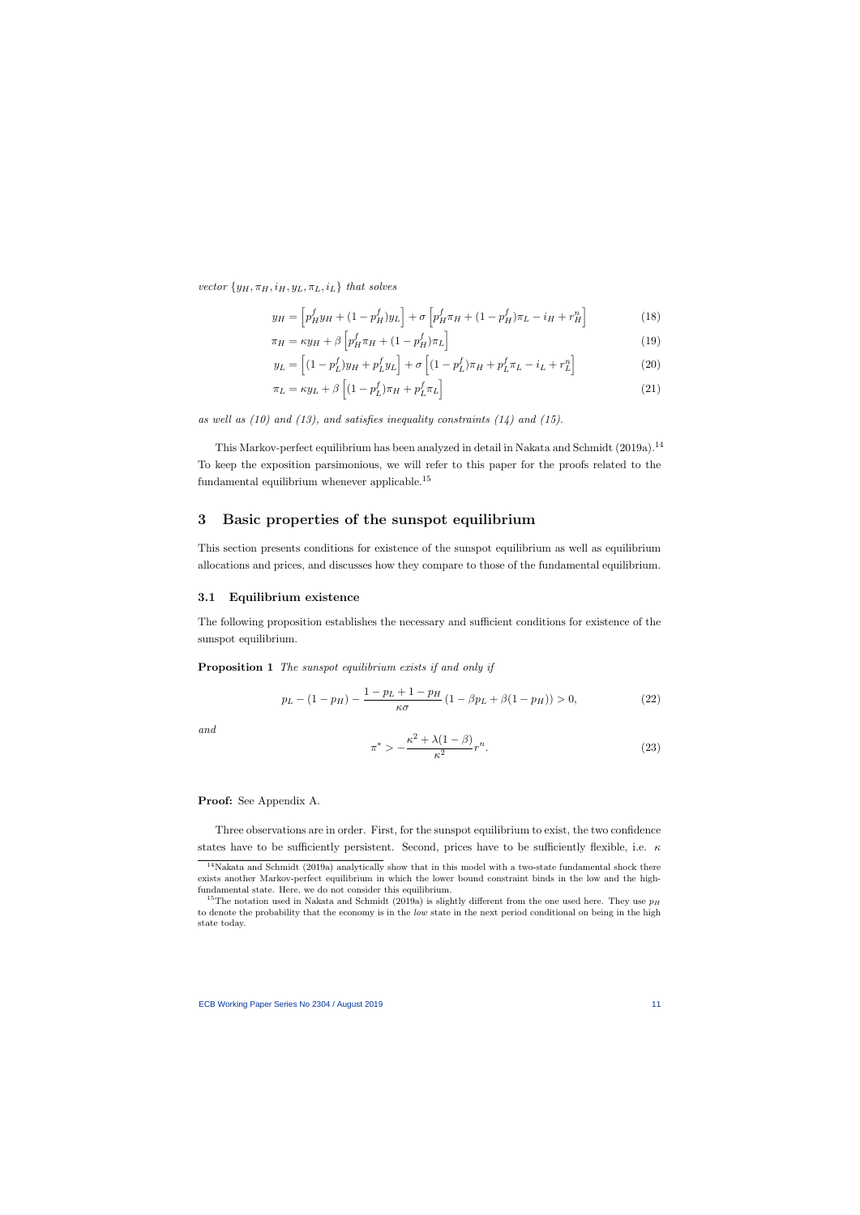*vector* $\{y_H, \pi_H, i_H, y_L, \pi_L, i_L\}$ *that solves*

$$y_H = \left[p_H^f y_H + (1-p_H^f) y_L\right] + \sigma \left[p_H^f \pi_H + (1-p_H^f)\pi_L - i_H + r_H^n\right] \tag{18}$$

$$\pi_H = \kappa y_H + \beta \left[p_H^f \pi_H + (1-p_H^f)\pi_L\right] \tag{19}$$

$$y_L = \left[(1-p_L^f) y_H + p_L^f y_L\right] + \sigma \left[(1-p_L^f)\pi_H + p_L^f \pi_L - i_L + r_L^n\right] \tag{20}$$

$$\pi_L = \kappa y_L + \beta \left[(1-p_L^f)\pi_H + p_L^f \pi_L\right] \tag{21}$$

*as well as (10) and (13), and satisfies inequality constraints (14) and (15).*

This Markov-perfect equilibrium has been analyzed in detail in Nakata and Schmidt (2019a).[14] To keep the exposition parsimonious, we will refer to this paper for the proofs related to the fundamental equilibrium whenever applicable.[15]

# 3 Basic properties of the sunspot equilibrium

This section presents conditions for existence of the sunspot equilibrium as well as equilibrium allocations and prices, and discusses how they compare to those of the fundamental equilibrium.

## 3.1 Equilibrium existence

The following proposition establishes the necessary and sufficient conditions for existence of the sunspot equilibrium.

**Proposition 1** *The sunspot equilibrium exists if and only if*

$$p_L - (1-p_H) - \frac{1-p_L+1-p_H}{\kappa\sigma}\left(1-\beta p_L + \beta(1-p_H)\right) > 0, \tag{22}$$

*and*

$$\pi^* > -\frac{\kappa^2 + \lambda(1-\beta)}{\kappa^2} r^n. \tag{23}$$

**Proof:** See Appendix A.

Three observations are in order. First, for the sunspot equilibrium to exist, the two confidence states have to be sufficiently persistent. Second, prices have to be sufficiently flexible, i.e. $\kappa$

---

[14] Nakata and Schmidt (2019a) analytically show that in this model with a two-state fundamental shock there exists another Markov-perfect equilibrium in which the lower bound constraint binds in the low and the high-fundamental state. Here, we do not consider this equilibrium.

[15] The notation used in Nakata and Schmidt (2019a) is slightly different from the one used here. They use $p_H$ to denote the probability that the economy is in the *low* state in the next period conditional on being in the high state today.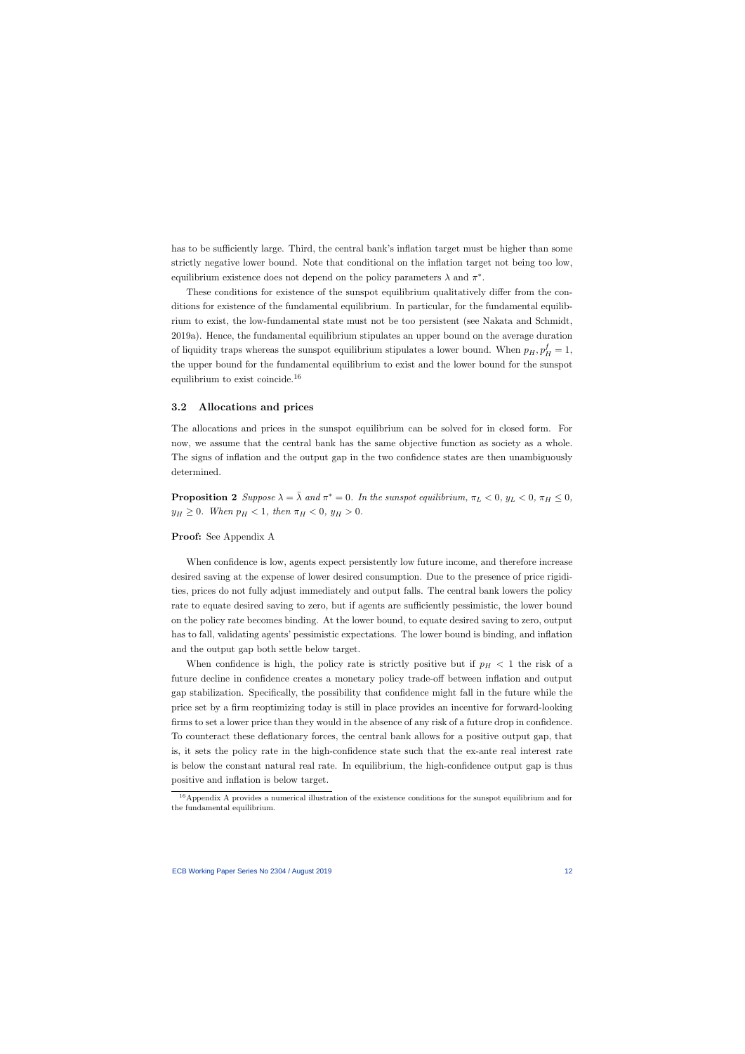has to be sufficiently large. Third, the central bank's inflation target must be higher than some strictly negative lower bound. Note that conditional on the inflation target not being too low, equilibrium existence does not depend on the policy parameters $\lambda$ and $\pi^*$.

These conditions for existence of the sunspot equilibrium qualitatively differ from the conditions for existence of the fundamental equilibrium. In particular, for the fundamental equilibrium to exist, the low-fundamental state must not be too persistent (see Nakata and Schmidt, 2019a). Hence, the fundamental equilibrium stipulates an upper bound on the average duration of liquidity traps whereas the sunspot equilibrium stipulates a lower bound. When $p_H, p_H^f = 1$, the upper bound for the fundamental equilibrium to exist and the lower bound for the sunspot equilibrium to exist coincide.[16]

### 3.2 Allocations and prices

The allocations and prices in the sunspot equilibrium can be solved for in closed form. For now, we assume that the central bank has the same objective function as society as a whole. The signs of inflation and the output gap in the two confidence states are then unambiguously determined.

**Proposition 2** *Suppose $\lambda = \bar{\lambda}$ and $\pi^* = 0$. In the sunspot equilibrium, $\pi_L < 0$, $y_L < 0$, $\pi_H \leq 0$, $y_H \geq 0$. When $p_H < 1$, then $\pi_H < 0$, $y_H > 0$.*

**Proof:** See Appendix A

When confidence is low, agents expect persistently low future income, and therefore increase desired saving at the expense of lower desired consumption. Due to the presence of price rigidities, prices do not fully adjust immediately and output falls. The central bank lowers the policy rate to equate desired saving to zero, but if agents are sufficiently pessimistic, the lower bound on the policy rate becomes binding. At the lower bound, to equate desired saving to zero, output has to fall, validating agents' pessimistic expectations. The lower bound is binding, and inflation and the output gap both settle below target.

When confidence is high, the policy rate is strictly positive but if $p_H < 1$ the risk of a future decline in confidence creates a monetary policy trade-off between inflation and output gap stabilization. Specifically, the possibility that confidence might fall in the future while the price set by a firm reoptimizing today is still in place provides an incentive for forward-looking firms to set a lower price than they would in the absence of any risk of a future drop in confidence. To counteract these deflationary forces, the central bank allows for a positive output gap, that is, it sets the policy rate in the high-confidence state such that the ex-ante real interest rate is below the constant natural real rate. In equilibrium, the high-confidence output gap is thus positive and inflation is below target.

[16] Appendix A provides a numerical illustration of the existence conditions for the sunspot equilibrium and for the fundamental equilibrium.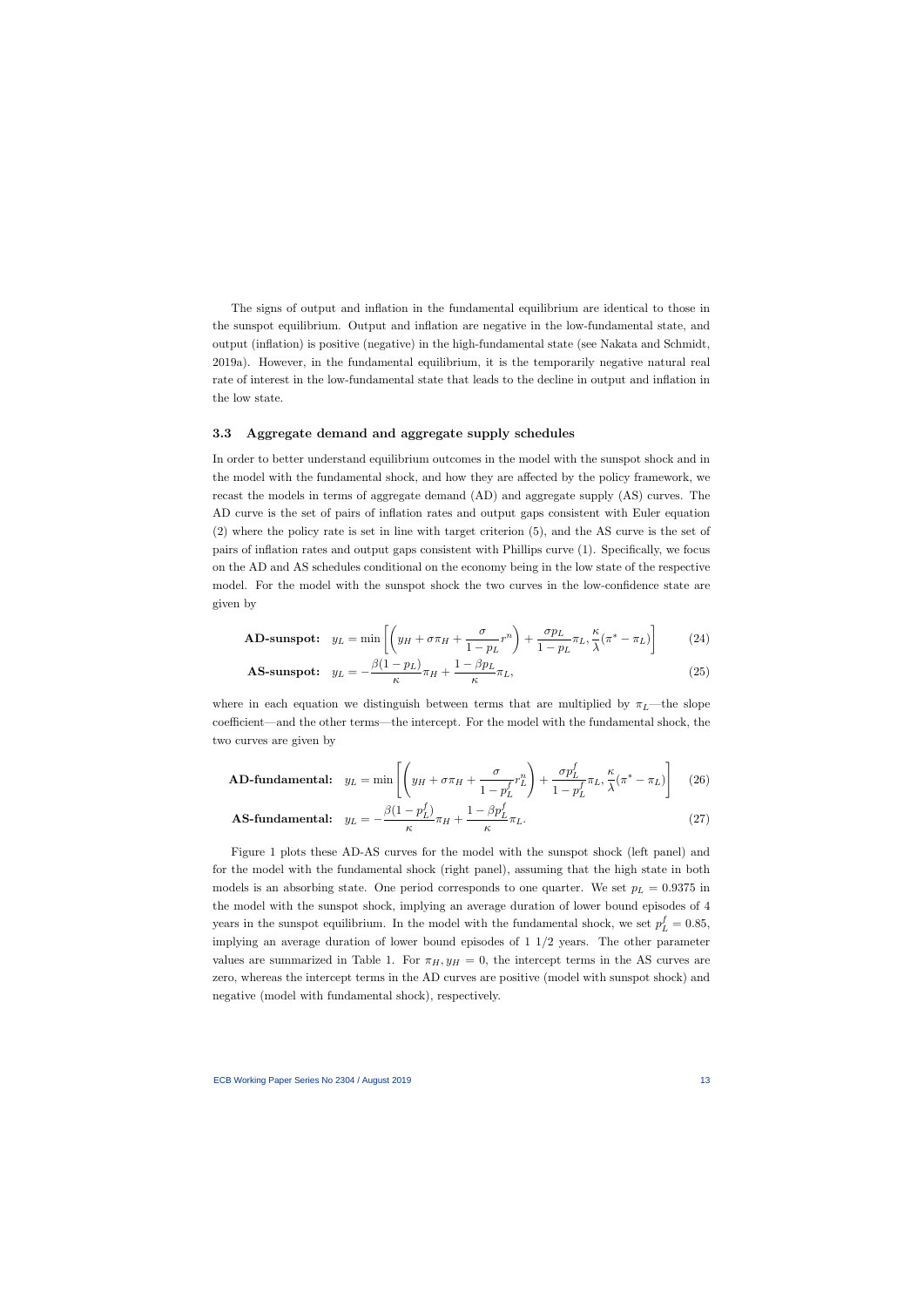The signs of output and inflation in the fundamental equilibrium are identical to those in the sunspot equilibrium. Output and inflation are negative in the low-fundamental state, and output (inflation) is positive (negative) in the high-fundamental state (see Nakata and Schmidt, 2019a). However, in the fundamental equilibrium, it is the temporarily negative natural real rate of interest in the low-fundamental state that leads to the decline in output and inflation in the low state.

### 3.3 Aggregate demand and aggregate supply schedules

In order to better understand equilibrium outcomes in the model with the sunspot shock and in the model with the fundamental shock, and how they are affected by the policy framework, we recast the models in terms of aggregate demand (AD) and aggregate supply (AS) curves. The AD curve is the set of pairs of inflation rates and output gaps consistent with Euler equation (2) where the policy rate is set in line with target criterion (5), and the AS curve is the set of pairs of inflation rates and output gaps consistent with Phillips curve (1). Specifically, we focus on the AD and AS schedules conditional on the economy being in the low state of the respective model. For the model with the sunspot shock the two curves in the low-confidence state are given by

$$\textbf{AD-sunspot:} \quad y_L = \min\left[\left(y_H + \sigma\pi_H + \frac{\sigma}{1-p_L}r^n\right) + \frac{\sigma p_L}{1-p_L}\pi_L, \frac{\kappa}{\lambda}(\pi^* - \pi_L)\right] \tag{24}$$

$$\textbf{AS-sunspot:} \quad y_L = -\frac{\beta(1-p_L)}{\kappa}\pi_H + \frac{1-\beta p_L}{\kappa}\pi_L, \tag{25}$$

where in each equation we distinguish between terms that are multiplied by $\pi_L$—the slope coefficient—and the other terms—the intercept. For the model with the fundamental shock, the two curves are given by

$$\textbf{AD-fundamental:} \quad y_L = \min\left[\left(y_H + \sigma\pi_H + \frac{\sigma}{1-p_L^f}r_L^n\right) + \frac{\sigma p_L^f}{1-p_L^f}\pi_L, \frac{\kappa}{\lambda}(\pi^* - \pi_L)\right] \tag{26}$$

$$\textbf{AS-fundamental:} \quad y_L = -\frac{\beta(1-p_L^f)}{\kappa}\pi_H + \frac{1-\beta p_L^f}{\kappa}\pi_L. \tag{27}$$

Figure 1 plots these AD-AS curves for the model with the sunspot shock (left panel) and for the model with the fundamental shock (right panel), assuming that the high state in both models is an absorbing state. One period corresponds to one quarter. We set $p_L = 0.9375$ in the model with the sunspot shock, implying an average duration of lower bound episodes of 4 years in the sunspot equilibrium. In the model with the fundamental shock, we set $p_L^f = 0.85$, implying an average duration of lower bound episodes of 1 1/2 years. The other parameter values are summarized in Table 1. For $\pi_H, y_H = 0$, the intercept terms in the AS curves are zero, whereas the intercept terms in the AD curves are positive (model with sunspot shock) and negative (model with fundamental shock), respectively.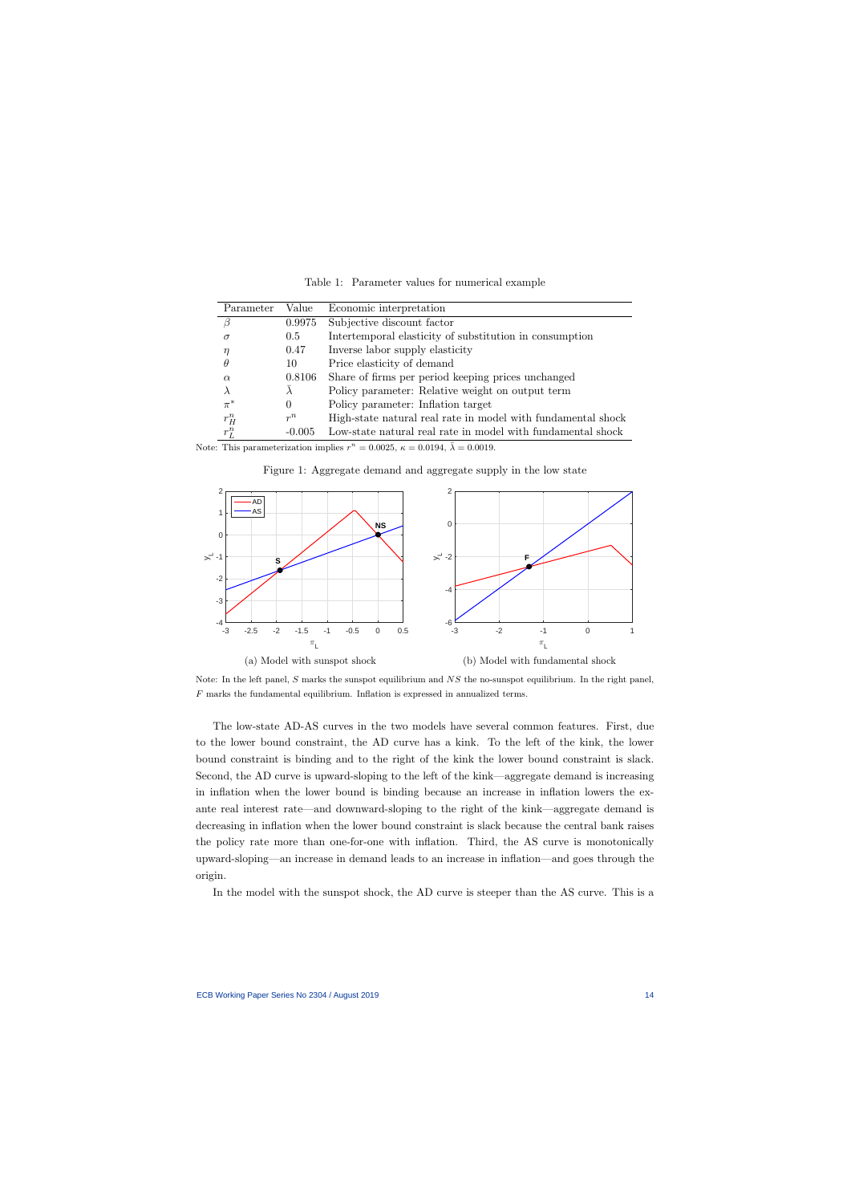Table 1: Parameter values for numerical example

| Parameter | Value | Economic interpretation |
|---|---|---|
| $\beta$ | 0.9975 | Subjective discount factor |
| $\sigma$ | 0.5 | Intertemporal elasticity of substitution in consumption |
| $\eta$ | 0.47 | Inverse labor supply elasticity |
| $\theta$ | 10 | Price elasticity of demand |
| $\alpha$ | 0.8106 | Share of firms per period keeping prices unchanged |
| $\lambda$ | $\bar{\lambda}$ | Policy parameter: Relative weight on output term |
| $\pi^*$ | 0 | Policy parameter: Inflation target |
| $r^n_H$ | $r^n$ | High-state natural real rate in model with fundamental shock |
| $r^n_L$ | -0.005 | Low-state natural real rate in model with fundamental shock |

Note: This parameterization implies $r^n = 0.0025$, $\kappa = 0.0194$, $\bar{\lambda} = 0.0019$.

Figure 1: Aggregate demand and aggregate supply in the low state

(a) Model with sunspot shock

(b) Model with fundamental shock

Note: In the left panel, $S$ marks the sunspot equilibrium and $NS$ the no-sunspot equilibrium. In the right panel, $F$ marks the fundamental equilibrium. Inflation is expressed in annualized terms.

The low-state AD-AS curves in the two models have several common features. First, due to the lower bound constraint, the AD curve has a kink. To the left of the kink, the lower bound constraint is binding and to the right of the kink the lower bound constraint is slack. Second, the AD curve is upward-sloping to the left of the kink—aggregate demand is increasing in inflation when the lower bound is binding because an increase in inflation lowers the ex-ante real interest rate—and downward-sloping to the right of the kink—aggregate demand is decreasing in inflation when the lower bound constraint is slack because the central bank raises the policy rate more than one-for-one with inflation. Third, the AS curve is monotonically upward-sloping—an increase in demand leads to an increase in inflation—and goes through the origin.

In the model with the sunspot shock, the AD curve is steeper than the AS curve. This is a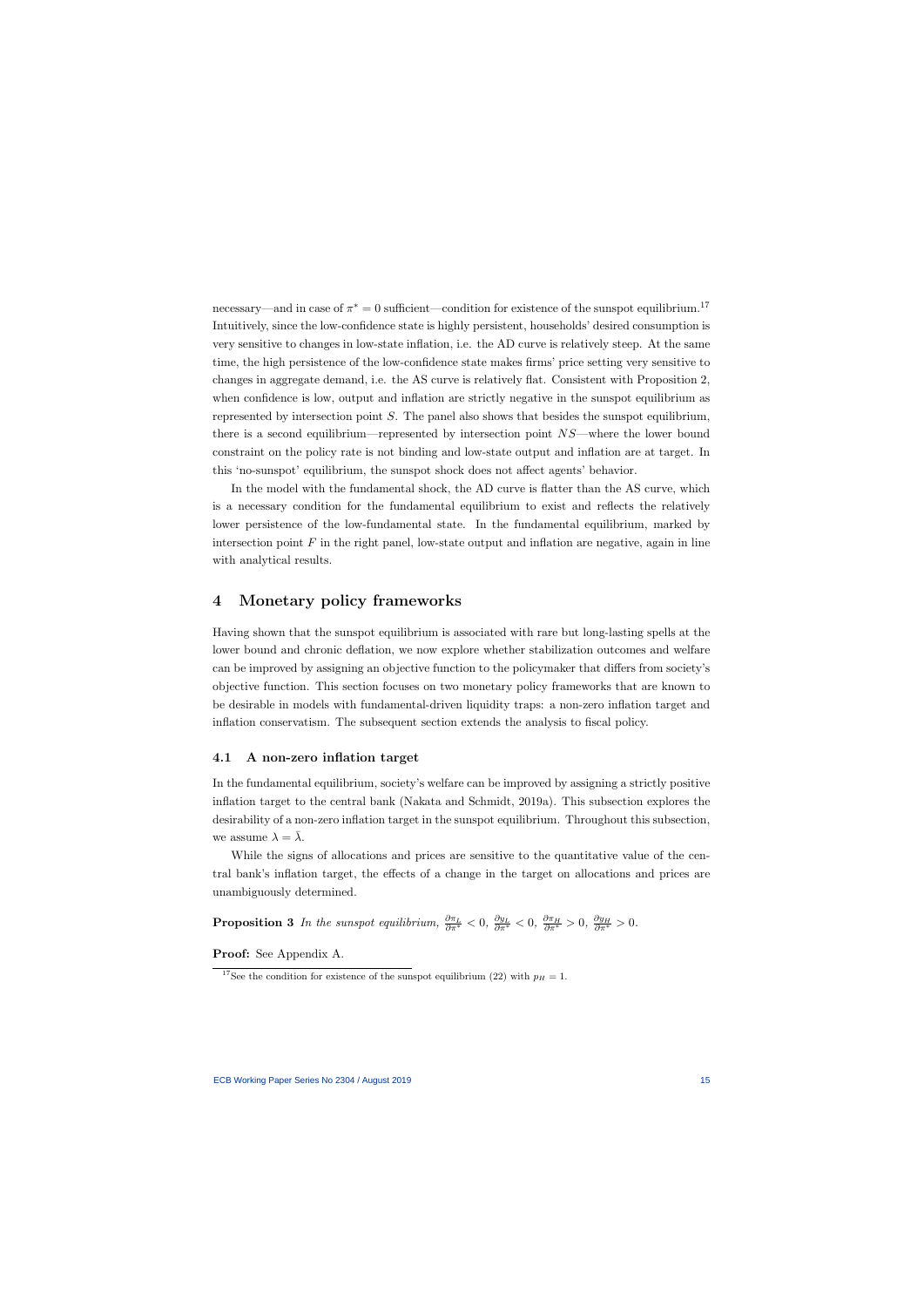necessary—and in case of $\pi^* = 0$ sufficient—condition for existence of the sunspot equilibrium.[17] Intuitively, since the low-confidence state is highly persistent, households' desired consumption is very sensitive to changes in low-state inflation, i.e. the AD curve is relatively steep. At the same time, the high persistence of the low-confidence state makes firms' price setting very sensitive to changes in aggregate demand, i.e. the AS curve is relatively flat. Consistent with Proposition 2, when confidence is low, output and inflation are strictly negative in the sunspot equilibrium as represented by intersection point $S$. The panel also shows that besides the sunspot equilibrium, there is a second equilibrium—represented by intersection point $NS$—where the lower bound constraint on the policy rate is not binding and low-state output and inflation are at target. In this 'no-sunspot' equilibrium, the sunspot shock does not affect agents' behavior.

In the model with the fundamental shock, the AD curve is flatter than the AS curve, which is a necessary condition for the fundamental equilibrium to exist and reflects the relatively lower persistence of the low-fundamental state. In the fundamental equilibrium, marked by intersection point $F$ in the right panel, low-state output and inflation are negative, again in line with analytical results.

# 4 Monetary policy frameworks

Having shown that the sunspot equilibrium is associated with rare but long-lasting spells at the lower bound and chronic deflation, we now explore whether stabilization outcomes and welfare can be improved by assigning an objective function to the policymaker that differs from society's objective function. This section focuses on two monetary policy frameworks that are known to be desirable in models with fundamental-driven liquidity traps: a non-zero inflation target and inflation conservatism. The subsequent section extends the analysis to fiscal policy.

## 4.1 A non-zero inflation target

In the fundamental equilibrium, society's welfare can be improved by assigning a strictly positive inflation target to the central bank (Nakata and Schmidt, 2019a). This subsection explores the desirability of a non-zero inflation target in the sunspot equilibrium. Throughout this subsection, we assume $\lambda = \bar{\lambda}$.

While the signs of allocations and prices are sensitive to the quantitative value of the central bank's inflation target, the effects of a change in the target on allocations and prices are unambiguously determined.

**Proposition 3** *In the sunspot equilibrium,* $\frac{\partial \pi_L}{\partial \pi^*} < 0$, $\frac{\partial y_L}{\partial \pi^*} < 0$, $\frac{\partial \pi_H}{\partial \pi^*} > 0$, $\frac{\partial y_H}{\partial \pi^*} > 0$.

**Proof:** See Appendix A.

[17] See the condition for existence of the sunspot equilibrium (22) with $p_H = 1$.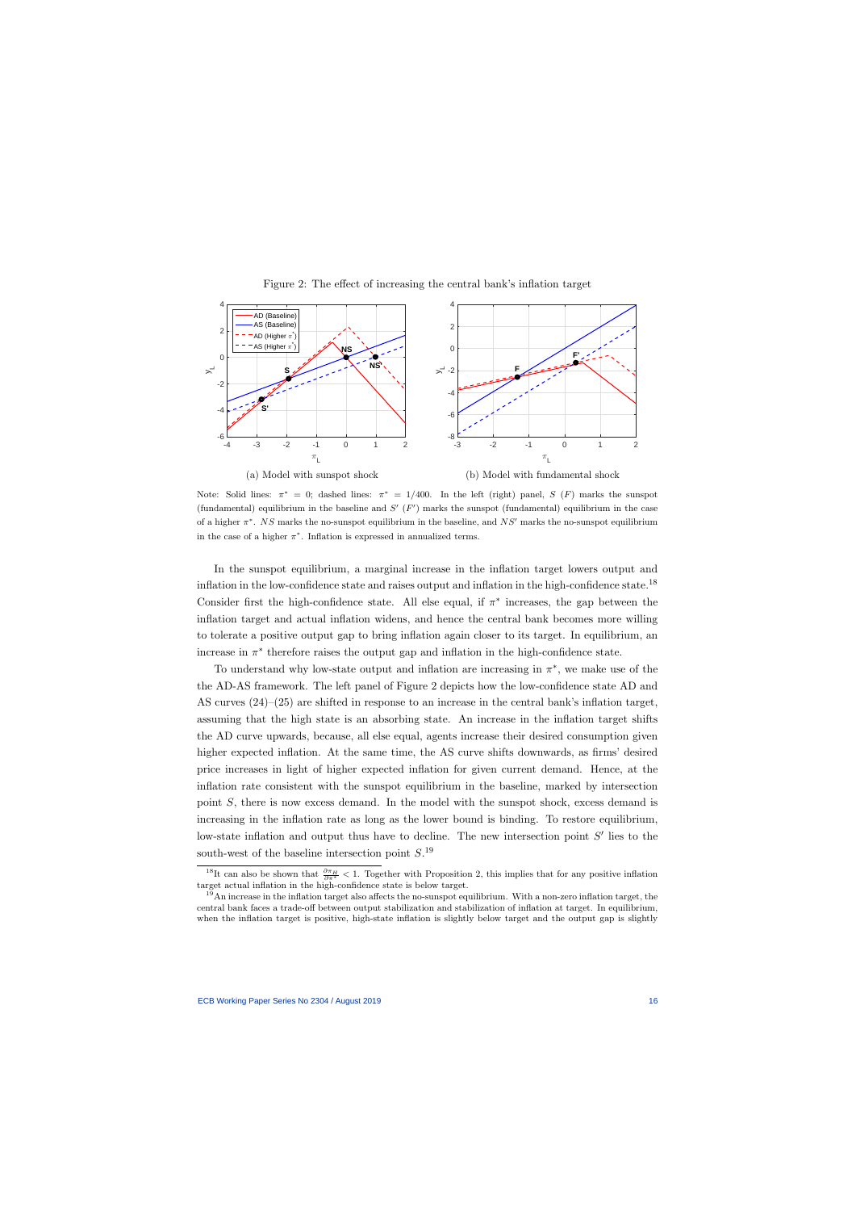Figure 2: The effect of increasing the central bank's inflation target

(a) Model with sunspot shock

(b) Model with fundamental shock

Note: Solid lines: $\pi^* = 0$; dashed lines: $\pi^* = 1/400$. In the left (right) panel, $S$ ($F$) marks the sunspot (fundamental) equilibrium in the baseline and $S'$ ($F'$) marks the sunspot (fundamental) equilibrium in the case of a higher $\pi^*$. $NS$ marks the no-sunspot equilibrium in the baseline, and $NS'$ marks the no-sunspot equilibrium in the case of a higher $\pi^*$. Inflation is expressed in annualized terms.

In the sunspot equilibrium, a marginal increase in the inflation target lowers output and inflation in the low-confidence state and raises output and inflation in the high-confidence state.[18] Consider first the high-confidence state. All else equal, if $\pi^*$ increases, the gap between the inflation target and actual inflation widens, and hence the central bank becomes more willing to tolerate a positive output gap to bring inflation again closer to its target. In equilibrium, an increase in $\pi^*$ therefore raises the output gap and inflation in the high-confidence state.

To understand why low-state output and inflation are increasing in $\pi^*$, we make use of the the AD-AS framework. The left panel of Figure 2 depicts how the low-confidence state AD and AS curves (24)–(25) are shifted in response to an increase in the central bank's inflation target, assuming that the high state is an absorbing state. An increase in the inflation target shifts the AD curve upwards, because, all else equal, agents increase their desired consumption given higher expected inflation. At the same time, the AS curve shifts downwards, as firms' desired price increases in light of higher expected inflation for given current demand. Hence, at the inflation rate consistent with the sunspot equilibrium in the baseline, marked by intersection point $S$, there is now excess demand. In the model with the sunspot shock, excess demand is increasing in the inflation rate as long as the lower bound is binding. To restore equilibrium, low-state inflation and output thus have to decline. The new intersection point $S'$ lies to the south-west of the baseline intersection point $S$.[19]

[18] It can also be shown that $\frac{\partial \pi_H}{\partial \pi^*} < 1$. Together with Proposition 2, this implies that for any positive inflation target actual inflation in the high-confidence state is below target.

[19] An increase in the inflation target also affects the no-sunspot equilibrium. With a non-zero inflation target, the central bank faces a trade-off between output stabilization and stabilization of inflation at target. In equilibrium, when the inflation target is positive, high-state inflation is slightly below target and the output gap is slightly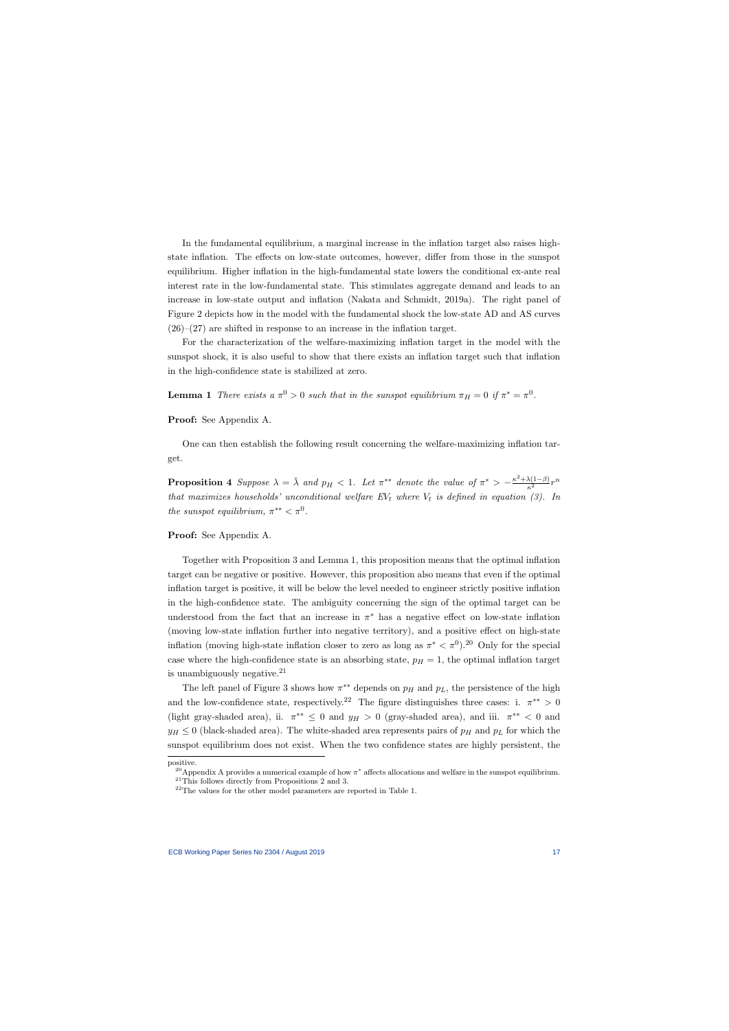In the fundamental equilibrium, a marginal increase in the inflation target also raises high-state inflation. The effects on low-state outcomes, however, differ from those in the sunspot equilibrium. Higher inflation in the high-fundamental state lowers the conditional ex-ante real interest rate in the low-fundamental state. This stimulates aggregate demand and leads to an increase in low-state output and inflation (Nakata and Schmidt, 2019a). The right panel of Figure 2 depicts how in the model with the fundamental shock the low-state AD and AS curves (26)–(27) are shifted in response to an increase in the inflation target.

For the characterization of the welfare-maximizing inflation target in the model with the sunspot shock, it is also useful to show that there exists an inflation target such that inflation in the high-confidence state is stabilized at zero.

**Lemma 1** *There exists a $\pi^0 > 0$ such that in the sunspot equilibrium $\pi_H = 0$ if $\pi^* = \pi^0$.*

**Proof:** See Appendix A.

One can then establish the following result concerning the welfare-maximizing inflation target.

**Proposition 4** *Suppose $\lambda = \bar{\lambda}$ and $p_H < 1$. Let $\pi^{**}$ denote the value of $\pi^* > -\frac{\kappa^2+\lambda(1-\beta)}{\kappa^2} r^n$ that maximizes households' unconditional welfare $EV_t$ where $V_t$ is defined in equation (3). In the sunspot equilibrium, $\pi^{**} < \pi^0$.*

**Proof:** See Appendix A.

Together with Proposition 3 and Lemma 1, this proposition means that the optimal inflation target can be negative or positive. However, this proposition also means that even if the optimal inflation target is positive, it will be below the level needed to engineer strictly positive inflation in the high-confidence state. The ambiguity concerning the sign of the optimal target can be understood from the fact that an increase in $\pi^*$ has a negative effect on low-state inflation (moving low-state inflation further into negative territory), and a positive effect on high-state inflation (moving high-state inflation closer to zero as long as $\pi^* < \pi^0$).[20] Only for the special case where the high-confidence state is an absorbing state, $p_H = 1$, the optimal inflation target is unambiguously negative.[21]

The left panel of Figure 3 shows how $\pi^{**}$ depends on $p_H$ and $p_L$, the persistence of the high and the low-confidence state, respectively.[22] The figure distinguishes three cases: i. $\pi^{**} > 0$ (light gray-shaded area), ii. $\pi^{**} \leq 0$ and $y_H > 0$ (gray-shaded area), and iii. $\pi^{**} < 0$ and $y_H \leq 0$ (black-shaded area). The white-shaded area represents pairs of $p_H$ and $p_L$ for which the sunspot equilibrium does not exist. When the two confidence states are highly persistent, the

positive.

[20] Appendix A provides a numerical example of how $\pi^*$ affects allocations and welfare in the sunspot equilibrium.

[21] This follows directly from Propositions 2 and 3.

[22] The values for the other model parameters are reported in Table 1.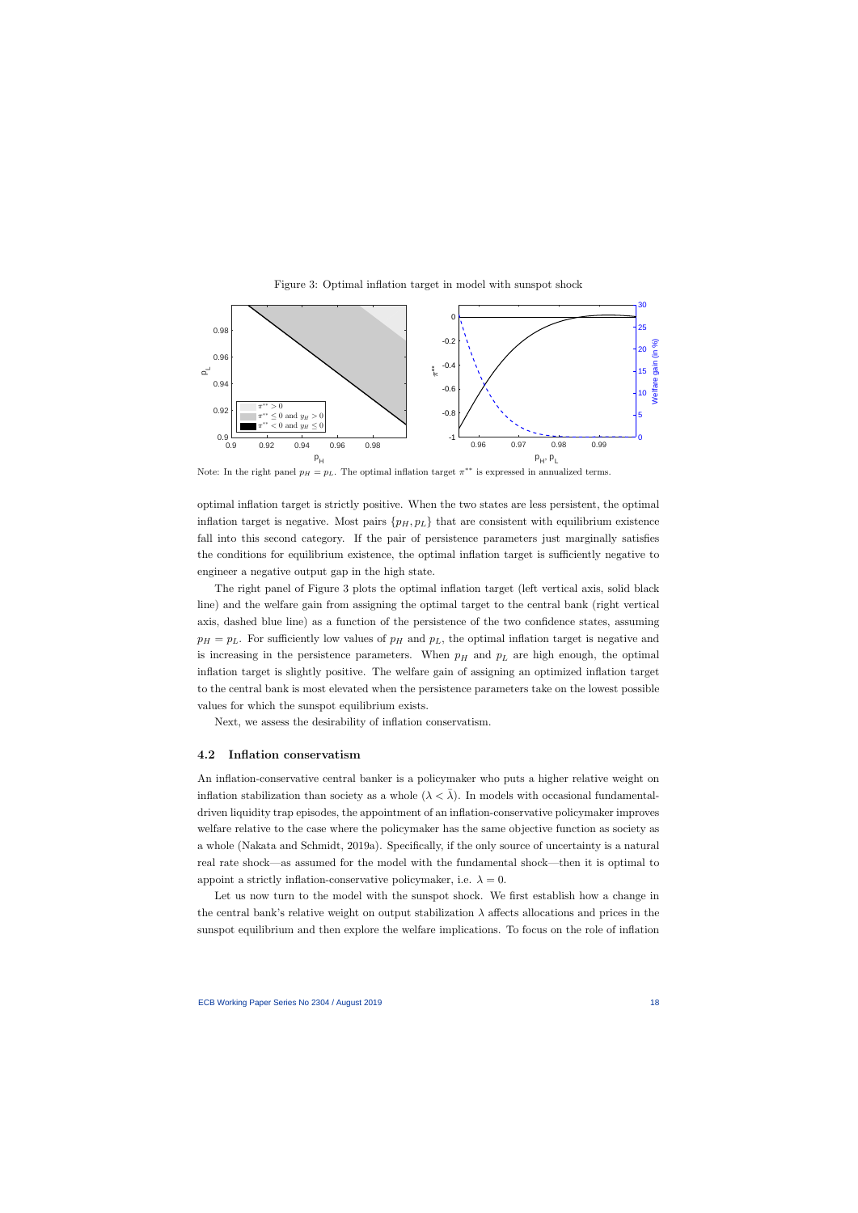Figure 3: Optimal inflation target in model with sunspot shock

Note: In the right panel $p_H = p_L$. The optimal inflation target $\pi^{**}$ is expressed in annualized terms.

optimal inflation target is strictly positive. When the two states are less persistent, the optimal inflation target is negative. Most pairs $\{p_H, p_L\}$ that are consistent with equilibrium existence fall into this second category. If the pair of persistence parameters just marginally satisfies the conditions for equilibrium existence, the optimal inflation target is sufficiently negative to engineer a negative output gap in the high state.

The right panel of Figure 3 plots the optimal inflation target (left vertical axis, solid black line) and the welfare gain from assigning the optimal target to the central bank (right vertical axis, dashed blue line) as a function of the persistence of the two confidence states, assuming $p_H = p_L$. For sufficiently low values of $p_H$ and $p_L$, the optimal inflation target is negative and is increasing in the persistence parameters. When $p_H$ and $p_L$ are high enough, the optimal inflation target is slightly positive. The welfare gain of assigning an optimized inflation target to the central bank is most elevated when the persistence parameters take on the lowest possible values for which the sunspot equilibrium exists.

Next, we assess the desirability of inflation conservatism.

### 4.2 Inflation conservatism

An inflation-conservative central banker is a policymaker who puts a higher relative weight on inflation stabilization than society as a whole ($\lambda < \bar{\lambda}$). In models with occasional fundamental-driven liquidity trap episodes, the appointment of an inflation-conservative policymaker improves welfare relative to the case where the policymaker has the same objective function as society as a whole (Nakata and Schmidt, 2019a). Specifically, if the only source of uncertainty is a natural real rate shock—as assumed for the model with the fundamental shock—then it is optimal to appoint a strictly inflation-conservative policymaker, i.e. $\lambda = 0$.

Let us now turn to the model with the sunspot shock. We first establish how a change in the central bank's relative weight on output stabilization $\lambda$ affects allocations and prices in the sunspot equilibrium and then explore the welfare implications. To focus on the role of inflation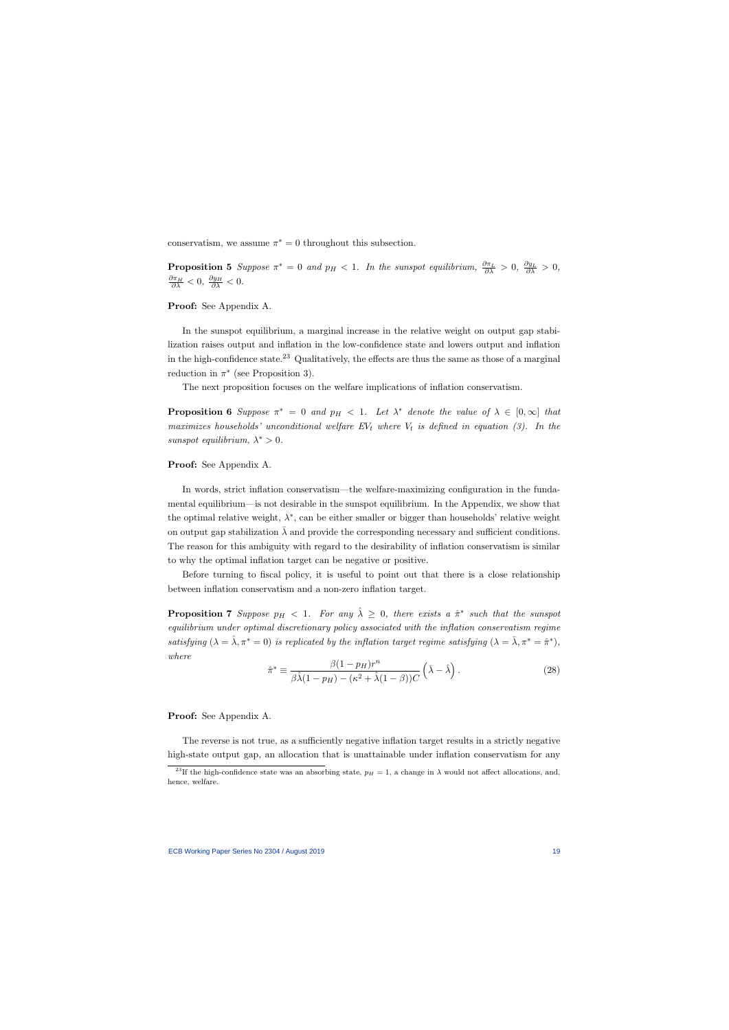conservatism, we assume $\pi^* = 0$ throughout this subsection.

**Proposition 5** *Suppose $\pi^* = 0$ and $p_H < 1$. In the sunspot equilibrium, $\frac{\partial \pi_L}{\partial \lambda} > 0$, $\frac{\partial y_L}{\partial \lambda} > 0$, $\frac{\partial \pi_H}{\partial \lambda} < 0$, $\frac{\partial y_H}{\partial \lambda} < 0$.*

**Proof:** See Appendix A.

In the sunspot equilibrium, a marginal increase in the relative weight on output gap stabilization raises output and inflation in the low-confidence state and lowers output and inflation in the high-confidence state.[23] Qualitatively, the effects are thus the same as those of a marginal reduction in $\pi^*$ (see Proposition 3).

The next proposition focuses on the welfare implications of inflation conservatism.

**Proposition 6** *Suppose $\pi^* = 0$ and $p_H < 1$. Let $\lambda^*$ denote the value of $\lambda \in [0, \infty]$ that maximizes households' unconditional welfare $EV_t$ where $V_t$ is defined in equation (3). In the sunspot equilibrium, $\lambda^* > 0$.*

**Proof:** See Appendix A.

In words, strict inflation conservatism—the welfare-maximizing configuration in the fundamental equilibrium—is not desirable in the sunspot equilibrium. In the Appendix, we show that the optimal relative weight, $\lambda^*$, can be either smaller or bigger than households' relative weight on output gap stabilization $\bar{\lambda}$ and provide the corresponding necessary and sufficient conditions. The reason for this ambiguity with regard to the desirability of inflation conservatism is similar to why the optimal inflation target can be negative or positive.

Before turning to fiscal policy, it is useful to point out that there is a close relationship between inflation conservatism and a non-zero inflation target.

**Proposition 7** *Suppose $p_H < 1$. For any $\hat{\lambda} \geq 0$, there exists a $\hat{\pi}^*$ such that the sunspot equilibrium under optimal discretionary policy associated with the inflation conservatism regime satisfying $(\lambda = \hat{\lambda}, \pi^* = 0)$ is replicated by the inflation target regime satisfying $(\lambda = \bar{\lambda}, \pi^* = \hat{\pi}^*)$, where*

$$\hat{\pi}^* \equiv \frac{\beta(1 - p_H) r^n}{\beta \hat{\lambda}(1 - p_H) - (\kappa^2 + \hat{\lambda}(1 - \beta))C} \left( \bar{\lambda} - \hat{\lambda} \right). \tag{28}$$

**Proof:** See Appendix A.

The reverse is not true, as a sufficiently negative inflation target results in a strictly negative high-state output gap, an allocation that is unattainable under inflation conservatism for any

[23] If the high-confidence state was an absorbing state, $p_H = 1$, a change in $\lambda$ would not affect allocations, and, hence, welfare.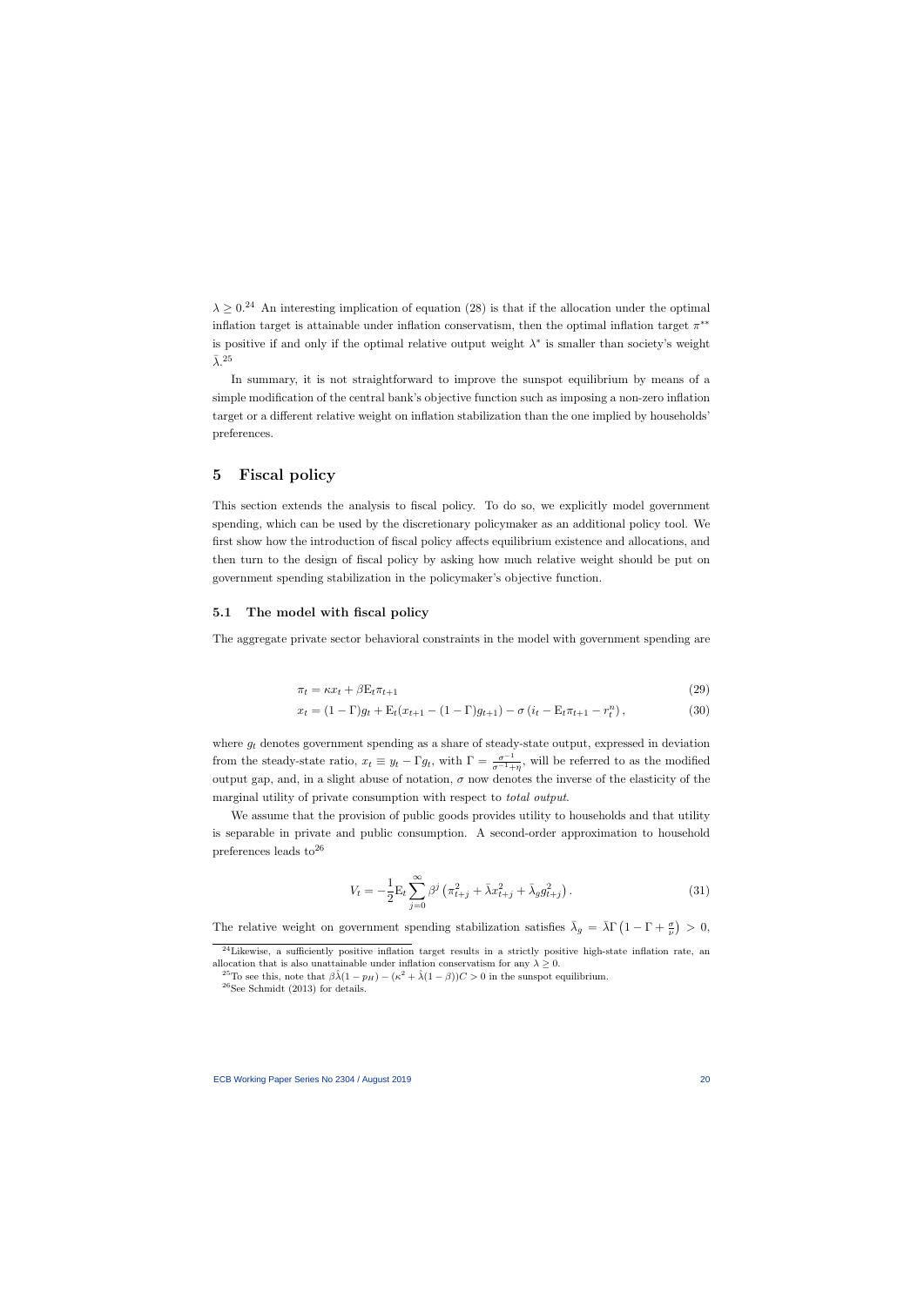$\lambda \geq 0$.[24] An interesting implication of equation (28) is that if the allocation under the optimal inflation target is attainable under inflation conservatism, then the optimal inflation target $\pi^{**}$ is positive if and only if the optimal relative output weight $\lambda^*$ is smaller than society's weight $\bar{\lambda}$.[25]

In summary, it is not straightforward to improve the sunspot equilibrium by means of a simple modification of the central bank's objective function such as imposing a non-zero inflation target or a different relative weight on inflation stabilization than the one implied by households' preferences.

# 5 Fiscal policy

This section extends the analysis to fiscal policy. To do so, we explicitly model government spending, which can be used by the discretionary policymaker as an additional policy tool. We first show how the introduction of fiscal policy affects equilibrium existence and allocations, and then turn to the design of fiscal policy by asking how much relative weight should be put on government spending stabilization in the policymaker's objective function.

## 5.1 The model with fiscal policy

The aggregate private sector behavioral constraints in the model with government spending are

$$\pi_t = \kappa x_t + \beta \mathrm{E}_t \pi_{t+1} \tag{29}$$

$$x_t = (1-\Gamma)g_t + \mathrm{E}_t(x_{t+1} - (1-\Gamma)g_{t+1}) - \sigma\left(i_t - \mathrm{E}_t \pi_{t+1} - r_t^n\right), \tag{30}$$

where $g_t$ denotes government spending as a share of steady-state output, expressed in deviation from the steady-state ratio, $x_t \equiv y_t - \Gamma g_t$, with $\Gamma = \frac{\sigma^{-1}}{\sigma^{-1}+\eta}$, will be referred to as the modified output gap, and, in a slight abuse of notation, $\sigma$ now denotes the inverse of the elasticity of the marginal utility of private consumption with respect to *total output*.

We assume that the provision of public goods provides utility to households and that utility is separable in private and public consumption. A second-order approximation to household preferences leads to[26]

$$V_t = -\frac{1}{2}\mathrm{E}_t \sum_{j=0}^{\infty} \beta^j \left(\pi_{t+j}^2 + \bar{\lambda} x_{t+j}^2 + \bar{\lambda}_g g_{t+j}^2\right). \tag{31}$$

The relative weight on government spending stabilization satisfies $\bar{\lambda}_g = \bar{\lambda}\Gamma\left(1 - \Gamma + \frac{\sigma}{\nu}\right) > 0$,

[24] Likewise, a sufficiently positive inflation target results in a strictly positive high-state inflation rate, an allocation that is also unattainable under inflation conservatism for any $\lambda \geq 0$.

[25] To see this, note that $\beta\bar{\lambda}(1-p_H) - (\kappa^2 + \bar{\lambda}(1-\beta))C > 0$ in the sunspot equilibrium.

[26] See Schmidt (2013) for details.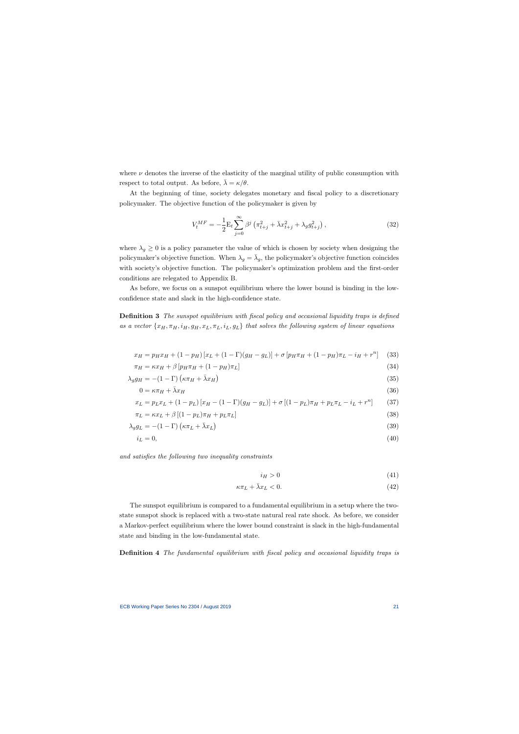where $\nu$ denotes the inverse of the elasticity of the marginal utility of public consumption with respect to total output. As before, $\bar{\lambda} = \kappa/\theta$.

At the beginning of time, society delegates monetary and fiscal policy to a discretionary policymaker. The objective function of the policymaker is given by

$$V_t^{MF} = -\frac{1}{2}\mathrm{E}_t \sum_{j=0}^{\infty} \beta^j \left( \pi_{t+j}^2 + \bar{\lambda} x_{t+j}^2 + \lambda_g g_{t+j}^2 \right), \tag{32}$$

where $\lambda_g \geq 0$ is a policy parameter the value of which is chosen by society when designing the policymaker's objective function. When $\lambda_g = \bar{\lambda}_g$, the policymaker's objective function coincides with society's objective function. The policymaker's optimization problem and the first-order conditions are relegated to Appendix B.

As before, we focus on a sunspot equilibrium where the lower bound is binding in the low-confidence state and slack in the high-confidence state.

**Definition 3** *The sunspot equilibrium with fiscal policy and occasional liquidity traps is defined as a vector* $\{x_H, \pi_H, i_H, g_H, x_L, \pi_L, i_L, g_L\}$ *that solves the following system of linear equations*

$$x_H = p_H x_H + (1 - p_H)\left[x_L + (1 - \Gamma)(g_H - g_L)\right] + \sigma\left[p_H \pi_H + (1 - p_H)\pi_L - i_H + r^n\right] \tag{33}$$

$$\pi_H = \kappa x_H + \beta\left[p_H \pi_H + (1 - p_H)\pi_L\right] \tag{34}$$

$$\lambda_g g_H = -(1 - \Gamma)\left(\kappa \pi_H + \bar{\lambda} x_H\right) \tag{35}$$

$$0 = \kappa \pi_H + \bar{\lambda} x_H \tag{36}$$

$$x_L = p_L x_L + (1 - p_L)\left[x_H - (1 - \Gamma)(g_H - g_L)\right] + \sigma\left[(1 - p_L)\pi_H + p_L \pi_L - i_L + r^n\right] \tag{37}$$

$$\pi_L = \kappa x_L + \beta\left[(1 - p_L)\pi_H + p_L \pi_L\right] \tag{38}$$

$$\lambda_g g_L = -(1 - \Gamma)\left(\kappa \pi_L + \bar{\lambda} x_L\right) \tag{39}$$

$$i_L = 0, \tag{40}$$

*and satisfies the following two inequality constraints*

$$i_H > 0 \tag{41}$$

$$\kappa \pi_L + \bar{\lambda} x_L < 0. \tag{42}$$

The sunspot equilibrium is compared to a fundamental equilibrium in a setup where the two-state sunspot shock is replaced with a two-state natural real rate shock. As before, we consider a Markov-perfect equilibrium where the lower bound constraint is slack in the high-fundamental state and binding in the low-fundamental state.

**Definition 4** *The fundamental equilibrium with fiscal policy and occasional liquidity traps is*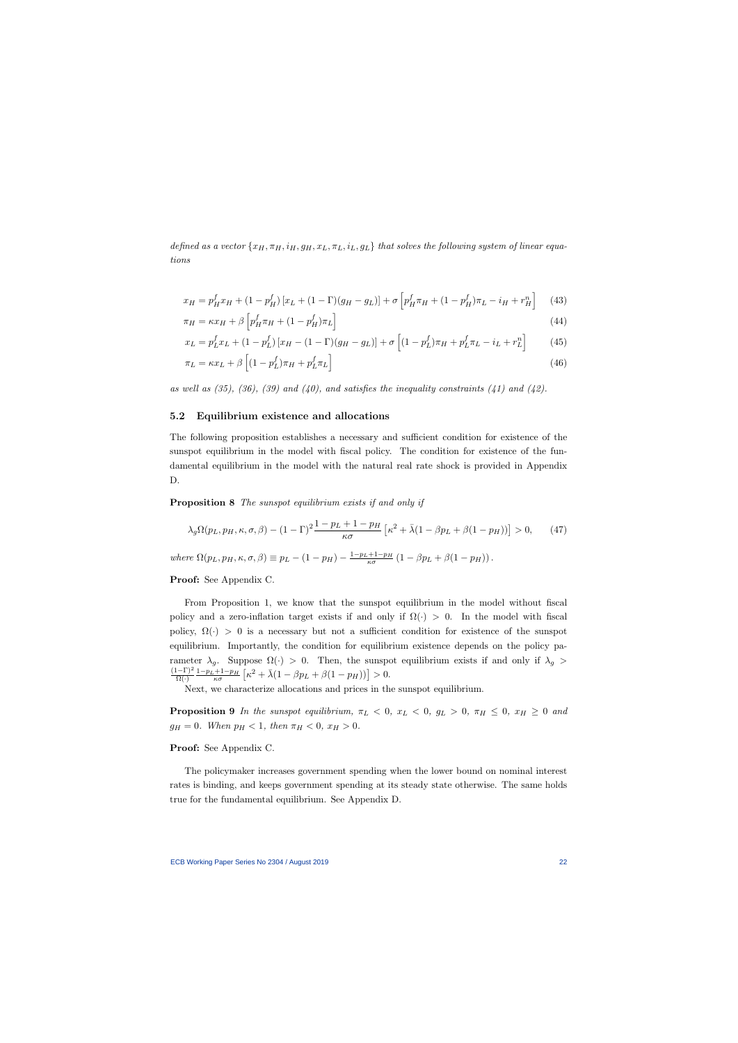*defined as a vector $\{x_H, \pi_H, i_H, g_H, x_L, \pi_L, i_L, g_L\}$ that solves the following system of linear equations*

$$x_H = p_H^f x_H + (1 - p_H^f) \left[ x_L + (1 - \Gamma)(g_H - g_L) \right] + \sigma \left[ p_H^f \pi_H + (1 - p_H^f) \pi_L - i_H + r_H^n \right] \quad (43)$$

$$\pi_H = \kappa x_H + \beta \left[ p_H^f \pi_H + (1 - p_H^f) \pi_L \right] \quad (44)$$

$$x_L = p_L^f x_L + (1 - p_L^f) \left[ x_H - (1 - \Gamma)(g_H - g_L) \right] + \sigma \left[ (1 - p_L^f) \pi_H + p_L^f \pi_L - i_L + r_L^n \right] \quad (45)$$

$$\pi_L = \kappa x_L + \beta \left[ (1 - p_L^f) \pi_H + p_L^f \pi_L \right] \quad (46)$$

*as well as (35), (36), (39) and (40), and satisfies the inequality constraints (41) and (42).*

## 5.2 Equilibrium existence and allocations

The following proposition establishes a necessary and sufficient condition for existence of the sunspot equilibrium in the model with fiscal policy. The condition for existence of the fundamental equilibrium in the model with the natural real rate shock is provided in Appendix D.

**Proposition 8** *The sunspot equilibrium exists if and only if*

$$\lambda_g \Omega(p_L, p_H, \kappa, \sigma, \beta) - (1 - \Gamma)^2 \frac{1 - p_L + 1 - p_H}{\kappa \sigma} \left[ \kappa^2 + \bar{\lambda}(1 - \beta p_L + \beta(1 - p_H)) \right] > 0, \quad (47)$$

*where* $\Omega(p_L, p_H, \kappa, \sigma, \beta) \equiv p_L - (1 - p_H) - \frac{1 - p_L + 1 - p_H}{\kappa \sigma} \left(1 - \beta p_L + \beta(1 - p_H)\right)$.

**Proof:** See Appendix C.

From Proposition 1, we know that the sunspot equilibrium in the model without fiscal policy and a zero-inflation target exists if and only if $\Omega(\cdot) > 0$. In the model with fiscal policy, $\Omega(\cdot) > 0$ is a necessary but not a sufficient condition for existence of the sunspot equilibrium. Importantly, the condition for equilibrium existence depends on the policy parameter $\lambda_g$. Suppose $\Omega(\cdot) > 0$. Then, the sunspot equilibrium exists if and only if $\lambda_g > \frac{(1-\Gamma)^2}{\Omega(\cdot)} \frac{1 - p_L + 1 - p_H}{\kappa \sigma} \left[ \kappa^2 + \bar{\lambda}(1 - \beta p_L + \beta(1 - p_H)) \right] > 0$.

Next, we characterize allocations and prices in the sunspot equilibrium.

**Proposition 9** *In the sunspot equilibrium, $\pi_L < 0$, $x_L < 0$, $g_L > 0$, $\pi_H \leq 0$, $x_H \geq 0$ and $g_H = 0$. When $p_H < 1$, then $\pi_H < 0$, $x_H > 0$.*

**Proof:** See Appendix C.

The policymaker increases government spending when the lower bound on nominal interest rates is binding, and keeps government spending at its steady state otherwise. The same holds true for the fundamental equilibrium. See Appendix D.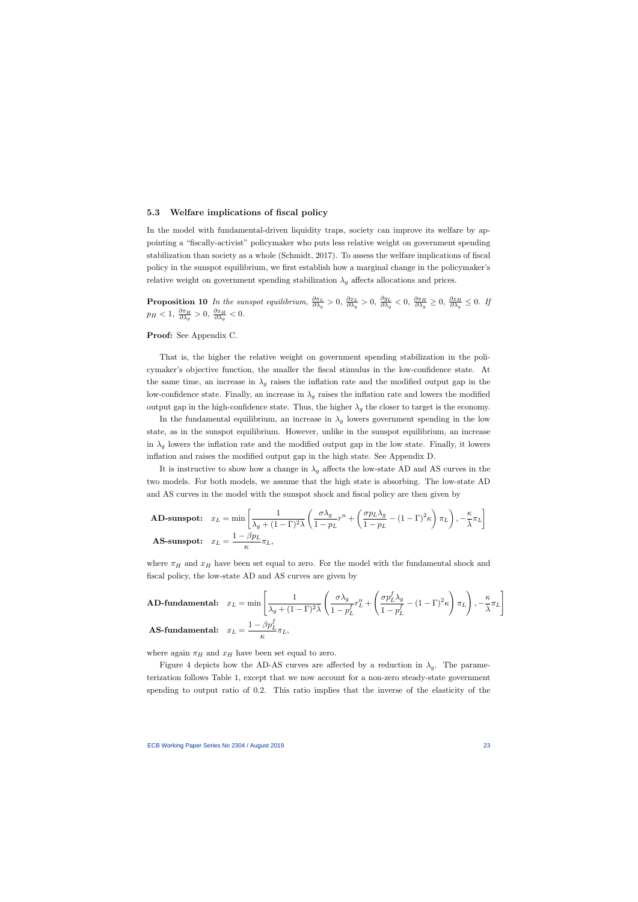### 5.3 Welfare implications of fiscal policy

In the model with fundamental-driven liquidity traps, society can improve its welfare by appointing a "fiscally-activist" policymaker who puts less relative weight on government spending stabilization than society as a whole (Schmidt, 2017). To assess the welfare implications of fiscal policy in the sunspot equilibrium, we first establish how a marginal change in the policymaker's relative weight on government spending stabilization $\lambda_g$ affects allocations and prices.

**Proposition 10** *In the sunspot equilibrium,* $\frac{\partial \pi_L}{\partial \lambda_g} > 0$, $\frac{\partial x_L}{\partial \lambda_g} > 0$, $\frac{\partial g_L}{\partial \lambda_g} < 0$, $\frac{\partial \pi_H}{\partial \lambda_g} \geq 0$, $\frac{\partial x_H}{\partial \lambda_g} \leq 0$. *If* $p_H < 1$, $\frac{\partial \pi_H}{\partial \lambda_g} > 0$, $\frac{\partial x_H}{\partial \lambda_g} < 0$.

**Proof:** See Appendix C.

That is, the higher the relative weight on government spending stabilization in the policymaker's objective function, the smaller the fiscal stimulus in the low-confidence state. At the same time, an increase in $\lambda_g$ raises the inflation rate and the modified output gap in the low-confidence state. Finally, an increase in $\lambda_g$ raises the inflation rate and lowers the modified output gap in the high-confidence state. Thus, the higher $\lambda_g$ the closer to target is the economy.

In the fundamental equilibrium, an increase in $\lambda_g$ lowers government spending in the low state, as in the sunspot equilibrium. However, unlike in the sunspot equilibrium, an increase in $\lambda_g$ lowers the inflation rate and the modified output gap in the low state. Finally, it lowers inflation and raises the modified output gap in the high state. See Appendix D.

It is instructive to show how a change in $\lambda_g$ affects the low-state AD and AS curves in the two models. For both models, we assume that the high state is absorbing. The low-state AD and AS curves in the model with the sunspot shock and fiscal policy are then given by

$$\textbf{AD-sunspot:} \quad x_L = \min\left[\frac{1}{\lambda_g + (1-\Gamma)^2\lambda}\left(\frac{\sigma\lambda_g}{1-p_L}r^n + \left(\frac{\sigma p_L \lambda_g}{1-p_L} - (1-\Gamma)^2\kappa\right)\pi_L\right), -\frac{\kappa}{\lambda}\pi_L\right]$$

$$\textbf{AS-sunspot:} \quad x_L = \frac{1-\beta p_L}{\kappa}\pi_L,$$

where $\pi_H$ and $x_H$ have been set equal to zero. For the model with the fundamental shock and fiscal policy, the low-state AD and AS curves are given by

$$\textbf{AD-fundamental:} \quad x_L = \min\left[\frac{1}{\lambda_g + (1-\Gamma)^2\lambda}\left(\frac{\sigma\lambda_g}{1-p_L^f}r_L^n + \left(\frac{\sigma p_L^f \lambda_g}{1-p_L^f} - (1-\Gamma)^2\kappa\right)\pi_L\right), -\frac{\kappa}{\lambda}\pi_L\right]$$

$$\textbf{AS-fundamental:} \quad x_L = \frac{1-\beta p_L^f}{\kappa}\pi_L,$$

where again $\pi_H$ and $x_H$ have been set equal to zero.

Figure 4 depicts how the AD-AS curves are affected by a reduction in $\lambda_g$. The parameterization follows Table 1, except that we now account for a non-zero steady-state government spending to output ratio of 0.2. This ratio implies that the inverse of the elasticity of the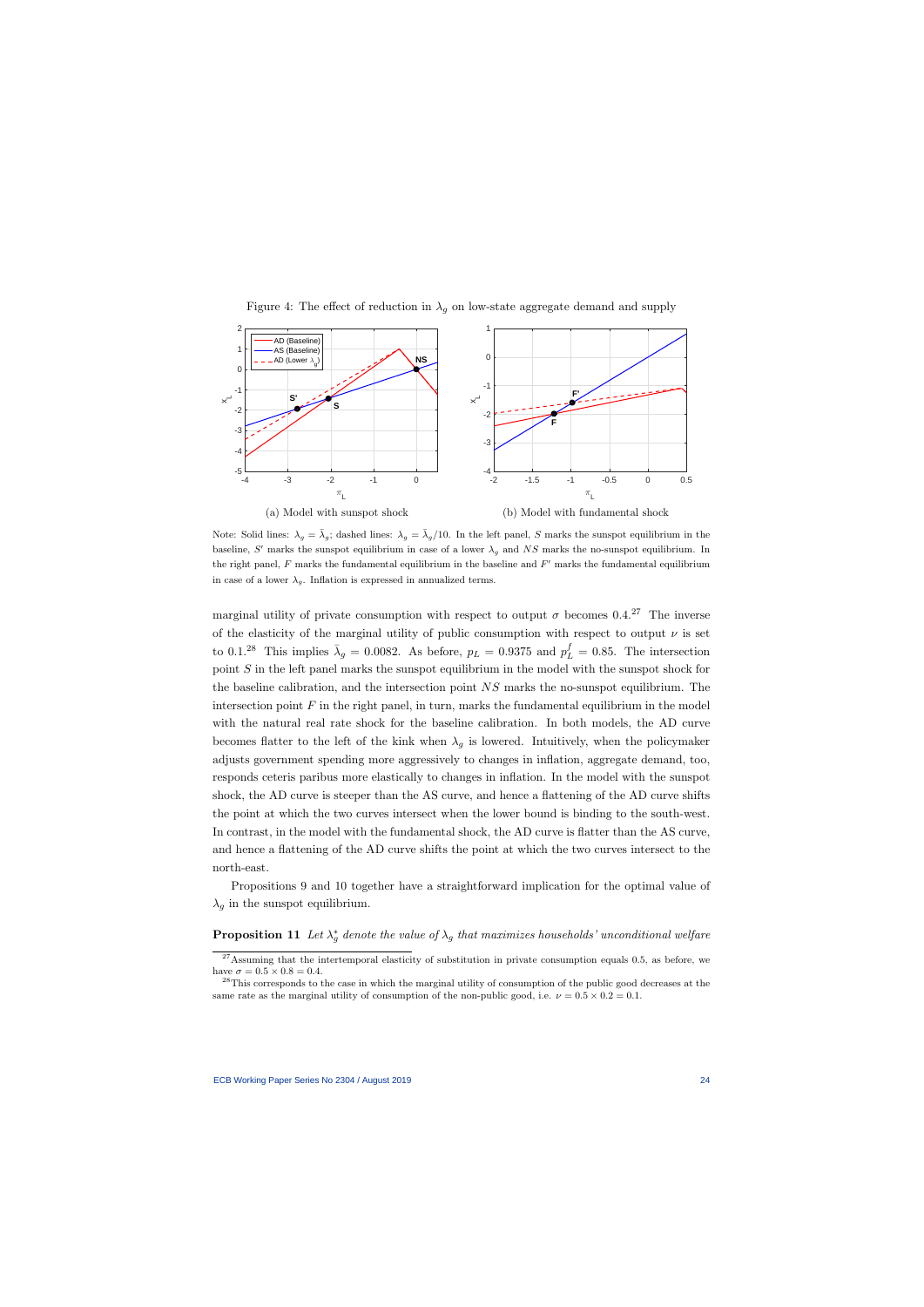Figure 4: The effect of reduction in $\lambda_g$ on low-state aggregate demand and supply

(a) Model with sunspot shock

(b) Model with fundamental shock

Note: Solid lines: $\lambda_g = \bar{\lambda}_g$; dashed lines: $\lambda_g = \bar{\lambda}_g/10$. In the left panel, $S$ marks the sunspot equilibrium in the baseline, $S'$ marks the sunspot equilibrium in case of a lower $\lambda_g$ and $NS$ marks the no-sunspot equilibrium. In the right panel, $F$ marks the fundamental equilibrium in the baseline and $F'$ marks the fundamental equilibrium in case of a lower $\lambda_g$. Inflation is expressed in annualized terms.

marginal utility of private consumption with respect to output $\sigma$ becomes 0.4.[27] The inverse of the elasticity of the marginal utility of public consumption with respect to output $\nu$ is set to 0.1.[28] This implies $\bar{\lambda}_g = 0.0082$. As before, $p_L = 0.9375$ and $p_L^f = 0.85$. The intersection point $S$ in the left panel marks the sunspot equilibrium in the model with the sunspot shock for the baseline calibration, and the intersection point $NS$ marks the no-sunspot equilibrium. The intersection point $F$ in the right panel, in turn, marks the fundamental equilibrium in the model with the natural real rate shock for the baseline calibration. In both models, the AD curve becomes flatter to the left of the kink when $\lambda_g$ is lowered. Intuitively, when the policymaker adjusts government spending more aggressively to changes in inflation, aggregate demand, too, responds ceteris paribus more elastically to changes in inflation. In the model with the sunspot shock, the AD curve is steeper than the AS curve, and hence a flattening of the AD curve shifts the point at which the two curves intersect when the lower bound is binding to the south-west. In contrast, in the model with the fundamental shock, the AD curve is flatter than the AS curve, and hence a flattening of the AD curve shifts the point at which the two curves intersect to the north-east.

Propositions 9 and 10 together have a straightforward implication for the optimal value of $\lambda_g$ in the sunspot equilibrium.

**Proposition 11** *Let $\lambda_g^*$ denote the value of $\lambda_g$ that maximizes households' unconditional welfare*

[27] Assuming that the intertemporal elasticity of substitution in private consumption equals 0.5, as before, we have $\sigma = 0.5 \times 0.8 = 0.4$.

[28] This corresponds to the case in which the marginal utility of consumption of the public good decreases at the same rate as the marginal utility of consumption of the non-public good, i.e. $\nu = 0.5 \times 0.2 = 0.1$.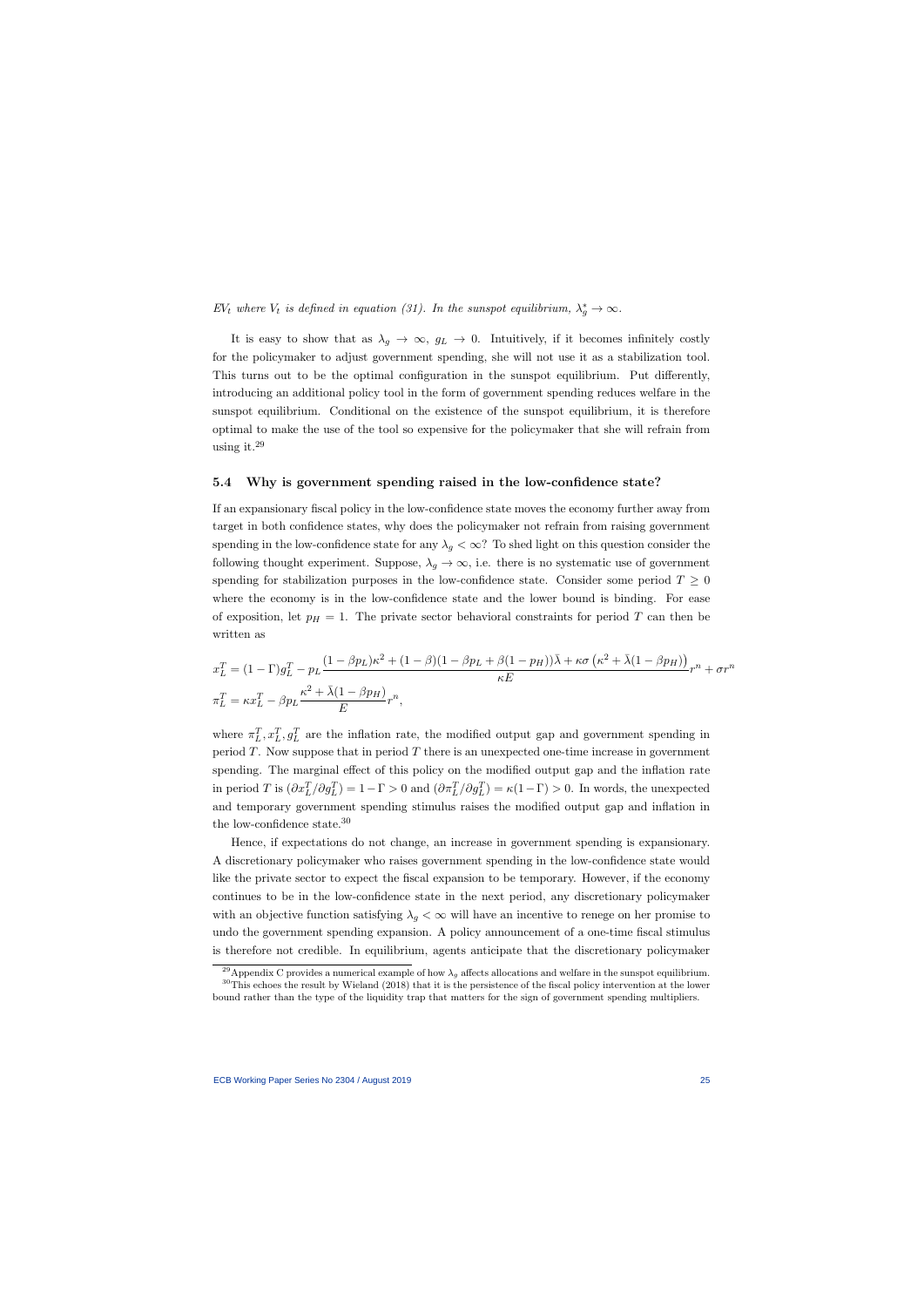$EV_t$ *where* $V_t$ *is defined in equation (31). In the sunspot equilibrium,* $\lambda_g^* \to \infty$.

It is easy to show that as $\lambda_g \to \infty$, $g_L \to 0$. Intuitively, if it becomes infinitely costly for the policymaker to adjust government spending, she will not use it as a stabilization tool. This turns out to be the optimal configuration in the sunspot equilibrium. Put differently, introducing an additional policy tool in the form of government spending reduces welfare in the sunspot equilibrium. Conditional on the existence of the sunspot equilibrium, it is therefore optimal to make the use of the tool so expensive for the policymaker that she will refrain from using it.[29]

### 5.4 Why is government spending raised in the low-confidence state?

If an expansionary fiscal policy in the low-confidence state moves the economy further away from target in both confidence states, why does the policymaker not refrain from raising government spending in the low-confidence state for any $\lambda_g < \infty$? To shed light on this question consider the following thought experiment. Suppose, $\lambda_g \to \infty$, i.e. there is no systematic use of government spending for stabilization purposes in the low-confidence state. Consider some period $T \geq 0$ where the economy is in the low-confidence state and the lower bound is binding. For ease of exposition, let $p_H = 1$. The private sector behavioral constraints for period $T$ can then be written as

$$x_L^T = (1-\Gamma)g_L^T - p_L \frac{(1-\beta p_L)\kappa^2 + (1-\beta)(1-\beta p_L + \beta(1-p_H))\bar{\lambda} + \kappa\sigma\left(\kappa^2 + \bar{\lambda}(1-\beta p_H)\right)}{\kappa E} r^n + \sigma r^n$$

$$\pi_L^T = \kappa x_L^T - \beta p_L \frac{\kappa^2 + \bar{\lambda}(1-\beta p_H)}{E} r^n,$$

where $\pi_L^T, x_L^T, g_L^T$ are the inflation rate, the modified output gap and government spending in period $T$. Now suppose that in period $T$ there is an unexpected one-time increase in government spending. The marginal effect of this policy on the modified output gap and the inflation rate in period $T$ is $(\partial x_L^T / \partial g_L^T) = 1 - \Gamma > 0$ and $(\partial \pi_L^T / \partial g_L^T) = \kappa(1-\Gamma) > 0$. In words, the unexpected and temporary government spending stimulus raises the modified output gap and inflation in the low-confidence state.[30]

Hence, if expectations do not change, an increase in government spending is expansionary. A discretionary policymaker who raises government spending in the low-confidence state would like the private sector to expect the fiscal expansion to be temporary. However, if the economy continues to be in the low-confidence state in the next period, any discretionary policymaker with an objective function satisfying $\lambda_g < \infty$ will have an incentive to renege on her promise to undo the government spending expansion. A policy announcement of a one-time fiscal stimulus is therefore not credible. In equilibrium, agents anticipate that the discretionary policymaker

[29] Appendix C provides a numerical example of how $\lambda_g$ affects allocations and welfare in the sunspot equilibrium.

[30] This echoes the result by Wieland (2018) that it is the persistence of the fiscal policy intervention at the lower bound rather than the type of the liquidity trap that matters for the sign of government spending multipliers.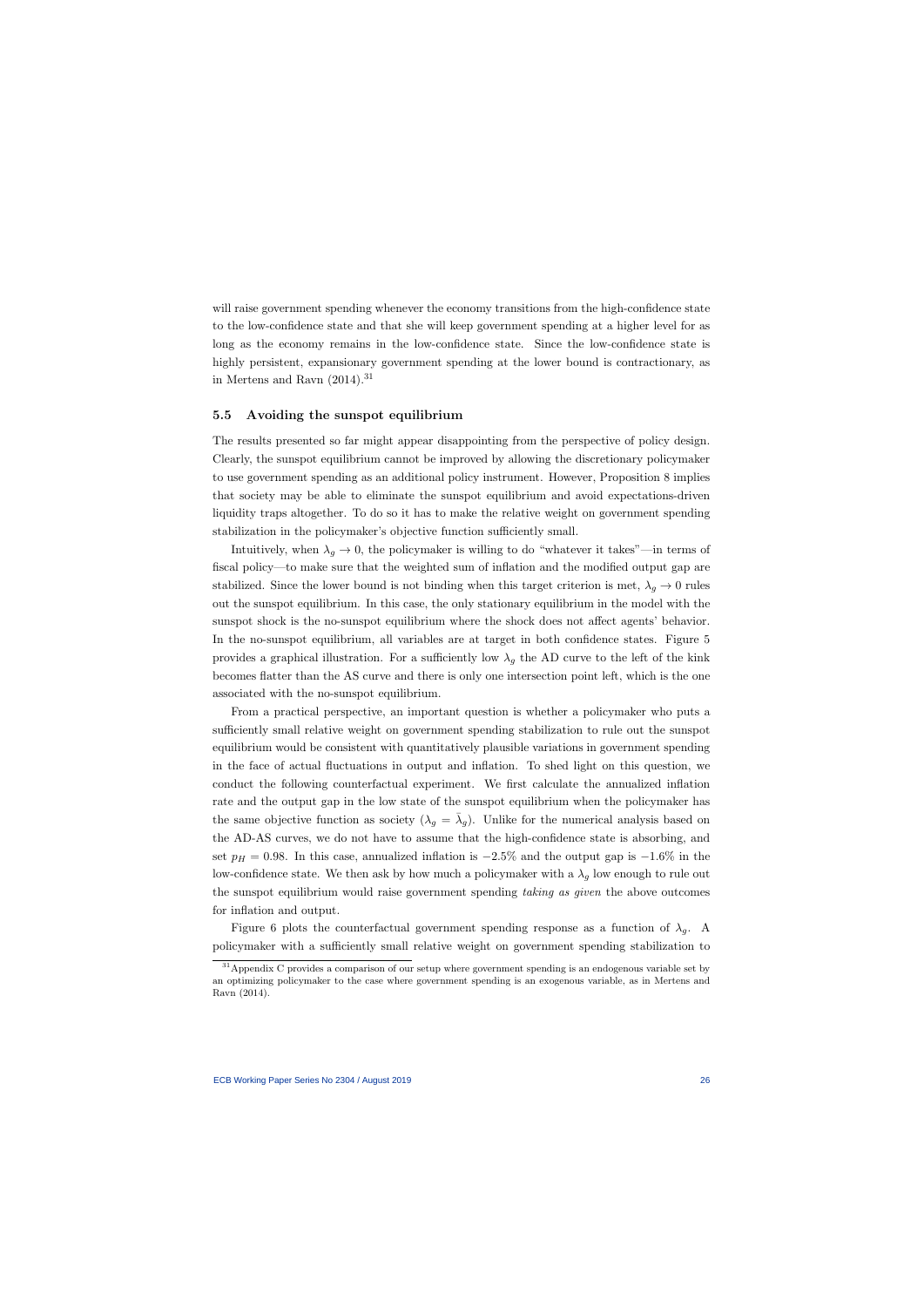will raise government spending whenever the economy transitions from the high-confidence state to the low-confidence state and that she will keep government spending at a higher level for as long as the economy remains in the low-confidence state. Since the low-confidence state is highly persistent, expansionary government spending at the lower bound is contractionary, as in Mertens and Ravn (2014).[31]

### 5.5 Avoiding the sunspot equilibrium

The results presented so far might appear disappointing from the perspective of policy design. Clearly, the sunspot equilibrium cannot be improved by allowing the discretionary policymaker to use government spending as an additional policy instrument. However, Proposition 8 implies that society may be able to eliminate the sunspot equilibrium and avoid expectations-driven liquidity traps altogether. To do so it has to make the relative weight on government spending stabilization in the policymaker's objective function sufficiently small.

Intuitively, when $\lambda_g \to 0$, the policymaker is willing to do "whatever it takes"—in terms of fiscal policy—to make sure that the weighted sum of inflation and the modified output gap are stabilized. Since the lower bound is not binding when this target criterion is met, $\lambda_g \to 0$ rules out the sunspot equilibrium. In this case, the only stationary equilibrium in the model with the sunspot shock is the no-sunspot equilibrium where the shock does not affect agents' behavior. In the no-sunspot equilibrium, all variables are at target in both confidence states. Figure 5 provides a graphical illustration. For a sufficiently low $\lambda_g$ the AD curve to the left of the kink becomes flatter than the AS curve and there is only one intersection point left, which is the one associated with the no-sunspot equilibrium.

From a practical perspective, an important question is whether a policymaker who puts a sufficiently small relative weight on government spending stabilization to rule out the sunspot equilibrium would be consistent with quantitatively plausible variations in government spending in the face of actual fluctuations in output and inflation. To shed light on this question, we conduct the following counterfactual experiment. We first calculate the annualized inflation rate and the output gap in the low state of the sunspot equilibrium when the policymaker has the same objective function as society ($\lambda_g = \bar{\lambda}_g$). Unlike for the numerical analysis based on the AD-AS curves, we do not have to assume that the high-confidence state is absorbing, and set $p_H = 0.98$. In this case, annualized inflation is $-2.5\%$ and the output gap is $-1.6\%$ in the low-confidence state. We then ask by how much a policymaker with a $\lambda_g$ low enough to rule out the sunspot equilibrium would raise government spending *taking as given* the above outcomes for inflation and output.

Figure 6 plots the counterfactual government spending response as a function of $\lambda_g$. A policymaker with a sufficiently small relative weight on government spending stabilization to

[31] Appendix C provides a comparison of our setup where government spending is an endogenous variable set by an optimizing policymaker to the case where government spending is an exogenous variable, as in Mertens and Ravn (2014).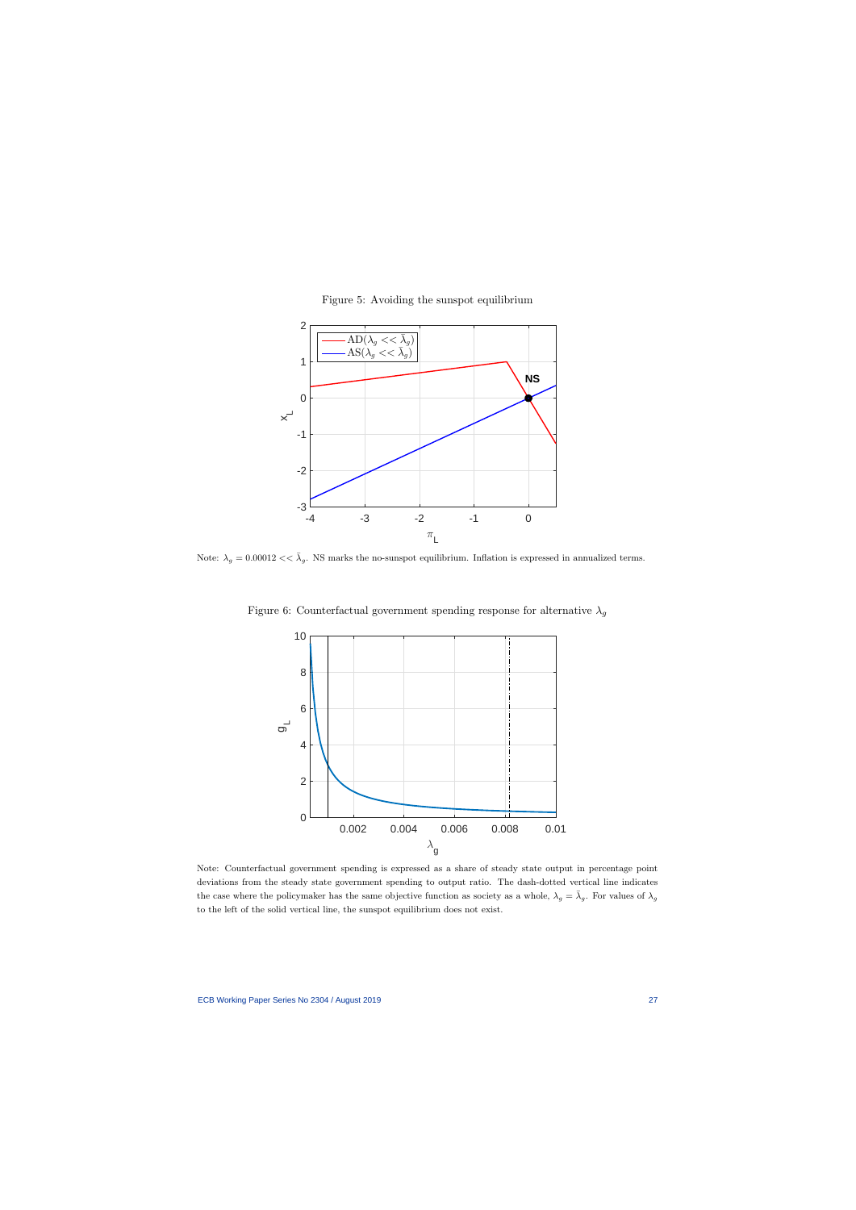Figure 5: Avoiding the sunspot equilibrium

Note: $\lambda_g = 0.00012 << \bar{\lambda}_g$. NS marks the no-sunspot equilibrium. Inflation is expressed in annualized terms.

Figure 6: Counterfactual government spending response for alternative $\lambda_g$

Note: Counterfactual government spending is expressed as a share of steady state output in percentage point deviations from the steady state government spending to output ratio. The dash-dotted vertical line indicates the case where the policymaker has the same objective function as society as a whole, $\lambda_g = \bar{\lambda}_g$. For values of $\lambda_g$ to the left of the solid vertical line, the sunspot equilibrium does not exist.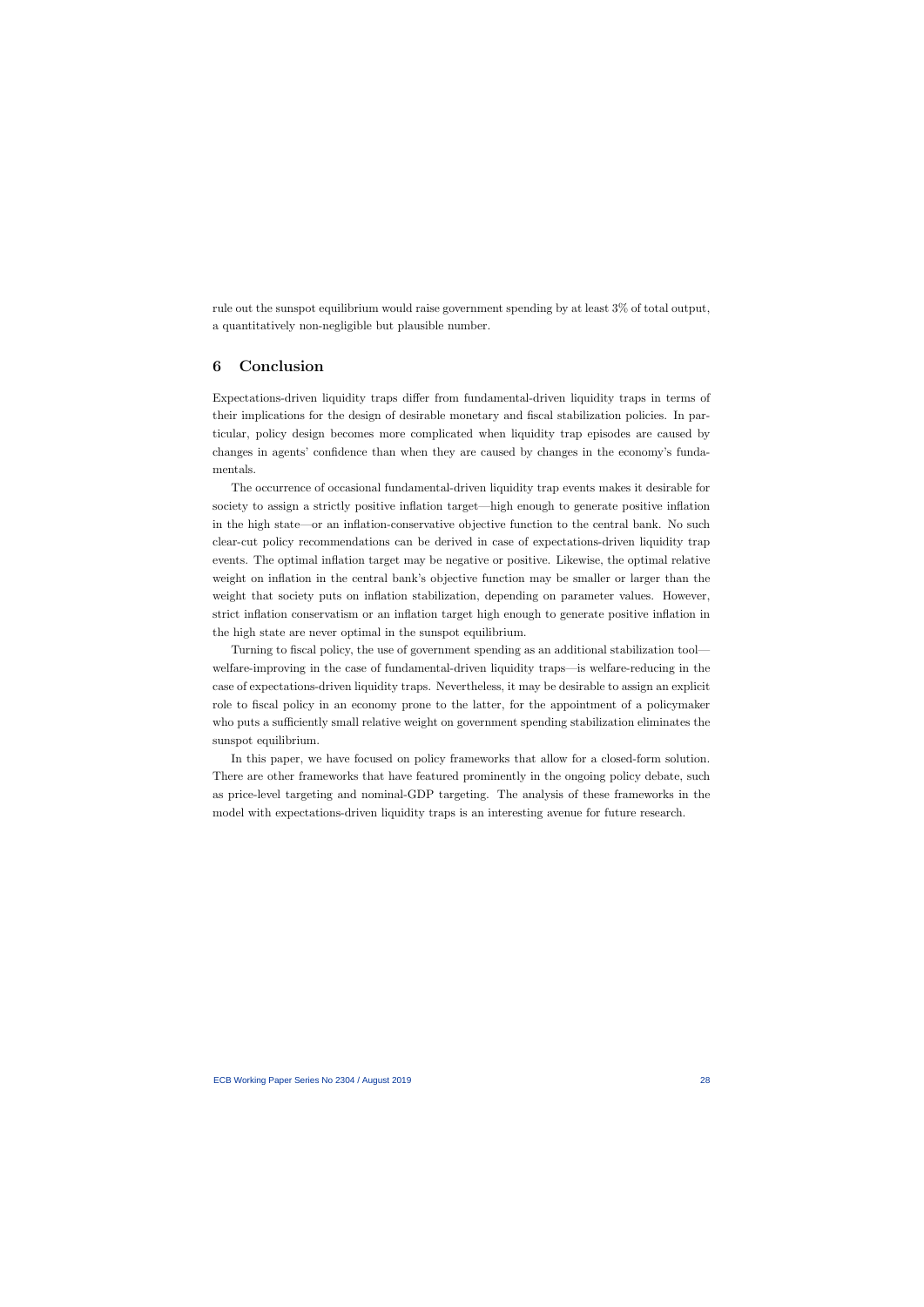rule out the sunspot equilibrium would raise government spending by at least 3% of total output, a quantitatively non-negligible but plausible number.

## 6 Conclusion

Expectations-driven liquidity traps differ from fundamental-driven liquidity traps in terms of their implications for the design of desirable monetary and fiscal stabilization policies. In particular, policy design becomes more complicated when liquidity trap episodes are caused by changes in agents' confidence than when they are caused by changes in the economy's fundamentals.

The occurrence of occasional fundamental-driven liquidity trap events makes it desirable for society to assign a strictly positive inflation target—high enough to generate positive inflation in the high state—or an inflation-conservative objective function to the central bank. No such clear-cut policy recommendations can be derived in case of expectations-driven liquidity trap events. The optimal inflation target may be negative or positive. Likewise, the optimal relative weight on inflation in the central bank's objective function may be smaller or larger than the weight that society puts on inflation stabilization, depending on parameter values. However, strict inflation conservatism or an inflation target high enough to generate positive inflation in the high state are never optimal in the sunspot equilibrium.

Turning to fiscal policy, the use of government spending as an additional stabilization tool—welfare-improving in the case of fundamental-driven liquidity traps—is welfare-reducing in the case of expectations-driven liquidity traps. Nevertheless, it may be desirable to assign an explicit role to fiscal policy in an economy prone to the latter, for the appointment of a policymaker who puts a sufficiently small relative weight on government spending stabilization eliminates the sunspot equilibrium.

In this paper, we have focused on policy frameworks that allow for a closed-form solution. There are other frameworks that have featured prominently in the ongoing policy debate, such as price-level targeting and nominal-GDP targeting. The analysis of these frameworks in the model with expectations-driven liquidity traps is an interesting avenue for future research.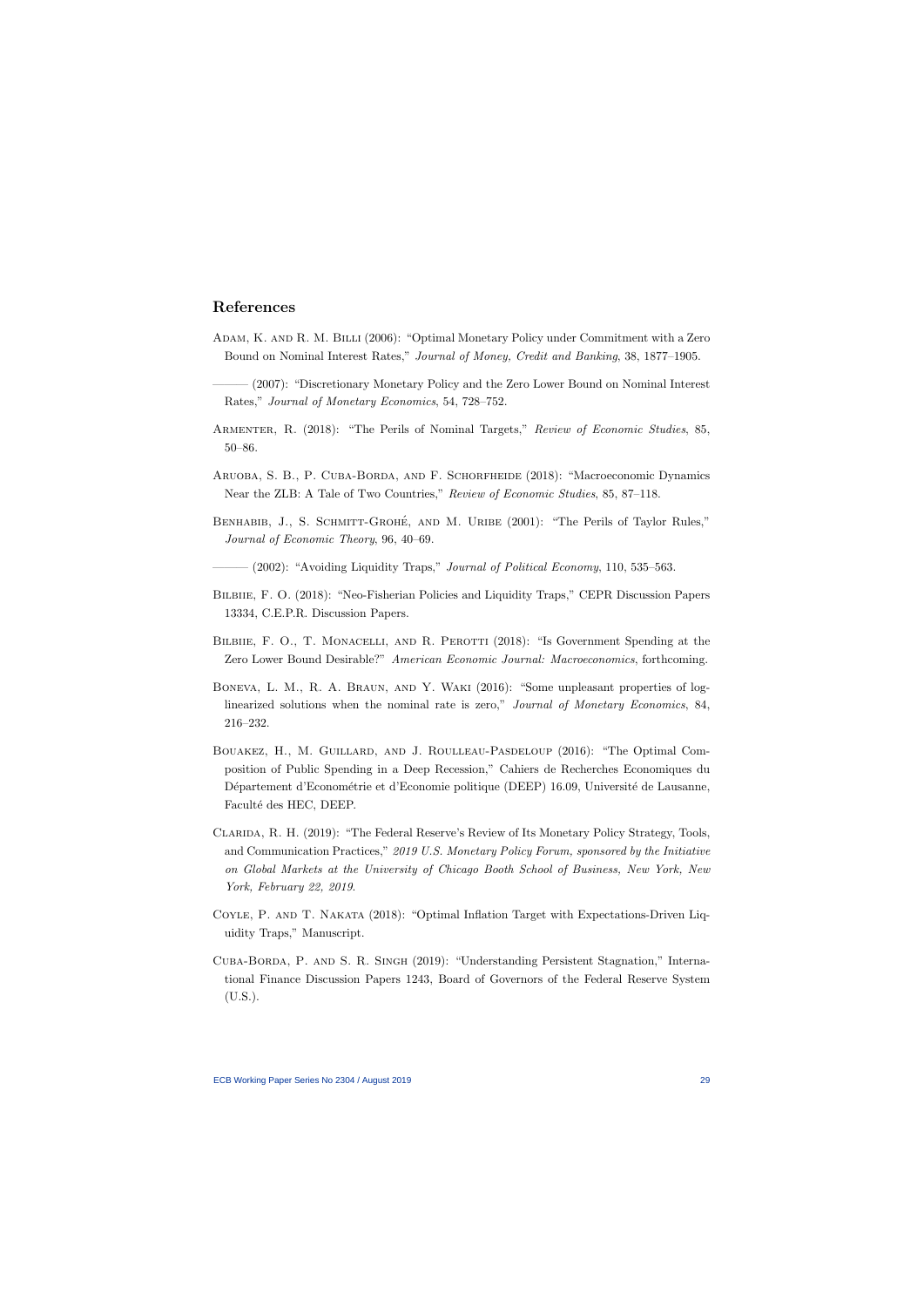## References

Adam, K. and R. M. Billi (2006): "Optimal Monetary Policy under Commitment with a Zero Bound on Nominal Interest Rates," *Journal of Money, Credit and Banking*, 38, 1877–1905.

——— (2007): "Discretionary Monetary Policy and the Zero Lower Bound on Nominal Interest Rates," *Journal of Monetary Economics*, 54, 728–752.

Armenter, R. (2018): "The Perils of Nominal Targets," *Review of Economic Studies*, 85, 50–86.

Aruoba, S. B., P. Cuba-Borda, and F. Schorfheide (2018): "Macroeconomic Dynamics Near the ZLB: A Tale of Two Countries," *Review of Economic Studies*, 85, 87–118.

Benhabib, J., S. Schmitt-Grohé, and M. Uribe (2001): "The Perils of Taylor Rules," *Journal of Economic Theory*, 96, 40–69.

——— (2002): "Avoiding Liquidity Traps," *Journal of Political Economy*, 110, 535–563.

Bilbiie, F. O. (2018): "Neo-Fisherian Policies and Liquidity Traps," CEPR Discussion Papers 13334, C.E.P.R. Discussion Papers.

Bilbiie, F. O., T. Monacelli, and R. Perotti (2018): "Is Government Spending at the Zero Lower Bound Desirable?" *American Economic Journal: Macroeconomics*, forthcoming.

Boneva, L. M., R. A. Braun, and Y. Waki (2016): "Some unpleasant properties of log-linearized solutions when the nominal rate is zero," *Journal of Monetary Economics*, 84, 216–232.

Bouakez, H., M. Guillard, and J. Roulleau-Pasdeloup (2016): "The Optimal Composition of Public Spending in a Deep Recession," Cahiers de Recherches Economiques du Département d'Econométrie et d'Economie politique (DEEP) 16.09, Université de Lausanne, Faculté des HEC, DEEP.

Clarida, R. H. (2019): "The Federal Reserve's Review of Its Monetary Policy Strategy, Tools, and Communication Practices," *2019 U.S. Monetary Policy Forum, sponsored by the Initiative on Global Markets at the University of Chicago Booth School of Business, New York, New York, February 22, 2019*.

Coyle, P. and T. Nakata (2018): "Optimal Inflation Target with Expectations-Driven Liquidity Traps," Manuscript.

Cuba-Borda, P. and S. R. Singh (2019): "Understanding Persistent Stagnation," International Finance Discussion Papers 1243, Board of Governors of the Federal Reserve System (U.S.).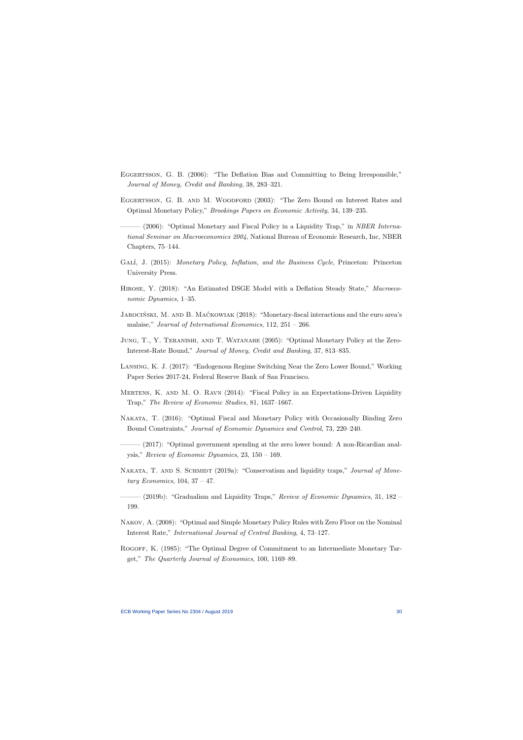Eggertsson, G. B. (2006): "The Deflation Bias and Committing to Being Irresponsible," *Journal of Money, Credit and Banking*, 38, 283–321.

Eggertsson, G. B. and M. Woodford (2003): "The Zero Bound on Interest Rates and Optimal Monetary Policy," *Brookings Papers on Economic Activity*, 34, 139–235.

——— (2006): "Optimal Monetary and Fiscal Policy in a Liquidity Trap," in *NBER International Seminar on Macroeconomics 2004*, National Bureau of Economic Research, Inc, NBER Chapters, 75–144.

Galí, J. (2015): *Monetary Policy, Inflation, and the Business Cycle*, Princeton: Princeton University Press.

Hirose, Y. (2018): "An Estimated DSGE Model with a Deflation Steady State," *Macroeconomic Dynamics*, 1–35.

Jarociński, M. and B. Maćkowiak (2018): "Monetary-fiscal interactions and the euro area's malaise," *Journal of International Economics*, 112, 251 – 266.

Jung, T., Y. Teranishi, and T. Watanabe (2005): "Optimal Monetary Policy at the Zero-Interest-Rate Bound," *Journal of Money, Credit and Banking*, 37, 813–835.

Lansing, K. J. (2017): "Endogenous Regime Switching Near the Zero Lower Bound," Working Paper Series 2017-24, Federal Reserve Bank of San Francisco.

Mertens, K. and M. O. Ravn (2014): "Fiscal Policy in an Expectations-Driven Liquidity Trap," *The Review of Economic Studies*, 81, 1637–1667.

Nakata, T. (2016): "Optimal Fiscal and Monetary Policy with Occasionally Binding Zero Bound Constraints," *Journal of Economic Dynamics and Control*, 73, 220–240.

——— (2017): "Optimal government spending at the zero lower bound: A non-Ricardian analysis," *Review of Economic Dynamics*, 23, 150 – 169.

Nakata, T. and S. Schmidt (2019a): "Conservatism and liquidity traps," *Journal of Monetary Economics*, 104, 37 – 47.

——— (2019b): "Gradualism and Liquidity Traps," *Review of Economic Dynamics*, 31, 182 – 199.

Nakov, A. (2008): "Optimal and Simple Monetary Policy Rules with Zero Floor on the Nominal Interest Rate," *International Journal of Central Banking*, 4, 73–127.

Rogoff, K. (1985): "The Optimal Degree of Commitment to an Intermediate Monetary Target," *The Quarterly Journal of Economics*, 100, 1169–89.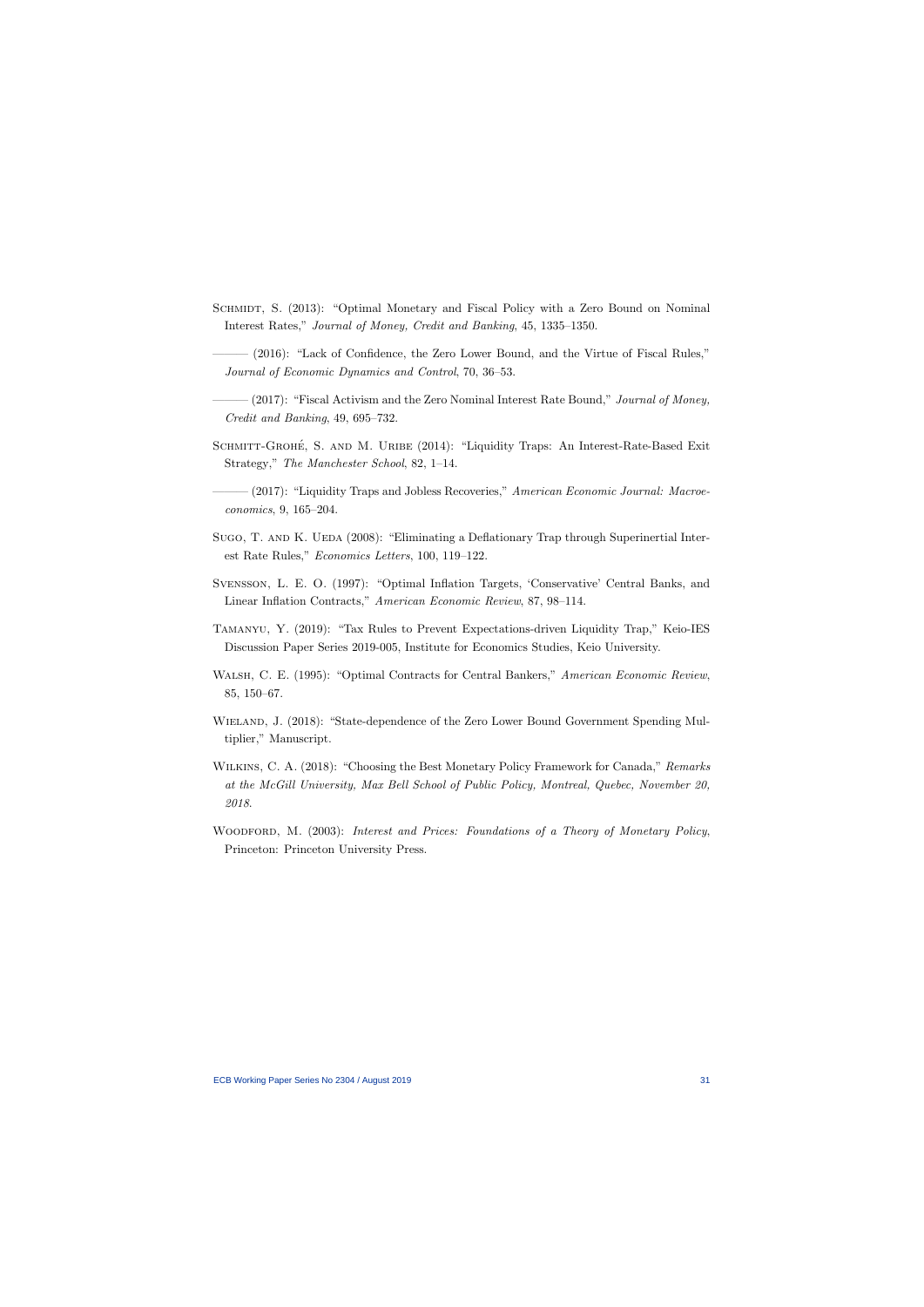Schmidt, S. (2013): "Optimal Monetary and Fiscal Policy with a Zero Bound on Nominal Interest Rates," *Journal of Money, Credit and Banking*, 45, 1335–1350.

——— (2016): "Lack of Confidence, the Zero Lower Bound, and the Virtue of Fiscal Rules," *Journal of Economic Dynamics and Control*, 70, 36–53.

——— (2017): "Fiscal Activism and the Zero Nominal Interest Rate Bound," *Journal of Money, Credit and Banking*, 49, 695–732.

Schmitt-Grohé, S. and M. Uribe (2014): "Liquidity Traps: An Interest-Rate-Based Exit Strategy," *The Manchester School*, 82, 1–14.

——— (2017): "Liquidity Traps and Jobless Recoveries," *American Economic Journal: Macroeconomics*, 9, 165–204.

Sugo, T. and K. Ueda (2008): "Eliminating a Deflationary Trap through Superinertial Interest Rate Rules," *Economics Letters*, 100, 119–122.

Svensson, L. E. O. (1997): "Optimal Inflation Targets, 'Conservative' Central Banks, and Linear Inflation Contracts," *American Economic Review*, 87, 98–114.

Tamanyu, Y. (2019): "Tax Rules to Prevent Expectations-driven Liquidity Trap," Keio-IES Discussion Paper Series 2019-005, Institute for Economics Studies, Keio University.

Walsh, C. E. (1995): "Optimal Contracts for Central Bankers," *American Economic Review*, 85, 150–67.

Wieland, J. (2018): "State-dependence of the Zero Lower Bound Government Spending Multiplier," Manuscript.

Wilkins, C. A. (2018): "Choosing the Best Monetary Policy Framework for Canada," *Remarks at the McGill University, Max Bell School of Public Policy, Montreal, Quebec, November 20, 2018*.

Woodford, M. (2003): *Interest and Prices: Foundations of a Theory of Monetary Policy*, Princeton: Princeton University Press.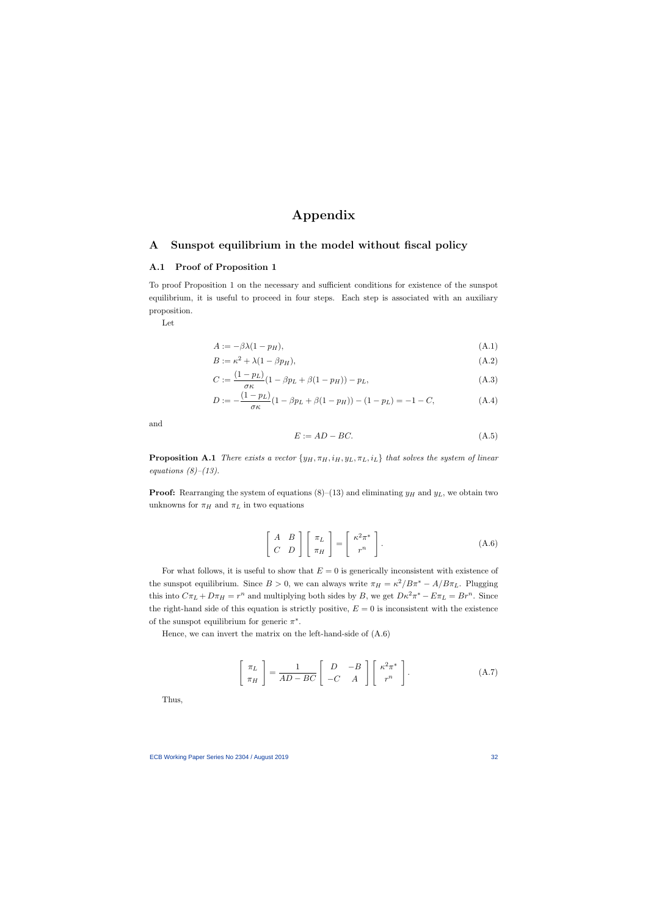# Appendix

## A Sunspot equilibrium in the model without fiscal policy

### A.1 Proof of Proposition 1

To proof Proposition 1 on the necessary and sufficient conditions for existence of the sunspot equilibrium, it is useful to proceed in four steps. Each step is associated with an auxiliary proposition.

Let

$$A := -\beta\lambda(1-p_H), \tag{A.1}$$

$$B := \kappa^2 + \lambda(1-\beta p_H), \tag{A.2}$$

$$C := \frac{(1-p_L)}{\sigma\kappa}(1-\beta p_L + \beta(1-p_H)) - p_L, \tag{A.3}$$

$$D := -\frac{(1-p_L)}{\sigma\kappa}(1-\beta p_L + \beta(1-p_H)) - (1-p_L) = -1 - C, \tag{A.4}$$

and

$$E := AD - BC. \tag{A.5}$$

**Proposition A.1** *There exists a vector $\{y_H, \pi_H, i_H, y_L, \pi_L, i_L\}$ that solves the system of linear equations (8)–(13).*

**Proof:** Rearranging the system of equations (8)–(13) and eliminating $y_H$ and $y_L$, we obtain two unknowns for $\pi_H$ and $\pi_L$ in two equations

$$\begin{bmatrix} A & B \\ C & D \end{bmatrix} \begin{bmatrix} \pi_L \\ \pi_H \end{bmatrix} = \begin{bmatrix} \kappa^2\pi^* \\ r^n \end{bmatrix}. \tag{A.6}$$

For what follows, it is useful to show that $E = 0$ is generically inconsistent with existence of the sunspot equilibrium. Since $B > 0$, we can always write $\pi_H = \kappa^2/B\pi^* - A/B\pi_L$. Plugging this into $C\pi_L + D\pi_H = r^n$ and multiplying both sides by $B$, we get $D\kappa^2\pi^* - E\pi_L = Br^n$. Since the right-hand side of this equation is strictly positive, $E = 0$ is inconsistent with the existence of the sunspot equilibrium for generic $\pi^*$.

Hence, we can invert the matrix on the left-hand-side of (A.6)

$$\begin{bmatrix} \pi_L \\ \pi_H \end{bmatrix} = \frac{1}{AD - BC} \begin{bmatrix} D & -B \\ -C & A \end{bmatrix} \begin{bmatrix} \kappa^2\pi^* \\ r^n \end{bmatrix}. \tag{A.7}$$

Thus,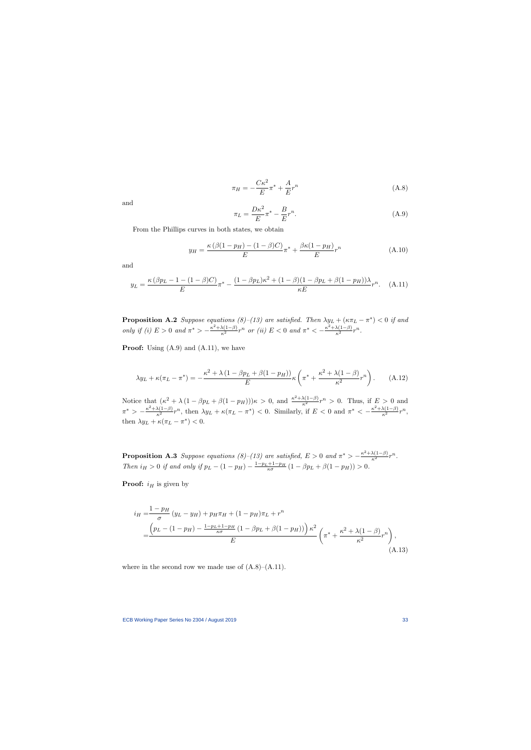$$\pi_H = -\frac{C\kappa^2}{E}\pi^* + \frac{A}{E}r^n \tag{A.8}$$

and

$$\pi_L = \frac{D\kappa^2}{E}\pi^* - \frac{B}{E}r^n. \tag{A.9}$$

From the Phillips curves in both states, we obtain

$$y_H = \frac{\kappa\left(\beta(1-p_H) - (1-\beta)C\right)}{E}\pi^* + \frac{\beta\kappa(1-p_H)}{E}r^n \tag{A.10}$$

and

$$y_L = \frac{\kappa\left(\beta p_L - 1 - (1-\beta)C\right)}{E}\pi^* - \frac{(1-\beta p_L)\kappa^2 + (1-\beta)(1-\beta p_L + \beta(1-p_H))\lambda}{\kappa E}r^n. \tag{A.11}$$

**Proposition A.2** *Suppose equations (8)–(13) are satisfied. Then $\lambda y_L + (\kappa\pi_L - \pi^*) < 0$ if and only if (i) $E > 0$ and $\pi^* > -\frac{\kappa^2+\lambda(1-\beta)}{\kappa^2}r^n$ or (ii) $E < 0$ and $\pi^* < -\frac{\kappa^2+\lambda(1-\beta)}{\kappa^2}r^n$.*

**Proof:** Using (A.9) and (A.11), we have

$$\lambda y_L + \kappa(\pi_L - \pi^*) = -\frac{\kappa^2 + \lambda\left(1 - \beta p_L + \beta(1-p_H)\right)}{E}\kappa\left(\pi^* + \frac{\kappa^2 + \lambda(1-\beta)}{\kappa^2}r^n\right). \tag{A.12}$$

Notice that $(\kappa^2 + \lambda(1-\beta p_L + \beta(1-p_H)))\kappa > 0$, and $\frac{\kappa^2+\lambda(1-\beta)}{\kappa^2}r^n > 0$. Thus, if $E > 0$ and $\pi^* > -\frac{\kappa^2+\lambda(1-\beta)}{\kappa^2}r^n$, then $\lambda y_L + \kappa(\pi_L - \pi^*) < 0$. Similarly, if $E < 0$ and $\pi^* < -\frac{\kappa^2+\lambda(1-\beta)}{\kappa^2}r^n$, then $\lambda y_L + \kappa(\pi_L - \pi^*) < 0$.

**Proposition A.3** *Suppose equations (8)–(13) are satisfied, $E > 0$ and $\pi^* > -\frac{\kappa^2+\lambda(1-\beta)}{\kappa^2}r^n$. Then $i_H > 0$ if and only if $p_L - (1-p_H) - \frac{1-p_L+1-p_H}{\kappa\sigma}\left(1 - \beta p_L + \beta(1-p_H)\right) > 0$.*

**Proof:** $i_H$ is given by

$$\begin{aligned}
i_H =& \frac{1-p_H}{\sigma}\left(y_L - y_H\right) + p_H\pi_H + (1-p_H)\pi_L + r^n \\
=& \frac{\left(p_L - (1-p_H) - \frac{1-p_L+1-p_H}{\kappa\sigma}\left(1 - \beta p_L + \beta(1-p_H)\right)\right)\kappa^2}{E}\left(\pi^* + \frac{\kappa^2 + \lambda(1-\beta)}{\kappa^2}r^n\right),
\end{aligned} \tag{A.13}$$

where in the second row we made use of (A.8)–(A.11).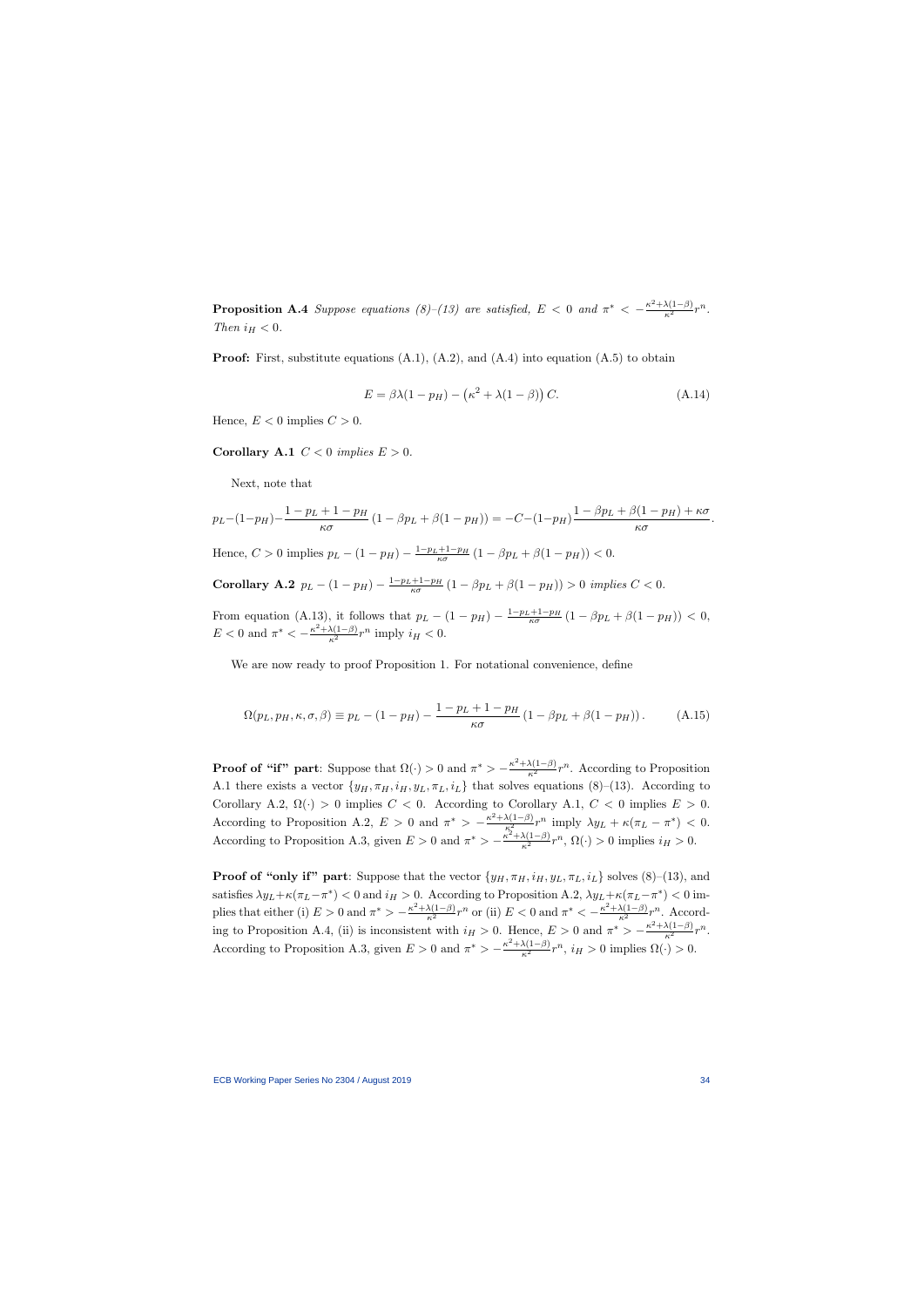**Proposition A.4** *Suppose equations (8)–(13) are satisfied, $E < 0$ and $\pi^* < -\frac{\kappa^2+\lambda(1-\beta)}{\kappa^2}r^n$. Then $i_H < 0$.*

**Proof:** First, substitute equations (A.1), (A.2), and (A.4) into equation (A.5) to obtain

$$E = \beta\lambda(1-p_H) - \left(\kappa^2 + \lambda(1-\beta)\right)C. \tag{A.14}$$

Hence, $E < 0$ implies $C > 0$.

**Corollary A.1** *$C < 0$ implies $E > 0$.*

Next, note that

$$p_L - (1-p_H) - \frac{1-p_L+1-p_H}{\kappa\sigma}\left(1-\beta p_L + \beta(1-p_H)\right) = -C - (1-p_H)\frac{1-\beta p_L + \beta(1-p_H) + \kappa\sigma}{\kappa\sigma}.$$

Hence, $C > 0$ implies $p_L - (1-p_H) - \frac{1-p_L+1-p_H}{\kappa\sigma}\left(1-\beta p_L + \beta(1-p_H)\right) < 0$.

**Corollary A.2** *$p_L - (1-p_H) - \frac{1-p_L+1-p_H}{\kappa\sigma}\left(1-\beta p_L + \beta(1-p_H)\right) > 0$ implies $C < 0$.*

From equation (A.13), it follows that $p_L - (1-p_H) - \frac{1-p_L+1-p_H}{\kappa\sigma}\left(1-\beta p_L + \beta(1-p_H)\right) < 0$, $E < 0$ and $\pi^* < -\frac{\kappa^2+\lambda(1-\beta)}{\kappa^2}r^n$ imply $i_H < 0$.

We are now ready to proof Proposition 1. For notational convenience, define

$$\Omega(p_L, p_H, \kappa, \sigma, \beta) \equiv p_L - (1-p_H) - \frac{1-p_L+1-p_H}{\kappa\sigma}\left(1-\beta p_L + \beta(1-p_H)\right). \tag{A.15}$$

**Proof of "if" part**: Suppose that $\Omega(\cdot) > 0$ and $\pi^* > -\frac{\kappa^2+\lambda(1-\beta)}{\kappa^2}r^n$. According to Proposition A.1 there exists a vector $\{y_H, \pi_H, i_H, y_L, \pi_L, i_L\}$ that solves equations (8)–(13). According to Corollary A.2, $\Omega(\cdot) > 0$ implies $C < 0$. According to Corollary A.1, $C < 0$ implies $E > 0$. According to Proposition A.2, $E > 0$ and $\pi^* > -\frac{\kappa^2+\lambda(1-\beta)}{\kappa^2}r^n$ imply $\lambda y_L + \kappa(\pi_L - \pi^*) < 0$. According to Proposition A.3, given $E > 0$ and $\pi^* > -\frac{\kappa^2+\lambda(1-\beta)}{\kappa^2}r^n$, $\Omega(\cdot) > 0$ implies $i_H > 0$.

**Proof of "only if" part**: Suppose that the vector $\{y_H, \pi_H, i_H, y_L, \pi_L, i_L\}$ solves (8)–(13), and satisfies $\lambda y_L + \kappa(\pi_L - \pi^*) < 0$ and $i_H > 0$. According to Proposition A.2, $\lambda y_L + \kappa(\pi_L - \pi^*) < 0$ implies that either (i) $E > 0$ and $\pi^* > -\frac{\kappa^2+\lambda(1-\beta)}{\kappa^2}r^n$ or (ii) $E < 0$ and $\pi^* < -\frac{\kappa^2+\lambda(1-\beta)}{\kappa^2}r^n$. According to Proposition A.4, (ii) is inconsistent with $i_H > 0$. Hence, $E > 0$ and $\pi^* > -\frac{\kappa^2+\lambda(1-\beta)}{\kappa^2}r^n$. According to Proposition A.3, given $E > 0$ and $\pi^* > -\frac{\kappa^2+\lambda(1-\beta)}{\kappa^2}r^n$, $i_H > 0$ implies $\Omega(\cdot) > 0$.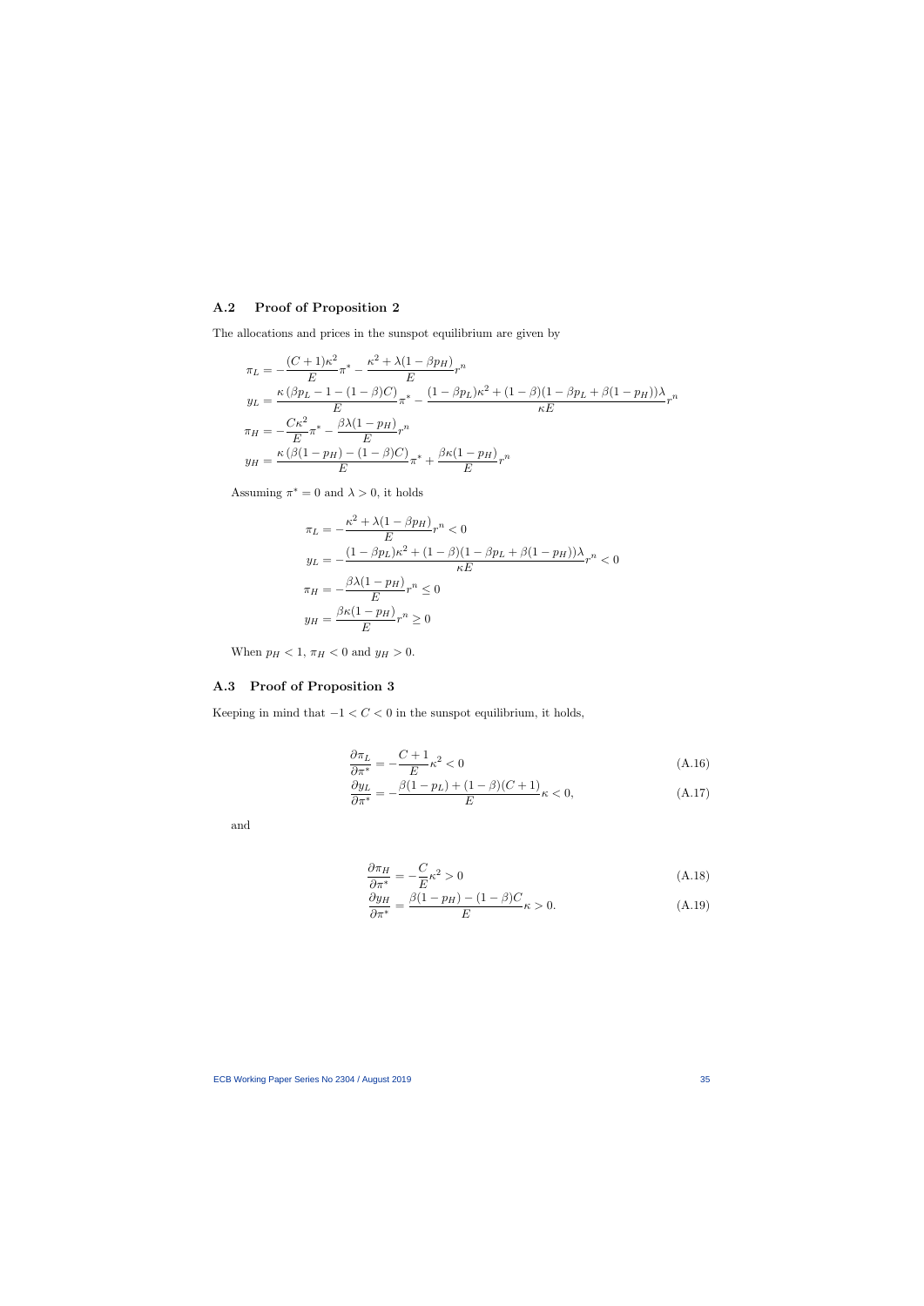## A.2 Proof of Proposition 2

The allocations and prices in the sunspot equilibrium are given by

$$
\begin{aligned}
\pi_L &= -\frac{(C+1)\kappa^2}{E}\pi^* - \frac{\kappa^2 + \lambda(1-\beta p_H)}{E} r^n \\
y_L &= \frac{\kappa\left(\beta p_L - 1 - (1-\beta)C\right)}{E}\pi^* - \frac{(1-\beta p_L)\kappa^2 + (1-\beta)(1-\beta p_L + \beta(1-p_H))\lambda}{\kappa E} r^n \\
\pi_H &= -\frac{C\kappa^2}{E}\pi^* - \frac{\beta\lambda(1-p_H)}{E} r^n \\
y_H &= \frac{\kappa\left(\beta(1-p_H) - (1-\beta)C\right)}{E}\pi^* + \frac{\beta\kappa(1-p_H)}{E} r^n
\end{aligned}
$$

Assuming $\pi^* = 0$ and $\lambda > 0$, it holds

$$
\begin{aligned}
\pi_L &= -\frac{\kappa^2 + \lambda(1-\beta p_H)}{E} r^n < 0 \\
y_L &= -\frac{(1-\beta p_L)\kappa^2 + (1-\beta)(1-\beta p_L + \beta(1-p_H))\lambda}{\kappa E} r^n < 0 \\
\pi_H &= -\frac{\beta\lambda(1-p_H)}{E} r^n \leq 0 \\
y_H &= \frac{\beta\kappa(1-p_H)}{E} r^n \geq 0
\end{aligned}
$$

When $p_H < 1$, $\pi_H < 0$ and $y_H > 0$.

## A.3 Proof of Proposition 3

Keeping in mind that $-1 < C < 0$ in the sunspot equilibrium, it holds,

$$
\frac{\partial \pi_L}{\partial \pi^*} = -\frac{C+1}{E}\kappa^2 < 0 \tag{A.16}
$$

$$
\frac{\partial y_L}{\partial \pi^*} = -\frac{\beta(1-p_L) + (1-\beta)(C+1)}{E}\kappa < 0, \tag{A.17}
$$

and

$$
\frac{\partial \pi_H}{\partial \pi^*} = -\frac{C}{E}\kappa^2 > 0 \tag{A.18}
$$

$$
\frac{\partial y_H}{\partial \pi^*} = \frac{\beta(1-p_H) - (1-\beta)C}{E}\kappa > 0. \tag{A.19}
$$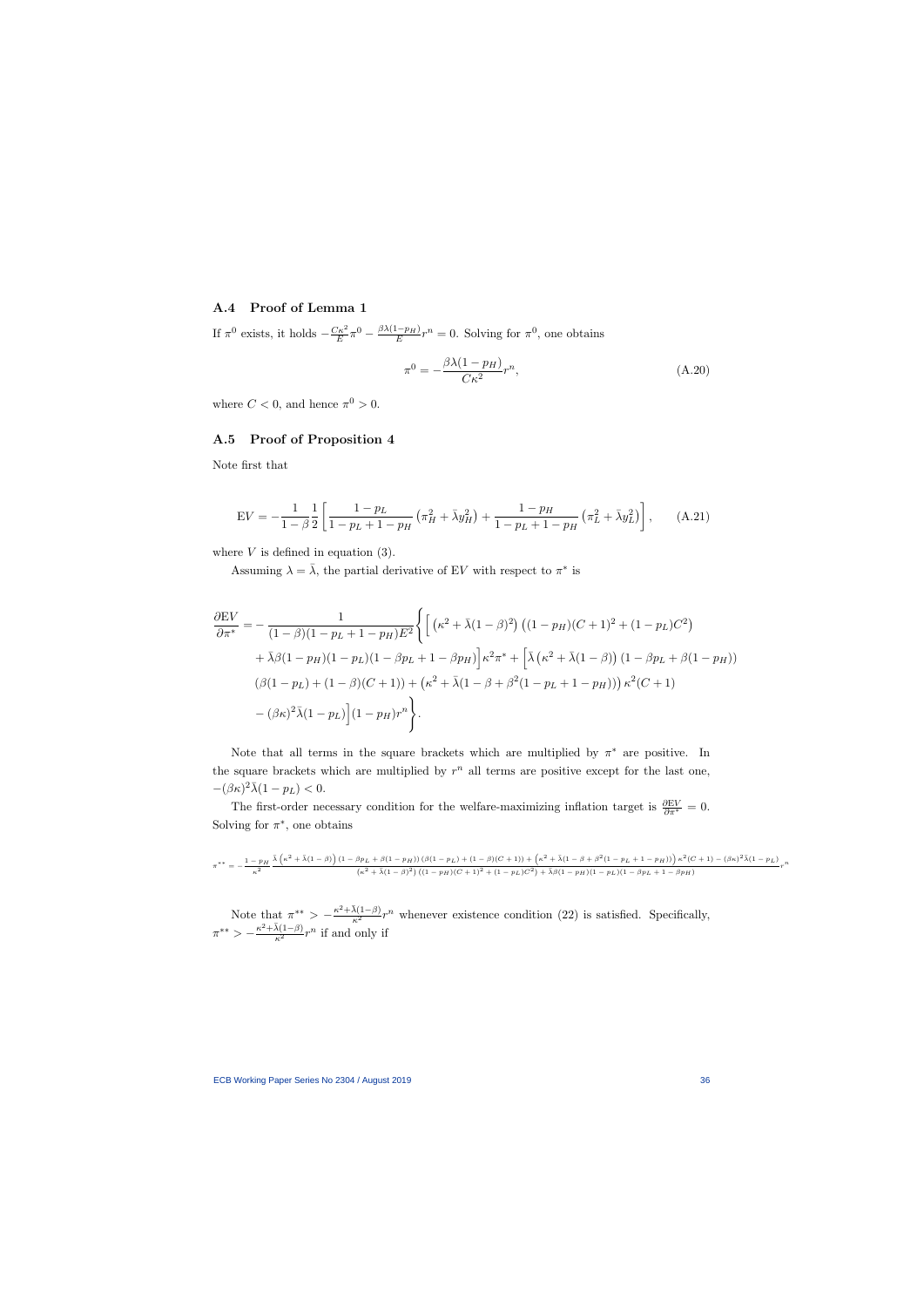## A.4 Proof of Lemma 1

If $\pi^0$ exists, it holds $-\frac{C\kappa^2}{E}\pi^0 - \frac{\beta\lambda(1-p_H)}{E}r^n = 0$. Solving for $\pi^0$, one obtains

$$
\pi^0 = -\frac{\beta\lambda(1-p_H)}{C\kappa^2}r^n, \tag{A.20}
$$

where $C < 0$, and hence $\pi^0 > 0$.

## A.5 Proof of Proposition 4

Note first that

$$
\mathrm{E}V = -\frac{1}{1-\beta}\frac{1}{2}\left[\frac{1-p_L}{1-p_L+1-p_H}\left(\pi_H^2 + \bar{\lambda}y_H^2\right) + \frac{1-p_H}{1-p_L+1-p_H}\left(\pi_L^2 + \bar{\lambda}y_L^2\right)\right], \tag{A.21}
$$

where $V$ is defined in equation (3).

Assuming $\lambda = \bar{\lambda}$, the partial derivative of E$V$ with respect to $\pi^*$ is

$$
\begin{aligned}
\frac{\partial \mathrm{E}V}{\partial \pi^*} = &-\frac{1}{(1-\beta)(1-p_L+1-p_H)E^2}\Bigg\{\Big[\left(\kappa^2 + \bar{\lambda}(1-\beta)^2\right)\left((1-p_H)(C+1)^2 + (1-p_L)C^2\right) \\
&+ \bar{\lambda}\beta(1-p_H)(1-p_L)(1-\beta p_L + 1 - \beta p_H)\Big]\kappa^2\pi^* + \Big[\bar{\lambda}\left(\kappa^2 + \bar{\lambda}(1-\beta)\right)(1-\beta p_L + \beta(1-p_H)) \\
&(\beta(1-p_L) + (1-\beta)(C+1)) + \left(\kappa^2 + \bar{\lambda}(1-\beta+\beta^2(1-p_L+1-p_H))\right)\kappa^2(C+1) \\
&- (\beta\kappa)^2\bar{\lambda}(1-p_L)\Big](1-p_H)r^n\Bigg\}.
\end{aligned}
$$

Note that all terms in the square brackets which are multiplied by $\pi^*$ are positive. In the square brackets which are multiplied by $r^n$ all terms are positive except for the last one, $-(\beta\kappa)^2\bar{\lambda}(1-p_L) < 0$.

The first-order necessary condition for the welfare-maximizing inflation target is $\frac{\partial \mathrm{E}V}{\partial \pi^*} = 0$. Solving for $\pi^*$, one obtains

$$
\pi^{**} = -\frac{1-p_H}{\kappa^2}\frac{\bar{\lambda}\left(\kappa^2 + \bar{\lambda}(1-\beta)\right)(1-\beta p_L + \beta(1-p_H))(\beta(1-p_L) + (1-\beta)(C+1)) + \left(\kappa^2 + \bar{\lambda}(1-\beta+\beta^2(1-p_L+1-p_H))\right)\kappa^2(C+1) - (\beta\kappa)^2\bar{\lambda}(1-p_L)}{\left(\kappa^2 + \bar{\lambda}(1-\beta)^2\right)\left((1-p_H)(C+1)^2 + (1-p_L)C^2\right) + \bar{\lambda}\beta(1-p_H)(1-p_L)(1-\beta p_L + 1 - \beta p_H)}r^n
$$

Note that $\pi^{**} > -\frac{\kappa^2 + \bar{\lambda}(1-\beta)}{\kappa^2}r^n$ whenever existence condition (22) is satisfied. Specifically, $\pi^{**} > -\frac{\kappa^2 + \bar{\lambda}(1-\beta)}{\kappa^2}r^n$ if and only if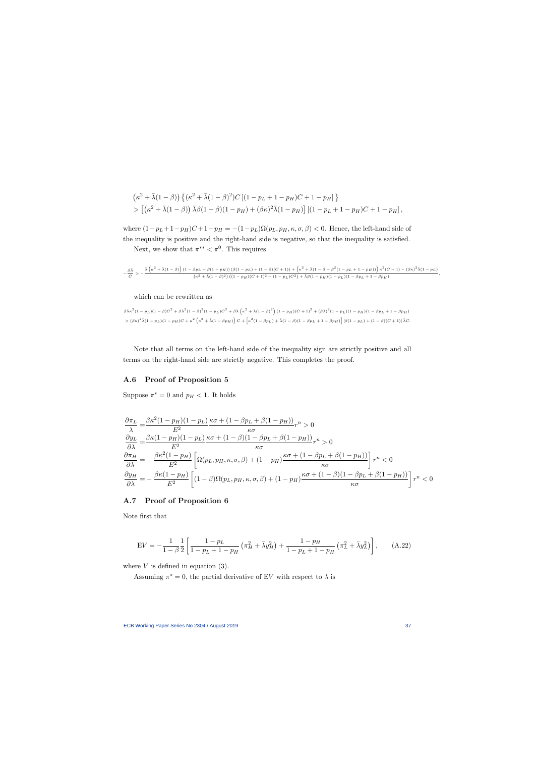$$
\begin{aligned}
&\left(\kappa^2+\bar{\lambda}(1-\beta)\right)\left\{(\kappa^2+\bar{\lambda}(1-\beta)^2)C\left[(1-p_L+1-p_H)C+1-p_H\right]\right\}\\
&>\left[\left(\kappa^2+\bar{\lambda}(1-\beta)\right)\bar{\lambda}\beta(1-\beta)(1-p_H)+(\beta\kappa)^2\bar{\lambda}(1-p_H)\right]\left[(1-p_L+1-p_H)C+1-p_H\right],
\end{aligned}
$$

where $(1-p_L+1-p_H)C+1-p_H=-(1-p_L)\Omega(p_L,p_H,\kappa,\sigma,\beta)<0$. Hence, the left-hand side of the inequality is positive and the right-hand side is negative, so that the inequality is satisfied.

Next, we show that $\pi^{**}<\pi^0$. This requires

$$
-\frac{\beta\bar{\lambda}}{C}>-\frac{\bar{\lambda}\left(\kappa^2+\bar{\lambda}(1-\beta)\right)(1-\beta p_L+\beta(1-p_H))\left(\beta(1-p_L)+(1-\beta)(C+1)\right)+\left(\kappa^2+\bar{\lambda}(1-\beta+\beta^2(1-p_L+1-p_H))\right)\kappa^2(C+1)-(\beta\kappa)^2\bar{\lambda}(1-p_L)}{(\kappa^2+\bar{\lambda}(1-\beta)^2)\left((1-p_H)(C+1)^2+(1-p_L)C^2\right)+\bar{\lambda}\beta(1-p_H)(1-p_L)(1-\beta p_L+1-\beta p_H)},
$$

which can be rewritten as

$$
\begin{aligned}
&\beta\bar{\lambda}\kappa^2(1-p_L)(1-\beta)C^2+\beta\bar{\lambda}^2(1-\beta)^2(1-p_L)C^2+\beta\bar{\lambda}\left(\kappa^2+\bar{\lambda}(1-\beta)^2\right)(1-p_H)(C+1)^2+(\beta\bar{\lambda})^2(1-p_L)(1-p_H)(1-\beta p_L+1-\beta p_H)\\
&>(\beta\kappa)^2\bar{\lambda}(1-p_L)(1-p_H)C+\kappa^2\left(\kappa^2+\bar{\lambda}(1-\beta p_H)\right)C+\left[\kappa^2(1-\beta p_L)+\bar{\lambda}(1-\beta)(1-\beta p_L+1-\beta p_H)\right]\left[\beta(1-p_L)+(1-\beta)(C+1)\right]\bar{\lambda}C.
\end{aligned}
$$

Note that all terms on the left-hand side of the inequality sign are strictly positive and all terms on the right-hand side are strictly negative. This completes the proof.

### A.6 Proof of Proposition 5

Suppose $\pi^*=0$ and $p_H<1$. It holds

$$
\begin{aligned}
\frac{\partial\pi_L}{\lambda}&=\frac{\beta\kappa^2(1-p_H)(1-p_L)}{E^2}\frac{\kappa\sigma+(1-\beta p_L+\beta(1-p_H))}{\kappa\sigma}r^n>0\\
\frac{\partial y_L}{\partial\lambda}&=\frac{\beta\kappa(1-p_H)(1-p_L)}{E^2}\frac{\kappa\sigma+(1-\beta)(1-\beta p_L+\beta(1-p_H))}{\kappa\sigma}r^n>0\\
\frac{\partial\pi_H}{\partial\lambda}&=-\frac{\beta\kappa^2(1-p_H)}{E^2}\left[\Omega(p_L,p_H,\kappa,\sigma,\beta)+(1-p_H)\frac{\kappa\sigma+(1-\beta p_L+\beta(1-p_H))}{\kappa\sigma}\right]r^n<0\\
\frac{\partial y_H}{\partial\lambda}&=-\frac{\beta\kappa(1-p_H)}{E^2}\left[(1-\beta)\Omega(p_L,p_H,\kappa,\sigma,\beta)+(1-p_H)\frac{\kappa\sigma+(1-\beta)(1-\beta p_L+\beta(1-p_H))}{\kappa\sigma}\right]r^n<0
\end{aligned}
$$

### A.7 Proof of Proposition 6

Note first that

$$
\mathrm{E}V=-\frac{1}{1-\beta}\frac{1}{2}\left[\frac{1-p_L}{1-p_L+1-p_H}\left(\pi_H^2+\bar{\lambda}y_H^2\right)+\frac{1-p_H}{1-p_L+1-p_H}\left(\pi_L^2+\bar{\lambda}y_L^2\right)\right],\qquad\text{(A.22)}
$$

where $V$ is defined in equation (3).

Assuming $\pi^*=0$, the partial derivative of $\mathrm{E}V$ with respect to $\lambda$ is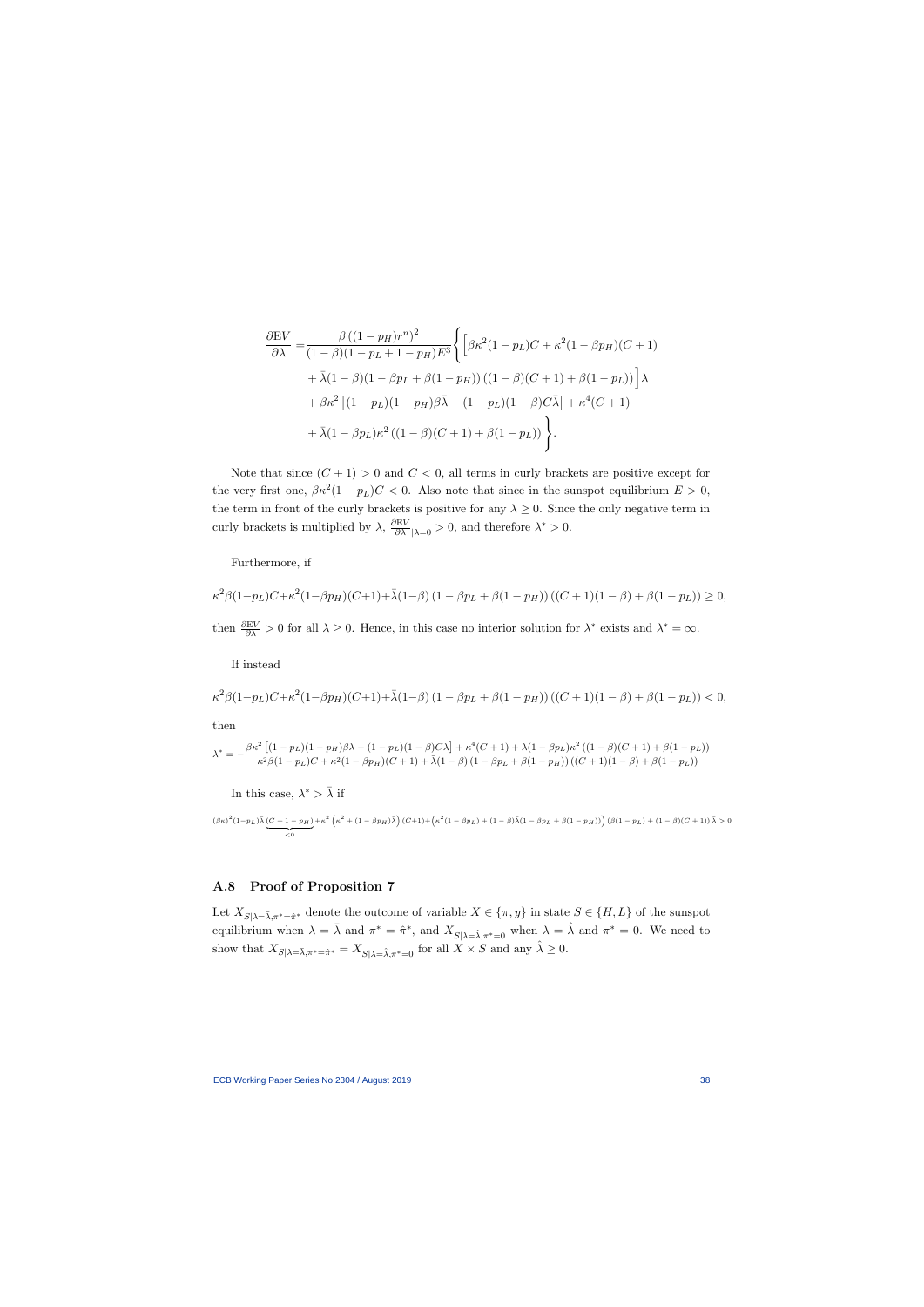$$
\begin{aligned}
\frac{\partial \mathrm{E}V}{\partial \lambda} =& \frac{\beta\left((1-p_H)r^n\right)^2}{(1-\beta)(1-p_L+1-p_H)E^3}\Bigg\{\Big[\beta\kappa^2(1-p_L)C+\kappa^2(1-\beta p_H)(C+1) \\
&+\bar{\lambda}(1-\beta)(1-\beta p_L+\beta(1-p_H))\left((1-\beta)(C+1)+\beta(1-p_L)\right)\Big]\lambda \\
&+\beta\kappa^2\left[(1-p_L)(1-p_H)\beta\bar{\lambda}-(1-p_L)(1-\beta)C\bar{\lambda}\right]+\kappa^4(C+1) \\
&+\bar{\lambda}(1-\beta p_L)\kappa^2\left((1-\beta)(C+1)+\beta(1-p_L)\right)\Bigg\}.
\end{aligned}
$$

Note that since $(C+1)>0$ and $C<0$, all terms in curly brackets are positive except for the very first one, $\beta\kappa^2(1-p_L)C<0$. Also note that since in the sunspot equilibrium $E>0$, the term in front of the curly brackets is positive for any $\lambda \geq 0$. Since the only negative term in curly brackets is multiplied by $\lambda$, $\frac{\partial \mathrm{E}V}{\partial \lambda}_{|\lambda=0}>0$, and therefore $\lambda^*>0$.

Furthermore, if

$$
\kappa^2\beta(1-p_L)C+\kappa^2(1-\beta p_H)(C+1)+\bar{\lambda}(1-\beta)\left(1-\beta p_L+\beta(1-p_H)\right)\left((C+1)(1-\beta)+\beta(1-p_L)\right)\geq 0,
$$

then $\frac{\partial \mathrm{E}V}{\partial \lambda}>0$ for all $\lambda \geq 0$. Hence, in this case no interior solution for $\lambda^*$ exists and $\lambda^*=\infty$.

If instead

$$
\kappa^2\beta(1-p_L)C+\kappa^2(1-\beta p_H)(C+1)+\bar{\lambda}(1-\beta)\left(1-\beta p_L+\beta(1-p_H)\right)\left((C+1)(1-\beta)+\beta(1-p_L)\right)<0,
$$

then

$$
\lambda^*=-\frac{\beta\kappa^2\left[(1-p_L)(1-p_H)\beta\bar{\lambda}-(1-p_L)(1-\beta)C\bar{\lambda}\right]+\kappa^4(C+1)+\bar{\lambda}(1-\beta p_L)\kappa^2\left((1-\beta)(C+1)+\beta(1-p_L)\right)}{\kappa^2\beta(1-p_L)C+\kappa^2(1-\beta p_H)(C+1)+\bar{\lambda}(1-\beta)\left(1-\beta p_L+\beta(1-p_H)\right)\left((C+1)(1-\beta)+\beta(1-p_L)\right)}
$$

In this case, $\lambda^*>\bar{\lambda}$ if

$$
(\beta\kappa)^2(1-p_L)\bar{\lambda}\underbrace{(C+1-p_H)}_{<0}+\kappa^2\left(\kappa^2+(1-\beta p_H)\bar{\lambda}\right)(C+1)+\left(\kappa^2(1-\beta p_L)+(1-\beta)\bar{\lambda}(1-\beta p_L+\beta(1-p_H))\right)\left(\beta(1-p_L)+(1-\beta)(C+1)\right)\bar{\lambda}>0
$$

## A.8 Proof of Proposition 7

Let $X_{S|\lambda=\bar{\lambda},\pi^*=\hat{\pi}^*}$ denote the outcome of variable $X \in \{\pi, y\}$ in state $S \in \{H, L\}$ of the sunspot equilibrium when $\lambda=\bar{\lambda}$ and $\pi^*=\hat{\pi}^*$, and $X_{S|\lambda=\hat{\lambda},\pi^*=0}$ when $\lambda=\hat{\lambda}$ and $\pi^*=0$. We need to show that $X_{S|\lambda=\bar{\lambda},\pi^*=\hat{\pi}^*}=X_{S|\lambda=\hat{\lambda},\pi^*=0}$ for all $X \times S$ and any $\hat{\lambda} \geq 0$.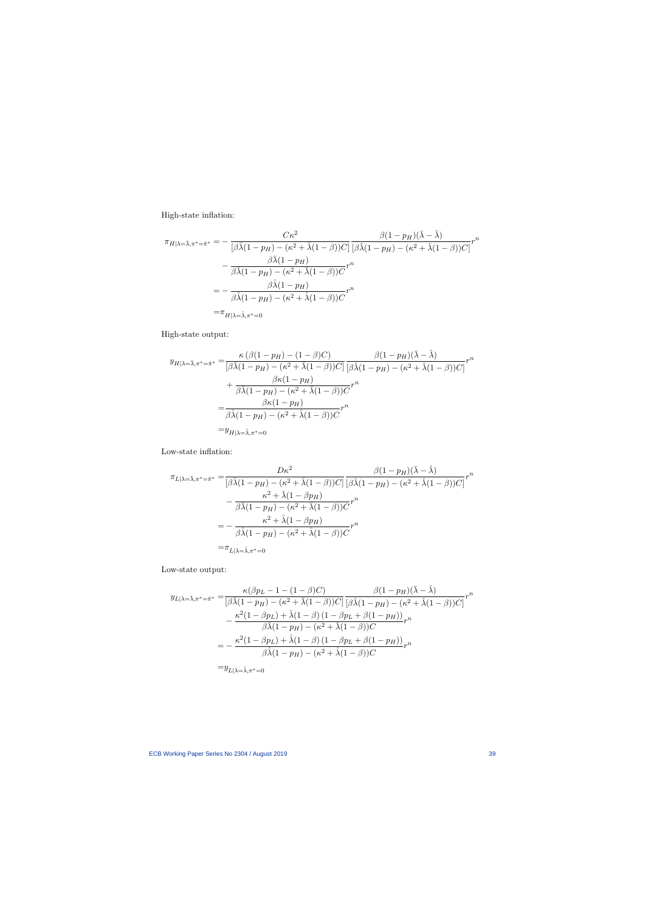High-state inflation:

$$
\begin{aligned}
\pi_{H|\lambda=\bar{\lambda},\pi^*=\hat{\pi}^*} =& -\frac{C\kappa^2}{[\beta\bar{\lambda}(1-p_H)-(\kappa^2+\bar{\lambda}(1-\beta))C]}\frac{\beta(1-p_H)(\bar{\lambda}-\hat{\lambda})}{[\beta\hat{\lambda}(1-p_H)-(\kappa^2+\hat{\lambda}(1-\beta))C]}r^n \\
&-\frac{\beta\bar{\lambda}(1-p_H)}{\beta\bar{\lambda}(1-p_H)-(\kappa^2+\bar{\lambda}(1-\beta))C}r^n \\
=& -\frac{\beta\hat{\lambda}(1-p_H)}{\beta\hat{\lambda}(1-p_H)-(\kappa^2+\hat{\lambda}(1-\beta))C}r^n \\
=& \pi_{H|\lambda=\hat{\lambda},\pi^*=0}
\end{aligned}
$$

High-state output:

$$
\begin{aligned}
y_{H|\lambda=\bar{\lambda},\pi^*=\hat{\pi}^*} =& \frac{\kappa\left(\beta(1-p_H)-(1-\beta)C\right)}{[\beta\bar{\lambda}(1-p_H)-(\kappa^2+\bar{\lambda}(1-\beta))C]}\frac{\beta(1-p_H)(\bar{\lambda}-\hat{\lambda})}{[\beta\hat{\lambda}(1-p_H)-(\kappa^2+\hat{\lambda}(1-\beta))C]}r^n \\
&+\frac{\beta\kappa(1-p_H)}{\beta\bar{\lambda}(1-p_H)-(\kappa^2+\bar{\lambda}(1-\beta))C}r^n \\
=& \frac{\beta\kappa(1-p_H)}{\beta\hat{\lambda}(1-p_H)-(\kappa^2+\hat{\lambda}(1-\beta))C}r^n \\
=& y_{H|\lambda=\hat{\lambda},\pi^*=0}
\end{aligned}
$$

Low-state inflation:

$$
\begin{aligned}
\pi_{L|\lambda=\bar{\lambda},\pi^*=\hat{\pi}^*} =& \frac{D\kappa^2}{[\beta\bar{\lambda}(1-p_H)-(\kappa^2+\bar{\lambda}(1-\beta))C]}\frac{\beta(1-p_H)(\bar{\lambda}-\hat{\lambda})}{[\beta\hat{\lambda}(1-p_H)-(\kappa^2+\hat{\lambda}(1-\beta))C]}r^n \\
&-\frac{\kappa^2+\bar{\lambda}(1-\beta p_H)}{\beta\bar{\lambda}(1-p_H)-(\kappa^2+\bar{\lambda}(1-\beta))C}r^n \\
=& -\frac{\kappa^2+\hat{\lambda}(1-\beta p_H)}{\beta\hat{\lambda}(1-p_H)-(\kappa^2+\hat{\lambda}(1-\beta))C}r^n \\
=& \pi_{L|\lambda=\hat{\lambda},\pi^*=0}
\end{aligned}
$$

Low-state output:

$$
\begin{aligned}
y_{L|\lambda=\bar{\lambda},\pi^*=\hat{\pi}^*} =& \frac{\kappa(\beta p_L-1-(1-\beta)C)}{[\beta\bar{\lambda}(1-p_H)-(\kappa^2+\bar{\lambda}(1-\beta))C]}\frac{\beta(1-p_H)(\bar{\lambda}-\hat{\lambda})}{[\beta\hat{\lambda}(1-p_H)-(\kappa^2+\hat{\lambda}(1-\beta))C]}r^n \\
&-\frac{\kappa^2(1-\beta p_L)+\bar{\lambda}(1-\beta)\left(1-\beta p_L+\beta(1-p_H)\right)}{\beta\bar{\lambda}(1-p_H)-(\kappa^2+\bar{\lambda}(1-\beta))C}r^n \\
=& -\frac{\kappa^2(1-\beta p_L)+\hat{\lambda}(1-\beta)\left(1-\beta p_L+\beta(1-p_H)\right)}{\beta\hat{\lambda}(1-p_H)-(\kappa^2+\hat{\lambda}(1-\beta))C}r^n \\
=& y_{L|\lambda=\hat{\lambda},\pi^*=0}
\end{aligned}
$$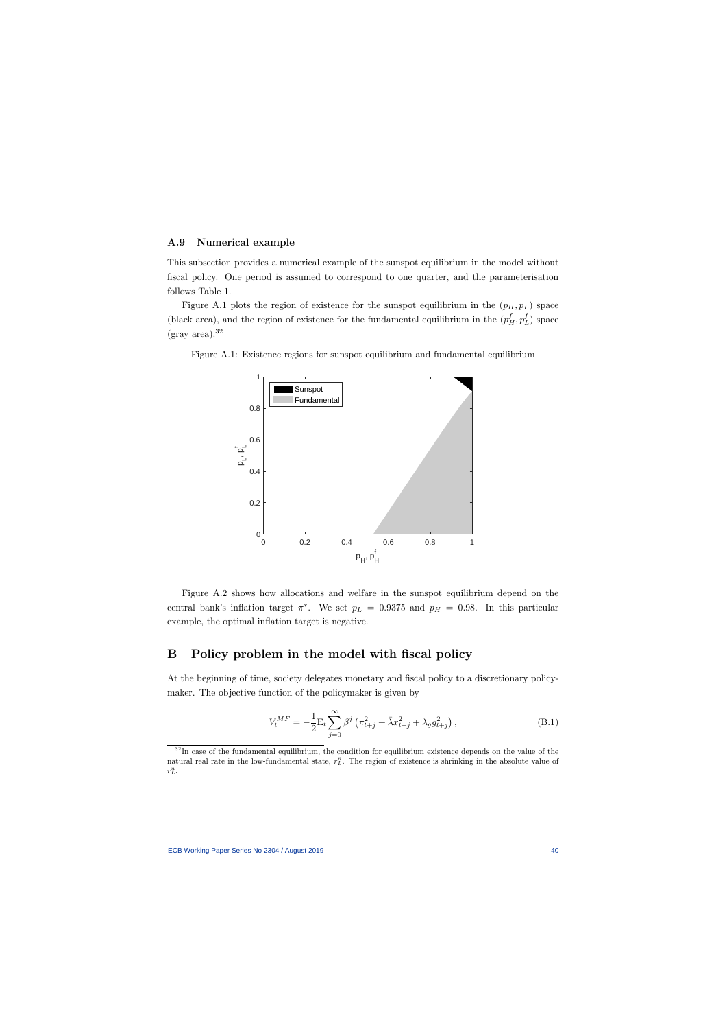### A.9 Numerical example

This subsection provides a numerical example of the sunspot equilibrium in the model without fiscal policy. One period is assumed to correspond to one quarter, and the parameterisation follows Table 1.

Figure A.1 plots the region of existence for the sunspot equilibrium in the $(p_H, p_L)$ space (black area), and the region of existence for the fundamental equilibrium in the $(p_H^f, p_L^f)$ space (gray area).[32]

Figure A.1: Existence regions for sunspot equilibrium and fundamental equilibrium

Figure A.2 shows how allocations and welfare in the sunspot equilibrium depend on the central bank's inflation target $\pi^*$. We set $p_L = 0.9375$ and $p_H = 0.98$. In this particular example, the optimal inflation target is negative.

# B Policy problem in the model with fiscal policy

At the beginning of time, society delegates monetary and fiscal policy to a discretionary policymaker. The objective function of the policymaker is given by

$$V_t^{MF} = -\frac{1}{2}\mathrm{E}_t \sum_{j=0}^{\infty} \beta^j \left(\pi_{t+j}^2 + \bar{\lambda} x_{t+j}^2 + \lambda_g g_{t+j}^2\right), \tag{B.1}$$

[32] In case of the fundamental equilibrium, the condition for equilibrium existence depends on the value of the natural real rate in the low-fundamental state, $r_L^n$. The region of existence is shrinking in the absolute value of $r_L^n$.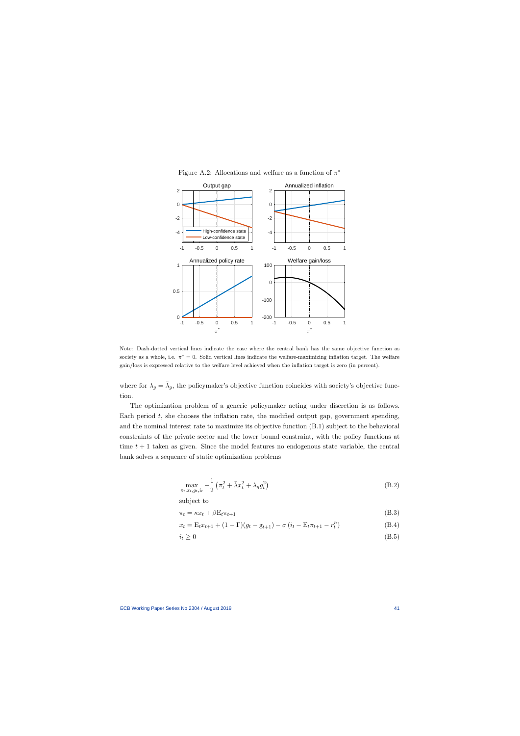Figure A.2: Allocations and welfare as a function of $\pi^*$

Note: Dash-dotted vertical lines indicate the case where the central bank has the same objective function as society as a whole, i.e. $\pi^* = 0$. Solid vertical lines indicate the welfare-maximizing inflation target. The welfare gain/loss is expressed relative to the welfare level achieved when the inflation target is zero (in percent).

where for $\lambda_g = \bar{\lambda}_g$, the policymaker's objective function coincides with society's objective function.

The optimization problem of a generic policymaker acting under discretion is as follows. Each period $t$, she chooses the inflation rate, the modified output gap, government spending, and the nominal interest rate to maximize its objective function (B.1) subject to the behavioral constraints of the private sector and the lower bound constraint, with the policy functions at time $t+1$ taken as given. Since the model features no endogenous state variable, the central bank solves a sequence of static optimization problems

$$\max_{\pi_t, x_t, g_t, i_t} -\frac{1}{2}\left(\pi_t^2 + \bar{\lambda} x_t^2 + \lambda_g g_t^2\right) \tag{B.2}$$

subject to

$$\pi_t = \kappa x_t + \beta \mathrm{E}_t \pi_{t+1} \tag{B.3}$$

$$x_t = \mathrm{E}_t x_{t+1} + (1-\Gamma)(g_t - \mathrm{g}_{t+1}) - \sigma\left(i_t - \mathrm{E}_t \pi_{t+1} - r_t^n\right) \tag{B.4}$$

$$i_t \geq 0 \tag{B.5}$$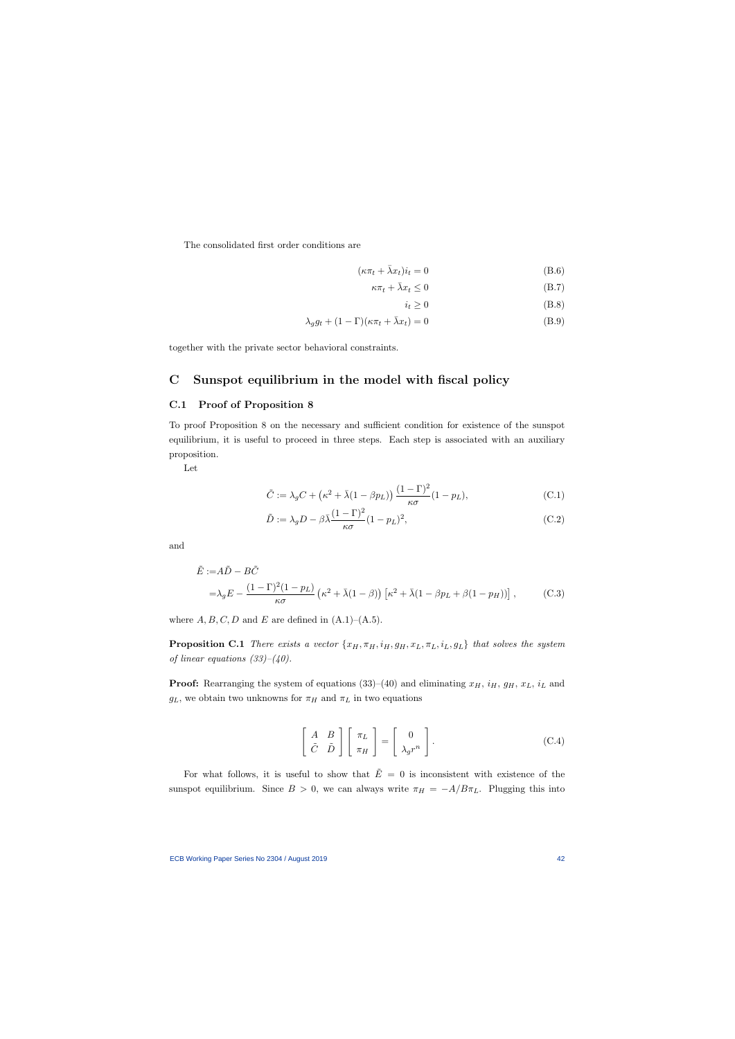The consolidated first order conditions are

$$(\kappa\pi_t + \bar{\lambda}x_t)i_t = 0 \tag{B.6}$$

$$\kappa\pi_t + \bar{\lambda}x_t \leq 0 \tag{B.7}$$

$$i_t \geq 0 \tag{B.8}$$

$$\lambda_g g_t + (1-\Gamma)(\kappa\pi_t + \bar{\lambda}x_t) = 0 \tag{B.9}$$

together with the private sector behavioral constraints.

# C Sunspot equilibrium in the model with fiscal policy

## C.1 Proof of Proposition 8

To proof Proposition 8 on the necessary and sufficient condition for existence of the sunspot equilibrium, it is useful to proceed in three steps. Each step is associated with an auxiliary proposition.

Let

$$\tilde{C} := \lambda_g C + \left(\kappa^2 + \bar{\lambda}(1-\beta p_L)\right)\frac{(1-\Gamma)^2}{\kappa\sigma}(1-p_L), \tag{C.1}$$

$$\tilde{D} := \lambda_g D - \beta\bar{\lambda}\frac{(1-\Gamma)^2}{\kappa\sigma}(1-p_L)^2, \tag{C.2}$$

and

$$\begin{aligned}\tilde{E} :=& A\tilde{D} - B\tilde{C} \\ =& \lambda_g E - \frac{(1-\Gamma)^2(1-p_L)}{\kappa\sigma}\left(\kappa^2 + \bar{\lambda}(1-\beta)\right)\left[\kappa^2 + \bar{\lambda}(1-\beta p_L + \beta(1-p_H))\right],\end{aligned} \tag{C.3}$$

where $A, B, C, D$ and $E$ are defined in (A.1)–(A.5).

**Proposition C.1** *There exists a vector $\{x_H, \pi_H, i_H, g_H, x_L, \pi_L, i_L, g_L\}$ that solves the system of linear equations (33)–(40).*

**Proof:** Rearranging the system of equations (33)–(40) and eliminating $x_H$, $i_H$, $g_H$, $x_L$, $i_L$ and $g_L$, we obtain two unknowns for $\pi_H$ and $\pi_L$ in two equations

$$\begin{bmatrix} A & B \\ \tilde{C} & \tilde{D} \end{bmatrix}\begin{bmatrix} \pi_L \\ \pi_H \end{bmatrix} = \begin{bmatrix} 0 \\ \lambda_g r^n \end{bmatrix}. \tag{C.4}$$

For what follows, it is useful to show that $\tilde{E} = 0$ is inconsistent with existence of the sunspot equilibrium. Since $B > 0$, we can always write $\pi_H = -A/B\pi_L$. Plugging this into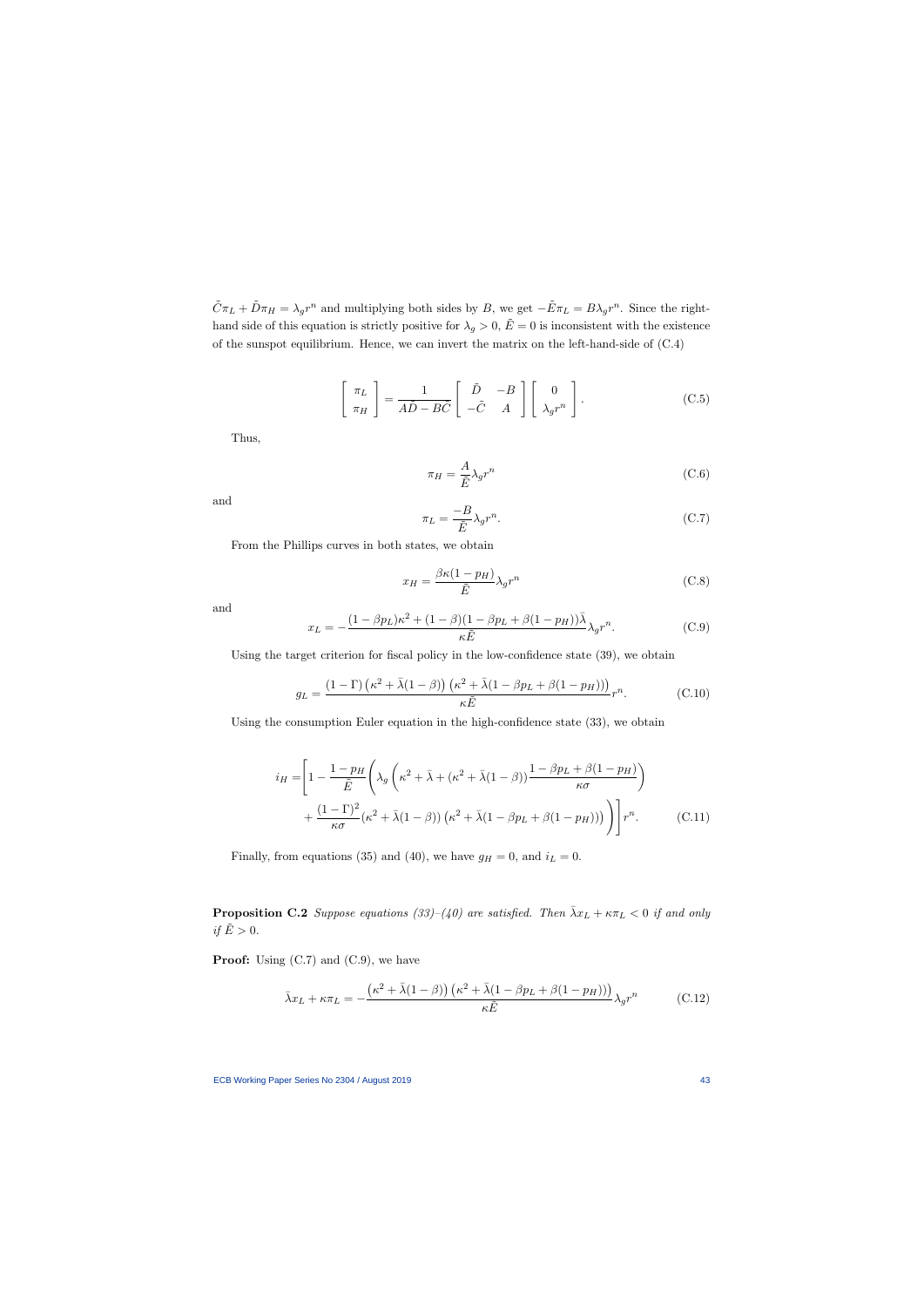$\tilde{C}\pi_L + \tilde{D}\pi_H = \lambda_g r^n$ and multiplying both sides by $B$, we get $-\tilde{E}\pi_L = B\lambda_g r^n$. Since the right-hand side of this equation is strictly positive for $\lambda_g > 0$, $\tilde{E} = 0$ is inconsistent with the existence of the sunspot equilibrium. Hence, we can invert the matrix on the left-hand-side of (C.4)

$$\begin{bmatrix} \pi_L \\ \pi_H \end{bmatrix} = \frac{1}{A\tilde{D} - B\tilde{C}} \begin{bmatrix} \tilde{D} & -B \\ -\tilde{C} & A \end{bmatrix} \begin{bmatrix} 0 \\ \lambda_g r^n \end{bmatrix}. \tag{C.5}$$

Thus,

$$\pi_H = \frac{A}{\tilde{E}} \lambda_g r^n \tag{C.6}$$

and

$$\pi_L = \frac{-B}{\tilde{E}} \lambda_g r^n. \tag{C.7}$$

From the Phillips curves in both states, we obtain

$$x_H = \frac{\beta\kappa(1-p_H)}{\tilde{E}} \lambda_g r^n \tag{C.8}$$

and

$$x_L = -\frac{(1-\beta p_L)\kappa^2 + (1-\beta)(1-\beta p_L + \beta(1-p_H))\bar{\lambda}}{\kappa\tilde{E}} \lambda_g r^n. \tag{C.9}$$

Using the target criterion for fiscal policy in the low-confidence state (39), we obtain

$$g_L = \frac{(1-\Gamma)\left(\kappa^2 + \bar{\lambda}(1-\beta)\right)\left(\kappa^2 + \bar{\lambda}(1-\beta p_L + \beta(1-p_H))\right)}{\kappa\tilde{E}} r^n. \tag{C.10}$$

Using the consumption Euler equation in the high-confidence state (33), we obtain

$$\begin{aligned} i_H = \Bigg[ 1 - \frac{1-p_H}{\tilde{E}} \Bigg( &\lambda_g \left( \kappa^2 + \bar{\lambda} + (\kappa^2 + \bar{\lambda}(1-\beta)) \frac{1-\beta p_L + \beta(1-p_H)}{\kappa\sigma} \right) \\ &+ \frac{(1-\Gamma)^2}{\kappa\sigma} (\kappa^2 + \bar{\lambda}(1-\beta)) \left(\kappa^2 + \bar{\lambda}(1-\beta p_L + \beta(1-p_H))\right) \Bigg) \Bigg] r^n. \end{aligned} \tag{C.11}$$

Finally, from equations (35) and (40), we have $g_H = 0$, and $i_L = 0$.

**Proposition C.2** *Suppose equations (33)–(40) are satisfied. Then $\bar{\lambda}x_L + \kappa\pi_L < 0$ if and only if $\tilde{E} > 0$.*

**Proof:** Using (C.7) and (C.9), we have

$$\bar{\lambda}x_L + \kappa\pi_L = -\frac{\left(\kappa^2 + \bar{\lambda}(1-\beta)\right)\left(\kappa^2 + \bar{\lambda}(1-\beta p_L + \beta(1-p_H))\right)}{\kappa\tilde{E}} \lambda_g r^n \tag{C.12}$$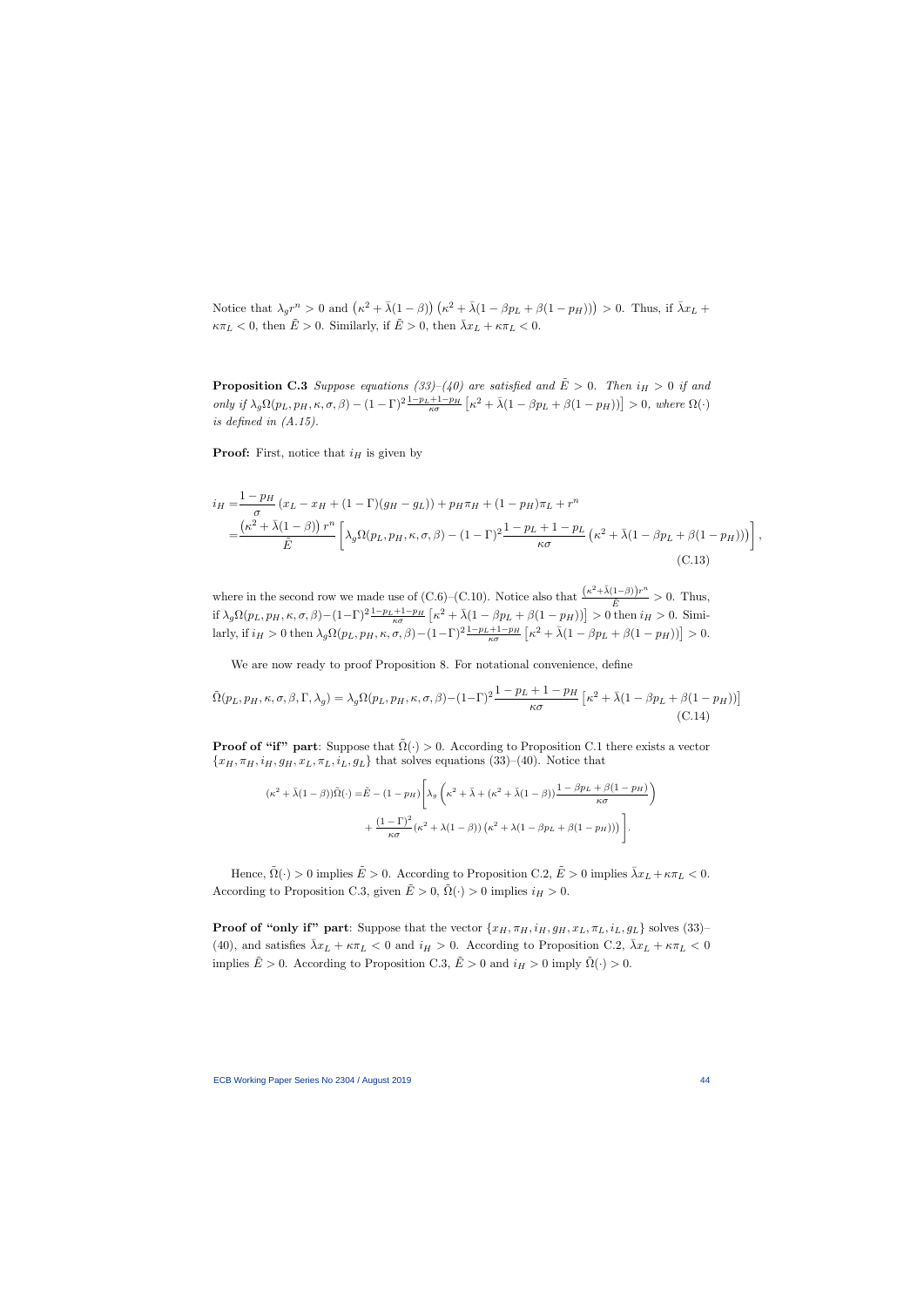Notice that $\lambda_g r^n > 0$ and $\left(\kappa^2 + \bar{\lambda}(1-\beta)\right)\left(\kappa^2 + \bar{\lambda}(1 - \beta p_L + \beta(1-p_H))\right) > 0$. Thus, if $\bar{\lambda} x_L + \kappa \pi_L < 0$, then $\bar{E} > 0$. Similarly, if $\bar{E} > 0$, then $\bar{\lambda} x_L + \kappa \pi_L < 0$.

**Proposition C.3** *Suppose equations (33)–(40) are satisfied and $\bar{E} > 0$. Then $i_H > 0$ if and only if $\lambda_g \Omega(p_L, p_H, \kappa, \sigma, \beta) - (1-\Gamma)^2 \frac{1-p_L+1-p_H}{\kappa\sigma}\left[\kappa^2 + \bar{\lambda}(1-\beta p_L + \beta(1-p_H))\right] > 0$, where $\Omega(\cdot)$ is defined in (A.15).*

**Proof:** First, notice that $i_H$ is given by

$$
\begin{aligned}
i_H =& \frac{1-p_H}{\sigma}\left(x_L - x_H + (1-\Gamma)(g_H - g_L)\right) + p_H \pi_H + (1-p_H)\pi_L + r^n \\
=& \frac{\left(\kappa^2 + \bar{\lambda}(1-\beta)\right) r^n}{\bar{E}}\left[\lambda_g \Omega(p_L, p_H, \kappa, \sigma, \beta) - (1-\Gamma)^2 \frac{1-p_L+1-p_L}{\kappa\sigma}\left(\kappa^2 + \bar{\lambda}(1-\beta p_L + \beta(1-p_H))\right)\right],
\end{aligned}
\tag{C.13}
$$

where in the second row we made use of (C.6)–(C.10). Notice also that $\frac{\left(\kappa^2+\bar{\lambda}(1-\beta)\right)r^n}{\bar{E}} > 0$. Thus, if $\lambda_g \Omega(p_L, p_H, \kappa, \sigma, \beta) - (1-\Gamma)^2 \frac{1-p_L+1-p_H}{\kappa\sigma}\left[\kappa^2 + \bar{\lambda}(1-\beta p_L + \beta(1-p_H))\right] > 0$ then $i_H > 0$. Similarly, if $i_H > 0$ then $\lambda_g \Omega(p_L, p_H, \kappa, \sigma, \beta) - (1-\Gamma)^2 \frac{1-p_L+1-p_H}{\kappa\sigma}\left[\kappa^2 + \bar{\lambda}(1-\beta p_L + \beta(1-p_H))\right] > 0$.

We are now ready to proof Proposition 8. For notational convenience, define

$$
\tilde{\Omega}(p_L, p_H, \kappa, \sigma, \beta, \Gamma, \lambda_g) = \lambda_g \Omega(p_L, p_H, \kappa, \sigma, \beta) - (1-\Gamma)^2 \frac{1-p_L+1-p_H}{\kappa\sigma}\left[\kappa^2 + \bar{\lambda}(1-\beta p_L + \beta(1-p_H))\right]
\tag{C.14}
$$

**Proof of "if" part**: Suppose that $\tilde{\Omega}(\cdot) > 0$. According to Proposition C.1 there exists a vector $\{x_H, \pi_H, i_H, g_H, x_L, \pi_L, i_L, g_L\}$ that solves equations (33)–(40). Notice that

$$
\begin{aligned}
(\kappa^2 + \bar{\lambda}(1-\beta))\tilde{\Omega}(\cdot) =& \bar{E} - (1-p_H)\Bigg[\lambda_g\left(\kappa^2 + \bar{\lambda} + (\kappa^2 + \bar{\lambda}(1-\beta))\frac{1-\beta p_L + \beta(1-p_H)}{\kappa\sigma}\right) \\
&+ \frac{(1-\Gamma)^2}{\kappa\sigma}(\kappa^2 + \lambda(1-\beta))\left(\kappa^2 + \lambda(1-\beta p_L + \beta(1-p_H))\right)\Bigg].
\end{aligned}
$$

Hence, $\tilde{\Omega}(\cdot) > 0$ implies $\bar{E} > 0$. According to Proposition C.2, $\bar{E} > 0$ implies $\bar{\lambda} x_L + \kappa \pi_L < 0$. According to Proposition C.3, given $\bar{E} > 0$, $\tilde{\Omega}(\cdot) > 0$ implies $i_H > 0$.

**Proof of "only if" part**: Suppose that the vector $\{x_H, \pi_H, i_H, g_H, x_L, \pi_L, i_L, g_L\}$ solves (33)–(40), and satisfies $\bar{\lambda} x_L + \kappa \pi_L < 0$ and $i_H > 0$. According to Proposition C.2, $\bar{\lambda} x_L + \kappa \pi_L < 0$ implies $\bar{E} > 0$. According to Proposition C.3, $\bar{E} > 0$ and $i_H > 0$ imply $\tilde{\Omega}(\cdot) > 0$.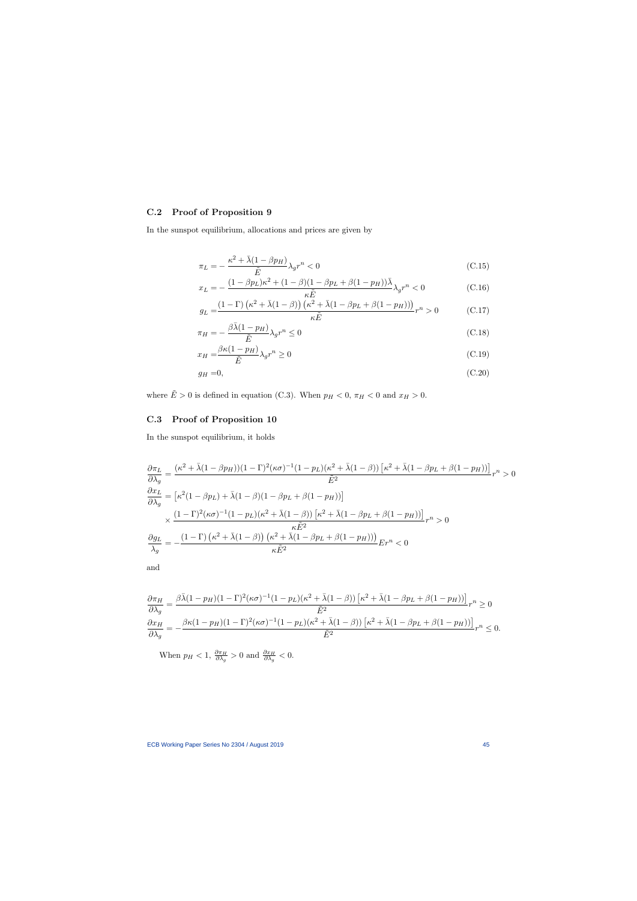## C.2 Proof of Proposition 9

In the sunspot equilibrium, allocations and prices are given by

$$\pi_L = -\frac{\kappa^2 + \bar{\lambda}(1-\beta p_H)}{\tilde{E}}\lambda_g r^n < 0 \tag{C.15}$$

$$x_L = -\frac{(1-\beta p_L)\kappa^2 + (1-\beta)(1-\beta p_L + \beta(1-p_H))\bar{\lambda}}{\kappa\tilde{E}}\lambda_g r^n < 0 \tag{C.16}$$

$$g_L = \frac{(1-\Gamma)\left(\kappa^2 + \bar{\lambda}(1-\beta)\right)\left(\kappa^2 + \bar{\lambda}(1-\beta p_L + \beta(1-p_H))\right)}{\kappa\tilde{E}} r^n > 0 \tag{C.17}$$

$$\pi_H = -\frac{\beta\bar{\lambda}(1-p_H)}{\tilde{E}}\lambda_g r^n \leq 0 \tag{C.18}$$

$$x_H = \frac{\beta\kappa(1-p_H)}{\tilde{E}}\lambda_g r^n \geq 0 \tag{C.19}$$

$$g_H = 0, \tag{C.20}$$

where $\tilde{E} > 0$ is defined in equation (C.3). When $p_H < 0$, $\pi_H < 0$ and $x_H > 0$.

## C.3 Proof of Proposition 10

In the sunspot equilibrium, it holds

$$\frac{\partial \pi_L}{\partial \lambda_g} = \frac{(\kappa^2 + \bar{\lambda}(1-\beta p_H))(1-\Gamma)^2(\kappa\sigma)^{-1}(1-p_L)(\kappa^2 + \bar{\lambda}(1-\beta))\left[\kappa^2 + \bar{\lambda}(1-\beta p_L + \beta(1-p_H))\right]}{\tilde{E}^2} r^n > 0$$

$$\frac{\partial x_L}{\partial \lambda_g} = \left[\kappa^2(1-\beta p_L) + \bar{\lambda}(1-\beta)(1-\beta p_L + \beta(1-p_H))\right]$$
$$\times \frac{(1-\Gamma)^2(\kappa\sigma)^{-1}(1-p_L)(\kappa^2 + \bar{\lambda}(1-\beta))\left[\kappa^2 + \bar{\lambda}(1-\beta p_L + \beta(1-p_H))\right]}{\kappa\tilde{E}^2} r^n > 0$$

$$\frac{\partial g_L}{\lambda_g} = -\frac{(1-\Gamma)\left(\kappa^2 + \bar{\lambda}(1-\beta)\right)\left(\kappa^2 + \bar{\lambda}(1-\beta p_L + \beta(1-p_H))\right)}{\kappa\tilde{E}^2} E r^n < 0$$

and

$$\frac{\partial \pi_H}{\partial \lambda_g} = \frac{\beta\bar{\lambda}(1-p_H)(1-\Gamma)^2(\kappa\sigma)^{-1}(1-p_L)(\kappa^2 + \bar{\lambda}(1-\beta))\left[\kappa^2 + \bar{\lambda}(1-\beta p_L + \beta(1-p_H))\right]}{\tilde{E}^2} r^n \geq 0$$

$$\frac{\partial x_H}{\partial \lambda_g} = -\frac{\beta\kappa(1-p_H)(1-\Gamma)^2(\kappa\sigma)^{-1}(1-p_L)(\kappa^2 + \bar{\lambda}(1-\beta))\left[\kappa^2 + \bar{\lambda}(1-\beta p_L + \beta(1-p_H))\right]}{\tilde{E}^2} r^n \leq 0.$$

When $p_H < 1$, $\frac{\partial \pi_H}{\partial \lambda_g} > 0$ and $\frac{\partial x_H}{\partial \lambda_g} < 0$.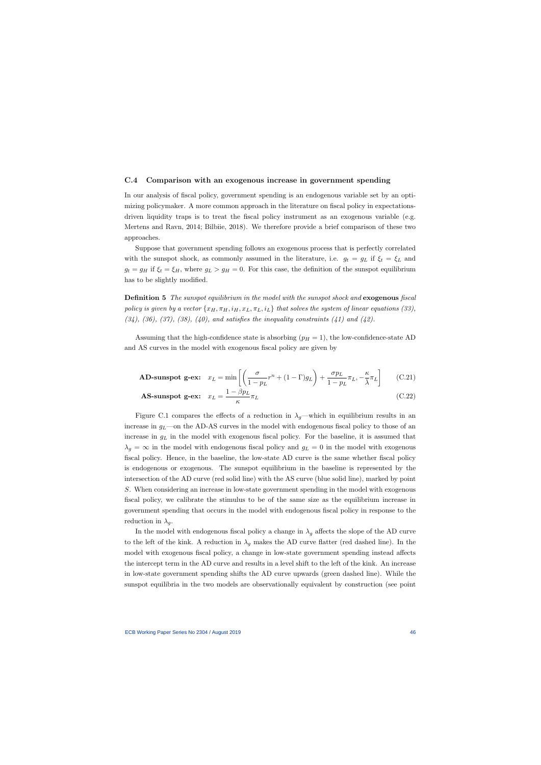### C.4 Comparison with an exogenous increase in government spending

In our analysis of fiscal policy, government spending is an endogenous variable set by an optimizing policymaker. A more common approach in the literature on fiscal policy in expectations-driven liquidity traps is to treat the fiscal policy instrument as an exogenous variable (e.g. Mertens and Ravn, 2014; Bilbiie, 2018). We therefore provide a brief comparison of these two approaches.

Suppose that government spending follows an exogenous process that is perfectly correlated with the sunspot shock, as commonly assumed in the literature, i.e. $g_t = g_L$ if $\xi_t = \xi_L$ and $g_t = g_H$ if $\xi_t = \xi_H$, where $g_L > g_H = 0$. For this case, the definition of the sunspot equilibrium has to be slightly modified.

**Definition 5** *The sunspot equilibrium in the model with the sunspot shock and* **exogenous** *fiscal policy is given by a vector* $\{x_H, \pi_H, i_H, x_L, \pi_L, i_L\}$ *that solves the system of linear equations (33), (34), (36), (37), (38), (40), and satisfies the inequality constraints (41) and (42).*

Assuming that the high-confidence state is absorbing ($p_H = 1$), the low-confidence-state AD and AS curves in the model with exogenous fiscal policy are given by

$$\textbf{AD-sunspot g-ex:} \quad x_L = \min\left[\left(\frac{\sigma}{1-p_L}r^n + (1-\Gamma)g_L\right) + \frac{\sigma p_L}{1-p_L}\pi_L, -\frac{\kappa}{\lambda}\pi_L\right] \tag{C.21}$$

$$\textbf{AS-sunspot g-ex:} \quad x_L = \frac{1-\beta p_L}{\kappa}\pi_L \tag{C.22}$$

Figure C.1 compares the effects of a reduction in $\lambda_g$—which in equilibrium results in an increase in $g_L$—on the AD-AS curves in the model with endogenous fiscal policy to those of an increase in $g_L$ in the model with exogenous fiscal policy. For the baseline, it is assumed that $\lambda_g = \infty$ in the model with endogenous fiscal policy and $g_L = 0$ in the model with exogenous fiscal policy. Hence, in the baseline, the low-state AD curve is the same whether fiscal policy is endogenous or exogenous. The sunspot equilibrium in the baseline is represented by the intersection of the AD curve (red solid line) with the AS curve (blue solid line), marked by point $S$. When considering an increase in low-state government spending in the model with exogenous fiscal policy, we calibrate the stimulus to be of the same size as the equilibrium increase in government spending that occurs in the model with endogenous fiscal policy in response to the reduction in $\lambda_g$.

In the model with endogenous fiscal policy a change in $\lambda_g$ affects the slope of the AD curve to the left of the kink. A reduction in $\lambda_g$ makes the AD curve flatter (red dashed line). In the model with exogenous fiscal policy, a change in low-state government spending instead affects the intercept term in the AD curve and results in a level shift to the left of the kink. An increase in low-state government spending shifts the AD curve upwards (green dashed line). While the sunspot equilibria in the two models are observationally equivalent by construction (see point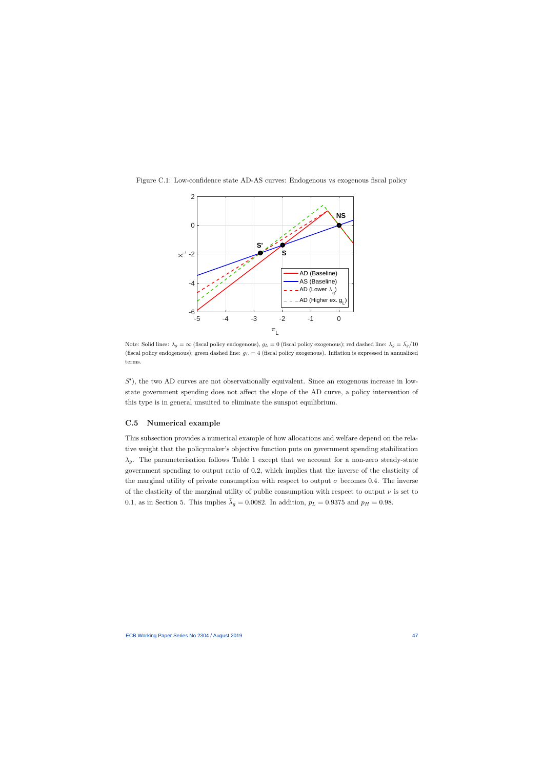Figure C.1: Low-confidence state AD-AS curves: Endogenous vs exogenous fiscal policy

Note: Solid lines: $\lambda_g = \infty$ (fiscal policy endogenous), $g_L = 0$ (fiscal policy exogenous); red dashed line: $\lambda_g = \bar{\lambda}_g/10$ (fiscal policy endogenous); green dashed line: $g_L = 4$ (fiscal policy exogenous). Inflation is expressed in annualized terms.

$S'$), the two AD curves are not observationally equivalent. Since an exogenous increase in low-state government spending does not affect the slope of the AD curve, a policy intervention of this type is in general unsuited to eliminate the sunspot equilibrium.

### C.5 Numerical example

This subsection provides a numerical example of how allocations and welfare depend on the relative weight that the policymaker's objective function puts on government spending stabilization $\lambda_g$. The parameterisation follows Table 1 except that we account for a non-zero steady-state government spending to output ratio of 0.2, which implies that the inverse of the elasticity of the marginal utility of private consumption with respect to output $\sigma$ becomes 0.4. The inverse of the elasticity of the marginal utility of public consumption with respect to output $\nu$ is set to 0.1, as in Section 5. This implies $\bar{\lambda}_g = 0.0082$. In addition, $p_L = 0.9375$ and $p_H = 0.98$.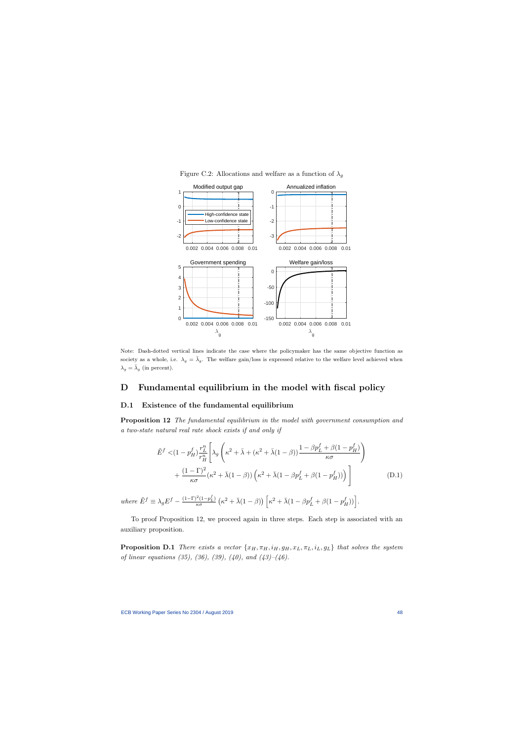Figure C.2: Allocations and welfare as a function of $\lambda_g$

Note: Dash-dotted vertical lines indicate the case where the policymaker has the same objective function as society as a whole, i.e. $\lambda_g = \bar{\lambda}_g$. The welfare gain/loss is expressed relative to the welfare level achieved when $\lambda_g = \bar{\lambda}_g$ (in percent).

# D Fundamental equilibrium in the model with fiscal policy

## D.1 Existence of the fundamental equilibrium

**Proposition 12** *The fundamental equilibrium in the model with government consumption and a two-state natural real rate shock exists if and only if*

$$\begin{aligned}\tilde{E}^f <& (1-p_H^f)\frac{r_L^n}{r_H^n}\Bigg[\lambda_g\left(\kappa^2+\bar{\lambda}+(\kappa^2+\bar{\lambda}(1-\beta))\frac{1-\beta p_L^f+\beta(1-p_H^f)}{\kappa\sigma}\right)\\ &+\frac{(1-\Gamma)^2}{\kappa\sigma}(\kappa^2+\bar{\lambda}(1-\beta))\left(\kappa^2+\bar{\lambda}(1-\beta p_L^f+\beta(1-p_H^f))\right)\Bigg]\end{aligned} \tag{D.1}$$

*where* $\tilde{E}^f \equiv \lambda_g E^f - \frac{(1-\Gamma)^2(1-p_L^f)}{\kappa\sigma}\left(\kappa^2+\bar{\lambda}(1-\beta)\right)\left[\kappa^2+\bar{\lambda}(1-\beta p_L^f+\beta(1-p_H^f))\right]$.

To proof Proposition 12, we proceed again in three steps. Each step is associated with an auxiliary proposition.

**Proposition D.1** *There exists a vector* $\{x_H, \pi_H, i_H, g_H, x_L, \pi_L, i_L, g_L\}$ *that solves the system of linear equations (35), (36), (39), (40), and (43)–(46).*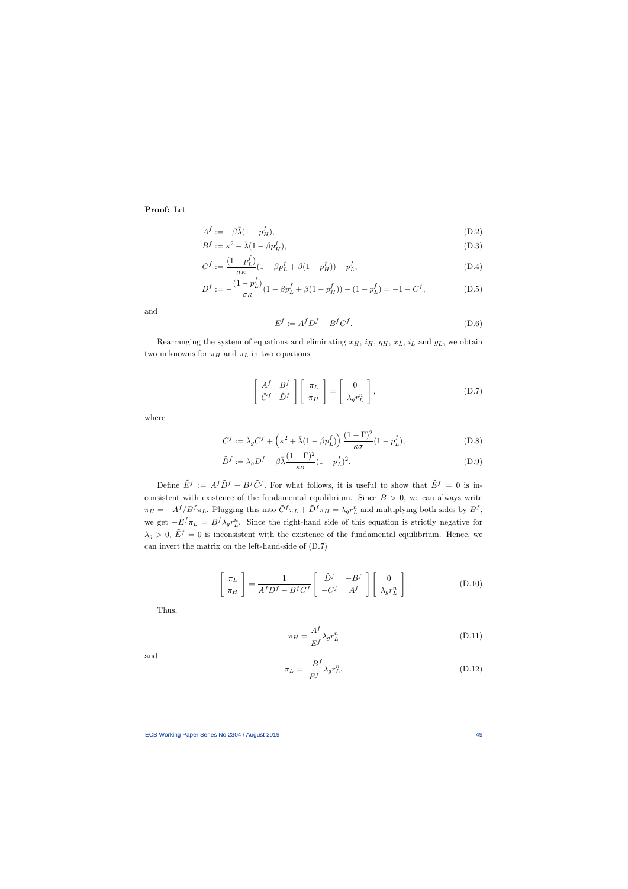**Proof:** Let

$$A^f := -\beta\bar{\lambda}(1 - p_H^f), \tag{D.2}$$

$$B^f := \kappa^2 + \bar{\lambda}(1 - \beta p_H^f), \tag{D.3}$$

$$C^f := \frac{(1 - p_L^f)}{\sigma\kappa}(1 - \beta p_L^f + \beta(1 - p_H^f)) - p_L^f, \tag{D.4}$$

$$D^f := -\frac{(1 - p_L^f)}{\sigma\kappa}(1 - \beta p_L^f + \beta(1 - p_H^f)) - (1 - p_L^f) = -1 - C^f, \tag{D.5}$$

and

$$E^f := A^f D^f - B^f C^f. \tag{D.6}$$

Rearranging the system of equations and eliminating $x_H$, $i_H$, $g_H$, $x_L$, $i_L$ and $g_L$, we obtain two unknowns for $\pi_H$ and $\pi_L$ in two equations

$$\begin{bmatrix} A^f & B^f \\ \tilde{C}^f & \tilde{D}^f \end{bmatrix} \begin{bmatrix} \pi_L \\ \pi_H \end{bmatrix} = \begin{bmatrix} 0 \\ \lambda_g r_L^n \end{bmatrix}, \tag{D.7}$$

where

$$\tilde{C}^f := \lambda_g C^f + \left(\kappa^2 + \bar{\lambda}(1 - \beta p_L^f)\right) \frac{(1 - \Gamma)^2}{\kappa\sigma}(1 - p_L^f), \tag{D.8}$$

$$\tilde{D}^f := \lambda_g D^f - \beta\bar{\lambda}\frac{(1 - \Gamma)^2}{\kappa\sigma}(1 - p_L^f)^2. \tag{D.9}$$

Define $\tilde{E}^f := A^f \tilde{D}^f - B^f \tilde{C}^f$. For what follows, it is useful to show that $\tilde{E}^f = 0$ is inconsistent with existence of the fundamental equilibrium. Since $B > 0$, we can always write $\pi_H = -A^f / B^f \pi_L$. Plugging this into $\tilde{C}^f \pi_L + \tilde{D}^f \pi_H = \lambda_g r_L^n$ and multiplying both sides by $B^f$, we get $-\tilde{E}^f \pi_L = B^f \lambda_g r_L^n$. Since the right-hand side of this equation is strictly negative for $\lambda_g > 0$, $\tilde{E}^f = 0$ is inconsistent with the existence of the fundamental equilibrium. Hence, we can invert the matrix on the left-hand-side of (D.7)

$$\begin{bmatrix} \pi_L \\ \pi_H \end{bmatrix} = \frac{1}{A^f \tilde{D}^f - B^f \tilde{C}^f} \begin{bmatrix} \tilde{D}^f & -B^f \\ -\tilde{C}^f & A^f \end{bmatrix} \begin{bmatrix} 0 \\ \lambda_g r_L^n \end{bmatrix}. \tag{D.10}$$

Thus,

$$\pi_H = \frac{A^f}{\tilde{E}^f} \lambda_g r_L^n \tag{D.11}$$

and

$$\pi_L = \frac{-B^f}{\tilde{E}^f} \lambda_g r_L^n. \tag{D.12}$$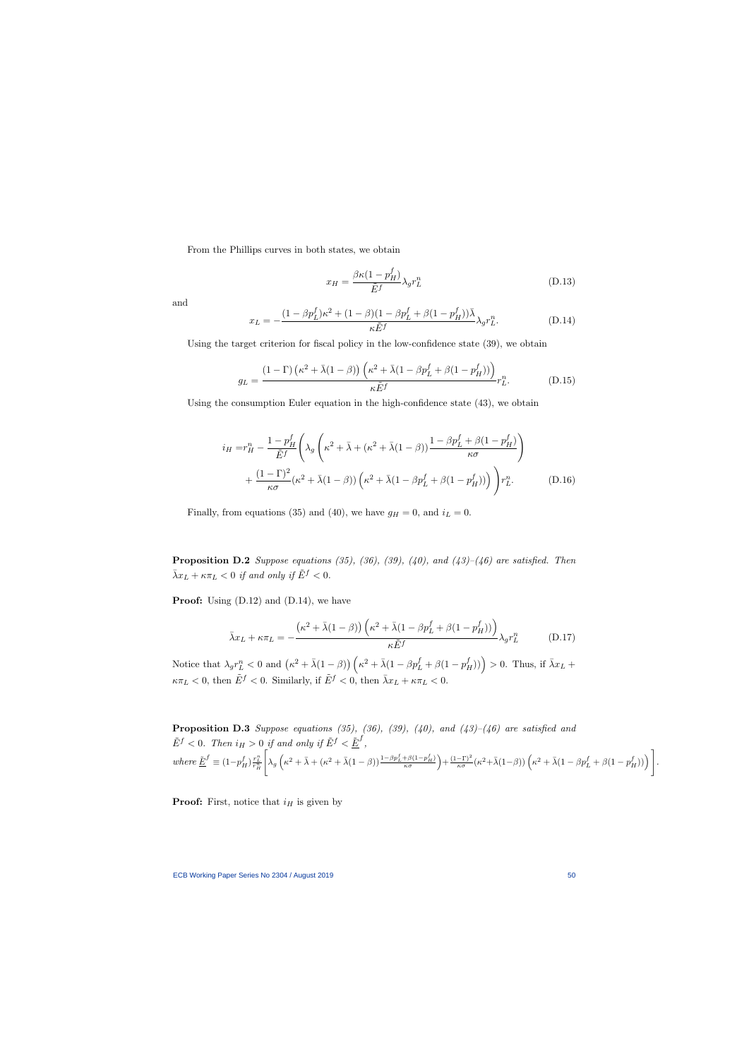From the Phillips curves in both states, we obtain

$$x_H = \frac{\beta\kappa(1-p_H^f)}{\tilde{E}^f}\lambda_g r_L^n \tag{D.13}$$

and

$$x_L = -\frac{(1-\beta p_L^f)\kappa^2 + (1-\beta)(1-\beta p_L^f + \beta(1-p_H^f))\bar{\lambda}}{\kappa \tilde{E}^f}\lambda_g r_L^n. \tag{D.14}$$

Using the target criterion for fiscal policy in the low-confidence state (39), we obtain

$$g_L = \frac{(1-\Gamma)\left(\kappa^2 + \bar{\lambda}(1-\beta)\right)\left(\kappa^2 + \bar{\lambda}(1-\beta p_L^f + \beta(1-p_H^f))\right)}{\kappa \tilde{E}^f} r_L^n. \tag{D.15}$$

Using the consumption Euler equation in the high-confidence state (43), we obtain

$$\begin{aligned} i_H =& r_H^n - \frac{1-p_H^f}{\tilde{E}^f}\Bigg(\lambda_g\left(\kappa^2 + \bar{\lambda} + (\kappa^2 + \bar{\lambda}(1-\beta))\frac{1-\beta p_L^f + \beta(1-p_H^f)}{\kappa\sigma}\right) \\ &+ \frac{(1-\Gamma)^2}{\kappa\sigma}(\kappa^2 + \bar{\lambda}(1-\beta))\left(\kappa^2 + \bar{\lambda}(1-\beta p_L^f + \beta(1-p_H^f))\right)\Bigg) r_L^n. \end{aligned} \tag{D.16}$$

Finally, from equations (35) and (40), we have $g_H = 0$, and $i_L = 0$.

**Proposition D.2** *Suppose equations (35), (36), (39), (40), and (43)–(46) are satisfied. Then* $\bar{\lambda}x_L + \kappa\pi_L < 0$ *if and only if* $\tilde{E}^f < 0$.

**Proof:** Using (D.12) and (D.14), we have

$$\bar{\lambda}x_L + \kappa\pi_L = -\frac{\left(\kappa^2 + \bar{\lambda}(1-\beta)\right)\left(\kappa^2 + \bar{\lambda}(1-\beta p_L^f + \beta(1-p_H^f))\right)}{\kappa\tilde{E}^f}\lambda_g r_L^n \tag{D.17}$$

Notice that $\lambda_g r_L^n < 0$ and $\left(\kappa^2 + \bar{\lambda}(1-\beta)\right)\left(\kappa^2 + \bar{\lambda}(1-\beta p_L^f + \beta(1-p_H^f))\right) > 0$. Thus, if $\bar{\lambda}x_L + \kappa\pi_L < 0$, then $\tilde{E}^f < 0$. Similarly, if $\tilde{E}^f < 0$, then $\bar{\lambda}x_L + \kappa\pi_L < 0$.

**Proposition D.3** *Suppose equations (35), (36), (39), (40), and (43)–(46) are satisfied and* $\tilde{E}^f < 0$. *Then* $i_H > 0$ *if and only if* $\tilde{E}^f < \underline{\tilde{E}}^f$,
*where* $\underline{\tilde{E}}^f \equiv (1-p_H^f)\frac{r_L^n}{r_H^n}\left[\lambda_g\left(\kappa^2 + \bar{\lambda} + (\kappa^2 + \bar{\lambda}(1-\beta))\frac{1-\beta p_L^f + \beta(1-p_H^f)}{\kappa\sigma}\right) + \frac{(1-\Gamma)^2}{\kappa\sigma}(\kappa^2 + \bar{\lambda}(1-\beta))\left(\kappa^2 + \bar{\lambda}(1-\beta p_L^f + \beta(1-p_H^f))\right)\right]$.

**Proof:** First, notice that $i_H$ is given by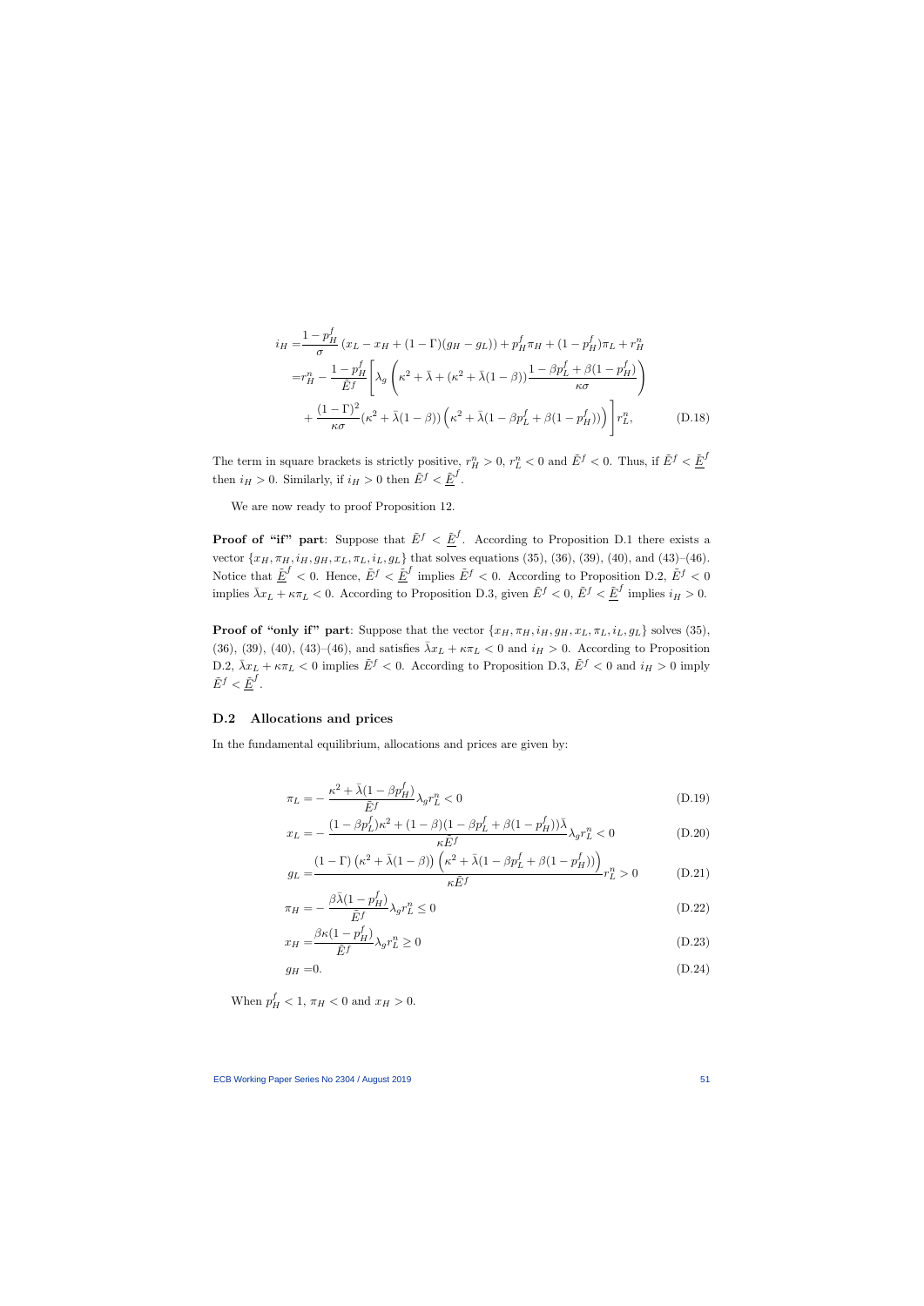$$
\begin{aligned}
i_H =& \frac{1-p_H^f}{\sigma}\left(x_L - x_H + (1-\Gamma)(g_H - g_L)\right) + p_H^f \pi_H + (1-p_H^f)\pi_L + r_H^n \\
=& r_H^n - \frac{1-p_H^f}{\tilde{E}^f}\Bigg[\lambda_g\left(\kappa^2 + \bar{\lambda} + (\kappa^2 + \bar{\lambda}(1-\beta))\frac{1-\beta p_L^f + \beta(1-p_H^f)}{\kappa\sigma}\right) \\
&+ \frac{(1-\Gamma)^2}{\kappa\sigma}(\kappa^2 + \bar{\lambda}(1-\beta))\left(\kappa^2 + \bar{\lambda}(1-\beta p_L^f + \beta(1-p_H^f))\right)\Bigg] r_L^n, \qquad \text{(D.18)}
\end{aligned}
$$

The term in square brackets is strictly positive, $r_H^n > 0$, $r_L^n < 0$ and $\tilde{E}^f < 0$. Thus, if $\tilde{E}^f < \underline{\tilde{E}}^f$ then $i_H > 0$. Similarly, if $i_H > 0$ then $\tilde{E}^f < \underline{\tilde{E}}^f$.

We are now ready to proof Proposition 12.

**Proof of "if" part**: Suppose that $\tilde{E}^f < \underline{\tilde{E}}^f$. According to Proposition D.1 there exists a vector $\{x_H, \pi_H, i_H, g_H, x_L, \pi_L, i_L, g_L\}$ that solves equations (35), (36), (39), (40), and (43)–(46). Notice that $\underline{\tilde{E}}^f < 0$. Hence, $\tilde{E}^f < \underline{\tilde{E}}^f$ implies $\tilde{E}^f < 0$. According to Proposition D.2, $\tilde{E}^f < 0$ implies $\bar{\lambda}x_L + \kappa\pi_L < 0$. According to Proposition D.3, given $\tilde{E}^f < 0$, $\tilde{E}^f < \underline{\tilde{E}}^f$ implies $i_H > 0$.

**Proof of "only if" part**: Suppose that the vector $\{x_H, \pi_H, i_H, g_H, x_L, \pi_L, i_L, g_L\}$ solves (35), (36), (39), (40), (43)–(46), and satisfies $\bar{\lambda}x_L + \kappa\pi_L < 0$ and $i_H > 0$. According to Proposition D.2, $\bar{\lambda}x_L + \kappa\pi_L < 0$ implies $\tilde{E}^f < 0$. According to Proposition D.3, $\tilde{E}^f < 0$ and $i_H > 0$ imply $\tilde{E}^f < \underline{\tilde{E}}^f$.

## D.2 Allocations and prices

In the fundamental equilibrium, allocations and prices are given by:

$$
\pi_L = -\frac{\kappa^2 + \bar{\lambda}(1-\beta p_H^f)}{\tilde{E}^f}\lambda_g r_L^n < 0 \qquad \text{(D.19)}
$$

$$
x_L = -\frac{(1-\beta p_L^f)\kappa^2 + (1-\beta)(1-\beta p_L^f + \beta(1-p_H^f))\bar{\lambda}}{\kappa \tilde{E}^f}\lambda_g r_L^n < 0 \qquad \text{(D.20)}
$$

$$
g_L = \frac{(1-\Gamma)\left(\kappa^2 + \bar{\lambda}(1-\beta)\right)\left(\kappa^2 + \bar{\lambda}(1-\beta p_L^f + \beta(1-p_H^f))\right)}{\kappa \tilde{E}^f} r_L^n > 0 \qquad \text{(D.21)}
$$

$$
\pi_H = -\frac{\beta\bar{\lambda}(1-p_H^f)}{\tilde{E}^f}\lambda_g r_L^n \leq 0 \qquad \text{(D.22)}
$$

$$
x_H = \frac{\beta\kappa(1-p_H^f)}{\tilde{E}^f}\lambda_g r_L^n \geq 0 \qquad \text{(D.23)}
$$

$$
g_H = 0. \qquad \text{(D.24)}
$$

When $p_H^f < 1$, $\pi_H < 0$ and $x_H > 0$.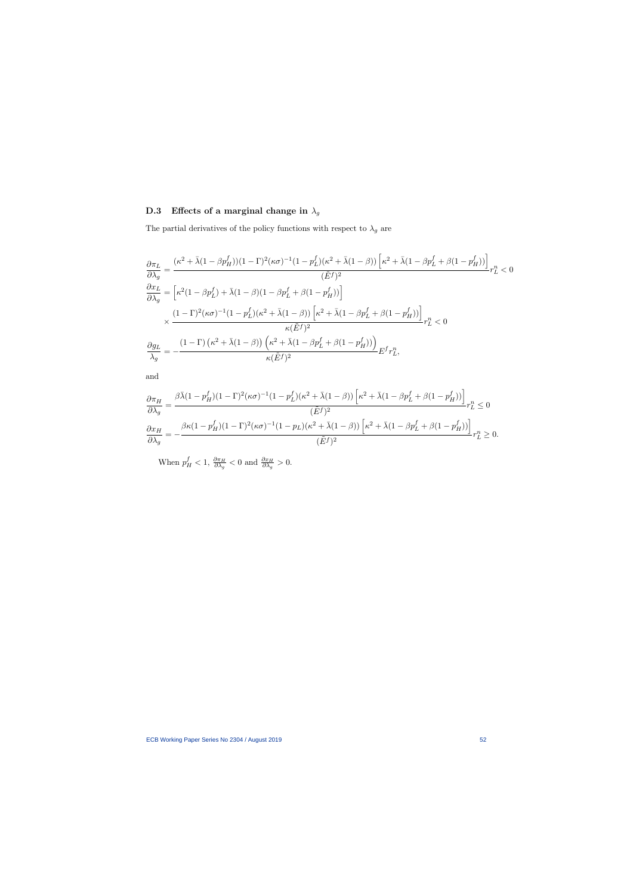### D.3 Effects of a marginal change in $\lambda_g$

The partial derivatives of the policy functions with respect to $\lambda_g$ are

$$
\frac{\partial \pi_L}{\partial \lambda_g} = \frac{(\kappa^2 + \bar{\lambda}(1-\beta p_H^f))(1-\Gamma)^2(\kappa\sigma)^{-1}(1-p_L^f)(\kappa^2+\bar{\lambda}(1-\beta))\left[\kappa^2+\bar{\lambda}(1-\beta p_L^f + \beta(1-p_H^f))\right]}{(\tilde{E}^f)^2} r_L^n < 0
$$

$$
\begin{aligned}
\frac{\partial x_L}{\partial \lambda_g} &= \left[\kappa^2(1-\beta p_L^f) + \bar{\lambda}(1-\beta)(1-\beta p_L^f + \beta(1-p_H^f))\right] \\
&\times \frac{(1-\Gamma)^2(\kappa\sigma)^{-1}(1-p_L^f)(\kappa^2+\bar{\lambda}(1-\beta))\left[\kappa^2+\bar{\lambda}(1-\beta p_L^f+\beta(1-p_H^f))\right]}{\kappa(\tilde{E}^f)^2} r_L^n < 0
\end{aligned}
$$

$$
\frac{\partial g_L}{\lambda_g} = -\frac{(1-\Gamma)\left(\kappa^2+\bar{\lambda}(1-\beta)\right)\left(\kappa^2+\bar{\lambda}(1-\beta p_L^f+\beta(1-p_H^f))\right)}{\kappa(\tilde{E}^f)^2} E^f r_L^n,
$$

and

$$
\frac{\partial \pi_H}{\partial \lambda_g} = \frac{\beta\bar{\lambda}(1-p_H^f)(1-\Gamma)^2(\kappa\sigma)^{-1}(1-p_L^f)(\kappa^2+\bar{\lambda}(1-\beta))\left[\kappa^2+\bar{\lambda}(1-\beta p_L^f+\beta(1-p_H^f))\right]}{(\tilde{E}^f)^2} r_L^n \leq 0
$$

$$
\frac{\partial x_H}{\partial \lambda_g} = -\frac{\beta\kappa(1-p_H^f)(1-\Gamma)^2(\kappa\sigma)^{-1}(1-p_L)(\kappa^2+\bar{\lambda}(1-\beta))\left[\kappa^2+\bar{\lambda}(1-\beta p_L^f+\beta(1-p_H^f))\right]}{(\tilde{E}^f)^2} r_L^n \geq 0.
$$

When $p_H^f < 1$, $\frac{\partial \pi_H}{\partial \lambda_g} < 0$ and $\frac{\partial x_H}{\partial \lambda_g} > 0$.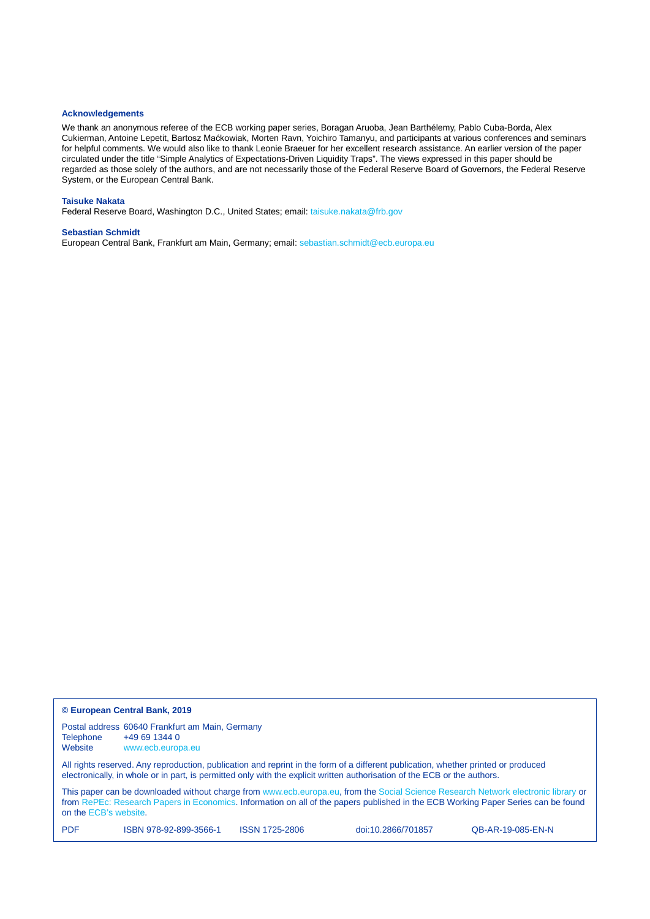**Acknowledgements**

We thank an anonymous referee of the ECB working paper series, Boragan Aruoba, Jean Barthélemy, Pablo Cuba-Borda, Alex Cukierman, Antoine Lepetit, Bartosz Maćkowiak, Morten Ravn, Yoichiro Tamanyu, and participants at various conferences and seminars for helpful comments. We would also like to thank Leonie Braeuer for her excellent research assistance. An earlier version of the paper circulated under the title "Simple Analytics of Expectations-Driven Liquidity Traps". The views expressed in this paper should be regarded as those solely of the authors, and are not necessarily those of the Federal Reserve Board of Governors, the Federal Reserve System, or the European Central Bank.

**Taisuke Nakata**

Federal Reserve Board, Washington D.C., United States; email: taisuke.nakata@frb.gov

**Sebastian Schmidt**

European Central Bank, Frankfurt am Main, Germany; email: sebastian.schmidt@ecb.europa.eu

**© European Central Bank, 2019**

Postal address 60640 Frankfurt am Main, Germany
Telephone +49 69 1344 0
Website www.ecb.europa.eu

All rights reserved. Any reproduction, publication and reprint in the form of a different publication, whether printed or produced electronically, in whole or in part, is permitted only with the explicit written authorisation of the ECB or the authors.

This paper can be downloaded without charge from www.ecb.europa.eu, from the Social Science Research Network electronic library or from RePEc: Research Papers in Economics. Information on all of the papers published in the ECB Working Paper Series can be found on the ECB's website.

PDF ISBN 978-92-899-3566-1 ISSN 1725-2806 doi:10.2866/701857 QB-AR-19-085-EN-N